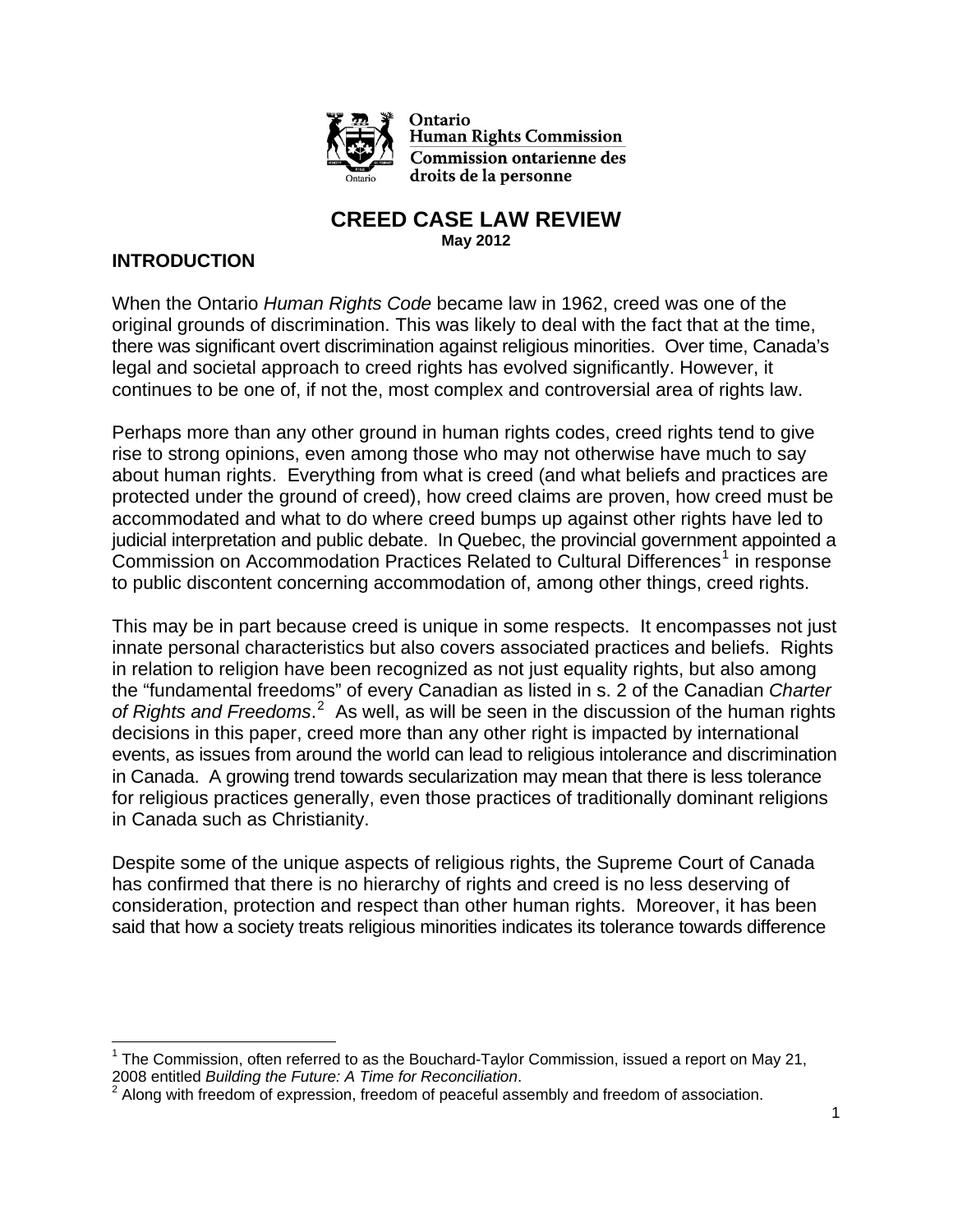Ontario Human Rights Commission
Commission ontarienne des droits de la personne

# CREED CASE LAW REVIEW

**May 2012**

## INTRODUCTION

When the Ontario *Human Rights Code* became law in 1962, creed was one of the original grounds of discrimination. This was likely to deal with the fact that at the time, there was significant overt discrimination against religious minorities. Over time, Canada's legal and societal approach to creed rights has evolved significantly. However, it continues to be one of, if not the, most complex and controversial area of rights law.

Perhaps more than any other ground in human rights codes, creed rights tend to give rise to strong opinions, even among those who may not otherwise have much to say about human rights. Everything from what is creed (and what beliefs and practices are protected under the ground of creed), how creed claims are proven, how creed must be accommodated and what to do where creed bumps up against other rights have led to judicial interpretation and public debate. In Quebec, the provincial government appointed a Commission on Accommodation Practices Related to Cultural Differences[1] in response to public discontent concerning accommodation of, among other things, creed rights.

This may be in part because creed is unique in some respects. It encompasses not just innate personal characteristics but also covers associated practices and beliefs. Rights in relation to religion have been recognized as not just equality rights, but also among the "fundamental freedoms" of every Canadian as listed in s. 2 of the Canadian *Charter of Rights and Freedoms*.[2] As well, as will be seen in the discussion of the human rights decisions in this paper, creed more than any other right is impacted by international events, as issues from around the world can lead to religious intolerance and discrimination in Canada. A growing trend towards secularization may mean that there is less tolerance for religious practices generally, even those practices of traditionally dominant religions in Canada such as Christianity.

Despite some of the unique aspects of religious rights, the Supreme Court of Canada has confirmed that there is no hierarchy of rights and creed is no less deserving of consideration, protection and respect than other human rights. Moreover, it has been said that how a society treats religious minorities indicates its tolerance towards difference

---

[1] The Commission, often referred to as the Bouchard-Taylor Commission, issued a report on May 21, 2008 entitled *Building the Future: A Time for Reconciliation*.

[2] Along with freedom of expression, freedom of peaceful assembly and freedom of association.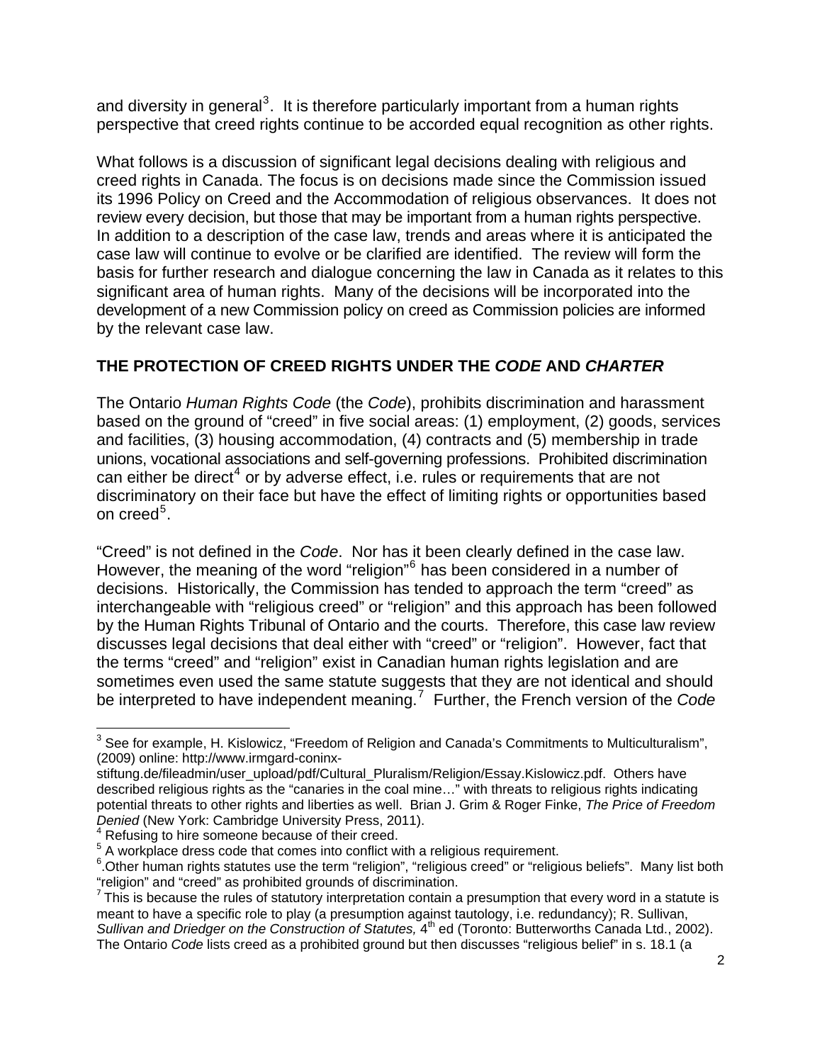and diversity in general[3]. It is therefore particularly important from a human rights perspective that creed rights continue to be accorded equal recognition as other rights.

What follows is a discussion of significant legal decisions dealing with religious and creed rights in Canada. The focus is on decisions made since the Commission issued its 1996 Policy on Creed and the Accommodation of religious observances. It does not review every decision, but those that may be important from a human rights perspective. In addition to a description of the case law, trends and areas where it is anticipated the case law will continue to evolve or be clarified are identified. The review will form the basis for further research and dialogue concerning the law in Canada as it relates to this significant area of human rights. Many of the decisions will be incorporated into the development of a new Commission policy on creed as Commission policies are informed by the relevant case law.

## THE PROTECTION OF CREED RIGHTS UNDER THE *CODE* AND *CHARTER*

The Ontario *Human Rights Code* (the *Code*), prohibits discrimination and harassment based on the ground of "creed" in five social areas: (1) employment, (2) goods, services and facilities, (3) housing accommodation, (4) contracts and (5) membership in trade unions, vocational associations and self-governing professions. Prohibited discrimination can either be direct[4] or by adverse effect, i.e. rules or requirements that are not discriminatory on their face but have the effect of limiting rights or opportunities based on creed[5].

"Creed" is not defined in the *Code*. Nor has it been clearly defined in the case law. However, the meaning of the word "religion"[6] has been considered in a number of decisions. Historically, the Commission has tended to approach the term "creed" as interchangeable with "religious creed" or "religion" and this approach has been followed by the Human Rights Tribunal of Ontario and the courts. Therefore, this case law review discusses legal decisions that deal either with "creed" or "religion". However, fact that the terms "creed" and "religion" exist in Canadian human rights legislation and are sometimes even used the same statute suggests that they are not identical and should be interpreted to have independent meaning.[7] Further, the French version of the *Code*

---

[3] See for example, H. Kislowicz, "Freedom of Religion and Canada's Commitments to Multiculturalism", (2009) online: http://www.irmgard-coninx-stiftung.de/fileadmin/user_upload/pdf/Cultural_Pluralism/Religion/Essay.Kislowicz.pdf. Others have described religious rights as the "canaries in the coal mine…" with threats to religious rights indicating potential threats to other rights and liberties as well. Brian J. Grim & Roger Finke, *The Price of Freedom Denied* (New York: Cambridge University Press, 2011).

[4] Refusing to hire someone because of their creed.

[5] A workplace dress code that comes into conflict with a religious requirement.

[6] .Other human rights statutes use the term "religion", "religious creed" or "religious beliefs". Many list both "religion" and "creed" as prohibited grounds of discrimination.

[7] This is because the rules of statutory interpretation contain a presumption that every word in a statute is meant to have a specific role to play (a presumption against tautology, i.e. redundancy); R. Sullivan, *Sullivan and Driedger on the Construction of Statutes,* 4th ed (Toronto: Butterworths Canada Ltd., 2002). The Ontario *Code* lists creed as a prohibited ground but then discusses "religious belief" in s. 18.1 (a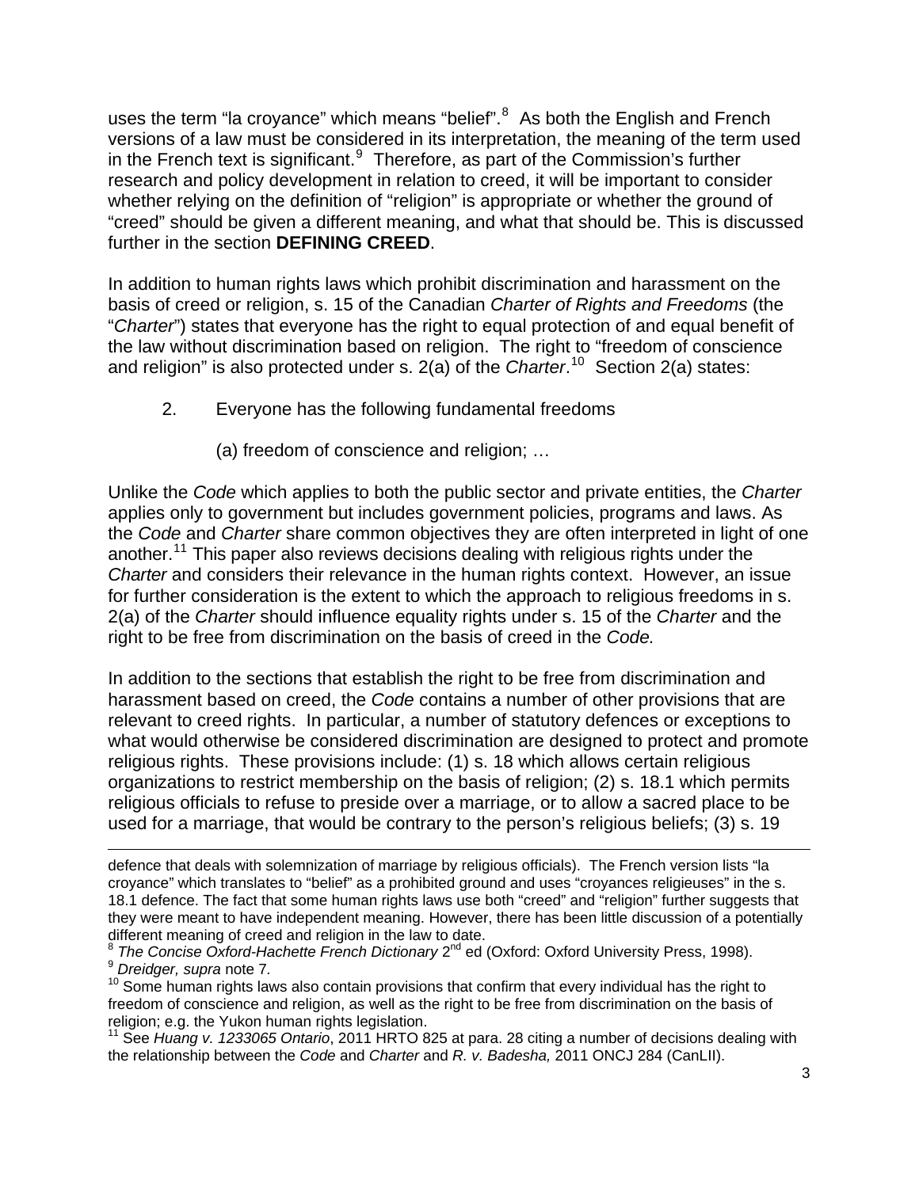uses the term "la croyance" which means "belief".[8] As both the English and French versions of a law must be considered in its interpretation, the meaning of the term used in the French text is significant.[9] Therefore, as part of the Commission's further research and policy development in relation to creed, it will be important to consider whether relying on the definition of "religion" is appropriate or whether the ground of "creed" should be given a different meaning, and what that should be. This is discussed further in the section **DEFINING CREED**.

In addition to human rights laws which prohibit discrimination and harassment on the basis of creed or religion, s. 15 of the Canadian *Charter of Rights and Freedoms* (the "*Charter*") states that everyone has the right to equal protection of and equal benefit of the law without discrimination based on religion. The right to "freedom of conscience and religion" is also protected under s. 2(a) of the *Charter*.[10] Section 2(a) states:

> 2. Everyone has the following fundamental freedoms
>
> (a) freedom of conscience and religion; …

Unlike the *Code* which applies to both the public sector and private entities, the *Charter* applies only to government but includes government policies, programs and laws. As the *Code* and *Charter* share common objectives they are often interpreted in light of one another.[11] This paper also reviews decisions dealing with religious rights under the *Charter* and considers their relevance in the human rights context. However, an issue for further consideration is the extent to which the approach to religious freedoms in s. 2(a) of the *Charter* should influence equality rights under s. 15 of the *Charter* and the right to be free from discrimination on the basis of creed in the *Code.*

In addition to the sections that establish the right to be free from discrimination and harassment based on creed, the *Code* contains a number of other provisions that are relevant to creed rights. In particular, a number of statutory defences or exceptions to what would otherwise be considered discrimination are designed to protect and promote religious rights. These provisions include: (1) s. 18 which allows certain religious organizations to restrict membership on the basis of religion; (2) s. 18.1 which permits religious officials to refuse to preside over a marriage, or to allow a sacred place to be used for a marriage, that would be contrary to the person's religious beliefs; (3) s. 19

---

defence that deals with solemnization of marriage by religious officials). The French version lists "la croyance" which translates to "belief" as a prohibited ground and uses "croyances religieuses" in the s. 18.1 defence. The fact that some human rights laws use both "creed" and "religion" further suggests that they were meant to have independent meaning. However, there has been little discussion of a potentially different meaning of creed and religion in the law to date.

[8] *The Concise Oxford-Hachette French Dictionary* 2nd ed (Oxford: Oxford University Press, 1998).

[9] *Dreidger, supra* note 7.

[10] Some human rights laws also contain provisions that confirm that every individual has the right to freedom of conscience and religion, as well as the right to be free from discrimination on the basis of religion; e.g. the Yukon human rights legislation.

[11] See *Huang v. 1233065 Ontario*, 2011 HRTO 825 at para. 28 citing a number of decisions dealing with the relationship between the *Code* and *Charter* and *R. v. Badesha,* 2011 ONCJ 284 (CanLII).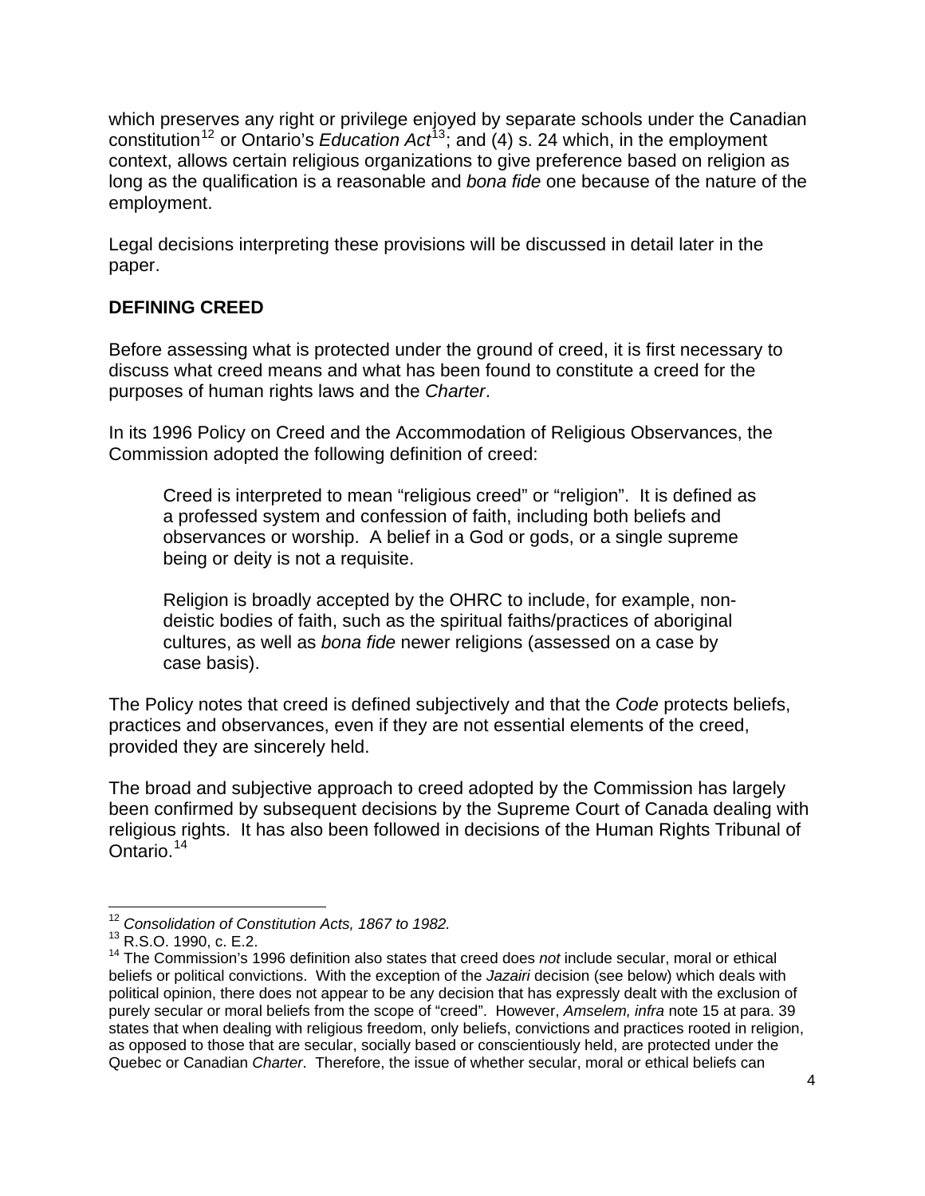which preserves any right or privilege enjoyed by separate schools under the Canadian constitution[12] or Ontario's *Education Act*[13]; and (4) s. 24 which, in the employment context, allows certain religious organizations to give preference based on religion as long as the qualification is a reasonable and *bona fide* one because of the nature of the employment.

Legal decisions interpreting these provisions will be discussed in detail later in the paper.

## DEFINING CREED

Before assessing what is protected under the ground of creed, it is first necessary to discuss what creed means and what has been found to constitute a creed for the purposes of human rights laws and the *Charter*.

In its 1996 Policy on Creed and the Accommodation of Religious Observances, the Commission adopted the following definition of creed:

> Creed is interpreted to mean "religious creed" or "religion". It is defined as a professed system and confession of faith, including both beliefs and observances or worship. A belief in a God or gods, or a single supreme being or deity is not a requisite.
>
> Religion is broadly accepted by the OHRC to include, for example, non-deistic bodies of faith, such as the spiritual faiths/practices of aboriginal cultures, as well as *bona fide* newer religions (assessed on a case by case basis).

The Policy notes that creed is defined subjectively and that the *Code* protects beliefs, practices and observances, even if they are not essential elements of the creed, provided they are sincerely held.

The broad and subjective approach to creed adopted by the Commission has largely been confirmed by subsequent decisions by the Supreme Court of Canada dealing with religious rights. It has also been followed in decisions of the Human Rights Tribunal of Ontario.[14]

---

[12] *Consolidation of Constitution Acts, 1867 to 1982.*

[13] R.S.O. 1990, c. E.2.

[14] The Commission's 1996 definition also states that creed does *not* include secular, moral or ethical beliefs or political convictions. With the exception of the *Jazairi* decision (see below) which deals with political opinion, there does not appear to be any decision that has expressly dealt with the exclusion of purely secular or moral beliefs from the scope of "creed". However, *Amselem, infra* note 15 at para. 39 states that when dealing with religious freedom, only beliefs, convictions and practices rooted in religion, as opposed to those that are secular, socially based or conscientiously held, are protected under the Quebec or Canadian *Charter*. Therefore, the issue of whether secular, moral or ethical beliefs can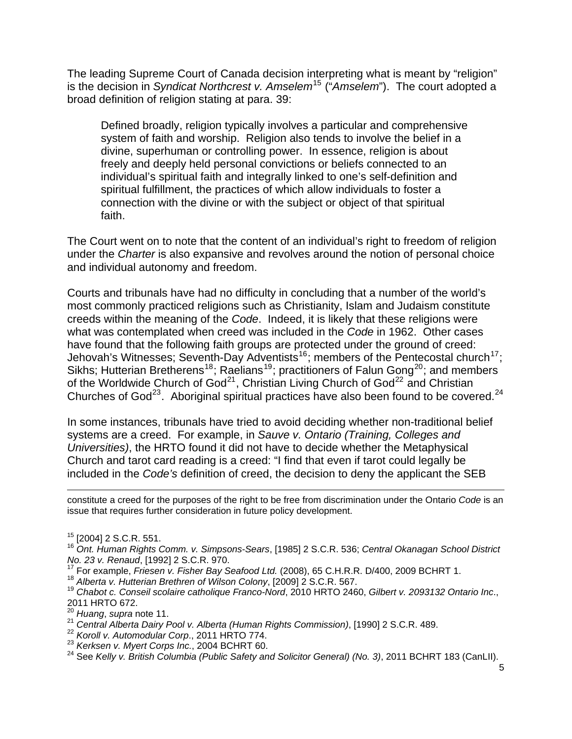The leading Supreme Court of Canada decision interpreting what is meant by "religion" is the decision in *Syndicat Northcrest v. Amselem*[15] ("*Amselem*"). The court adopted a broad definition of religion stating at para. 39:

> Defined broadly, religion typically involves a particular and comprehensive system of faith and worship. Religion also tends to involve the belief in a divine, superhuman or controlling power. In essence, religion is about freely and deeply held personal convictions or beliefs connected to an individual's spiritual faith and integrally linked to one's self-definition and spiritual fulfillment, the practices of which allow individuals to foster a connection with the divine or with the subject or object of that spiritual faith.

The Court went on to note that the content of an individual's right to freedom of religion under the *Charter* is also expansive and revolves around the notion of personal choice and individual autonomy and freedom.

Courts and tribunals have had no difficulty in concluding that a number of the world's most commonly practiced religions such as Christianity, Islam and Judaism constitute creeds within the meaning of the *Code*. Indeed, it is likely that these religions were what was contemplated when creed was included in the *Code* in 1962. Other cases have found that the following faith groups are protected under the ground of creed: Jehovah's Witnesses; Seventh-Day Adventists[16]; members of the Pentecostal church[17]; Sikhs; Hutterian Bretherens[18]; Raelians[19]; practitioners of Falun Gong[20]; and members of the Worldwide Church of God[21], Christian Living Church of God[22] and Christian Churches of God[23]. Aboriginal spiritual practices have also been found to be covered.[24]

In some instances, tribunals have tried to avoid deciding whether non-traditional belief systems are a creed. For example, in *Sauve v. Ontario (Training, Colleges and Universities)*, the HRTO found it did not have to decide whether the Metaphysical Church and tarot card reading is a creed: "I find that even if tarot could legally be included in the *Code's* definition of creed, the decision to deny the applicant the SEB

---

constitute a creed for the purposes of the right to be free from discrimination under the Ontario *Code* is an issue that requires further consideration in future policy development.

[15] [2004] 2 S.C.R. 551.
[16] *Ont. Human Rights Comm. v. Simpsons-Sears*, [1985] 2 S.C.R. 536; *Central Okanagan School District No. 23 v. Renaud*, [1992] 2 S.C.R. 970.
[17] For example, *Friesen v. Fisher Bay Seafood Ltd.* (2008), 65 C.H.R.R. D/400, 2009 BCHRT 1.
[18] *Alberta v. Hutterian Brethren of Wilson Colony*, [2009] 2 S.C.R. 567.
[19] *Chabot c. Conseil scolaire catholique Franco-Nord*, 2010 HRTO 2460, *Gilbert v. 2093132 Ontario Inc*., 2011 HRTO 672.
[20] *Huang*, *supra* note 11.
[21] *Central Alberta Dairy Pool v. Alberta (Human Rights Commission)*, [1990] 2 S.C.R. 489.
[22] *Koroll v. Automodular Corp*., 2011 HRTO 774.
[23] *Kerksen v. Myert Corps Inc.*, 2004 BCHRT 60.
[24] See *Kelly v. British Columbia (Public Safety and Solicitor General) (No. 3)*, 2011 BCHRT 183 (CanLII).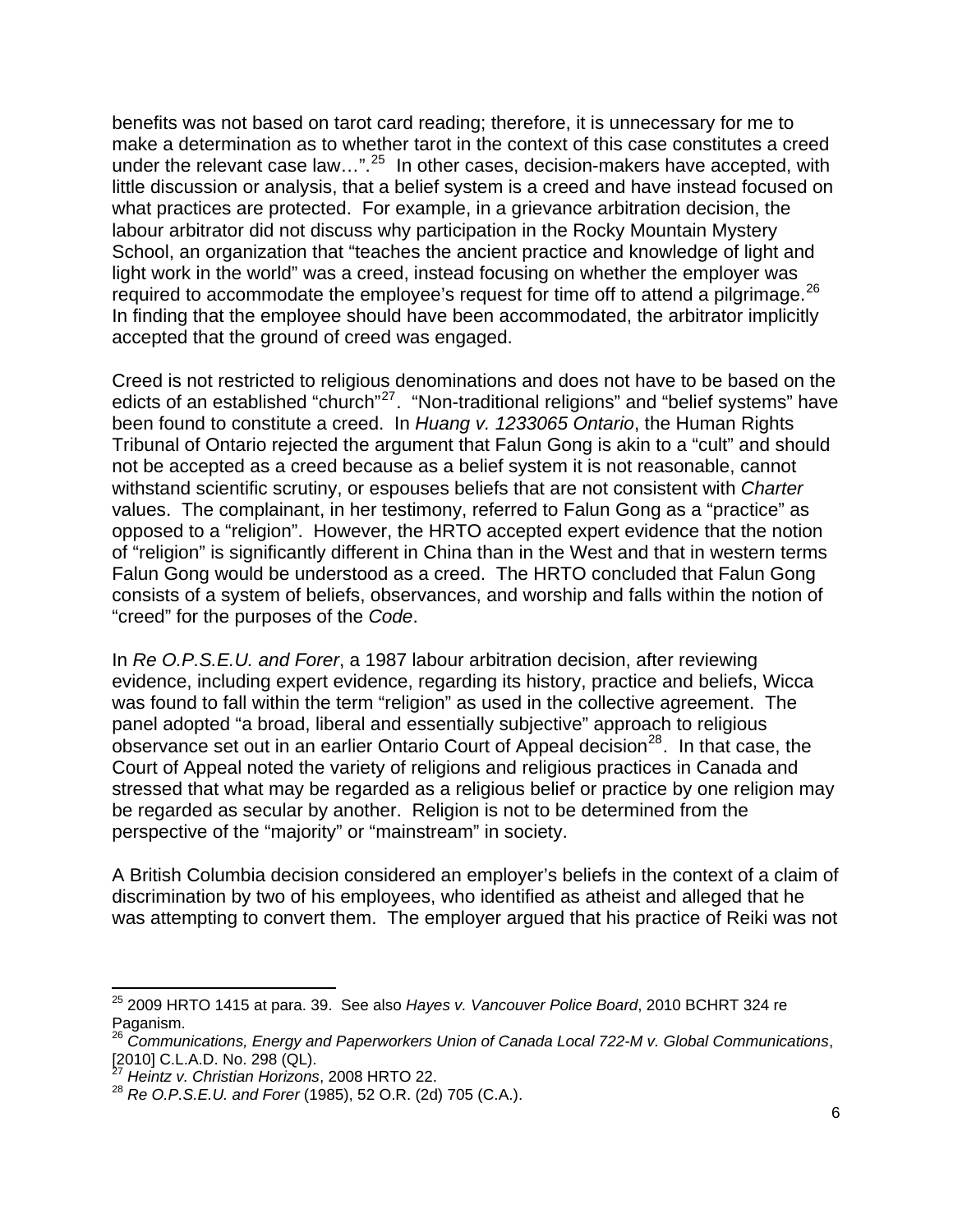benefits was not based on tarot card reading; therefore, it is unnecessary for me to make a determination as to whether tarot in the context of this case constitutes a creed under the relevant case law…”.[25] In other cases, decision-makers have accepted, with little discussion or analysis, that a belief system is a creed and have instead focused on what practices are protected. For example, in a grievance arbitration decision, the labour arbitrator did not discuss why participation in the Rocky Mountain Mystery School, an organization that “teaches the ancient practice and knowledge of light and light work in the world” was a creed, instead focusing on whether the employer was required to accommodate the employee’s request for time off to attend a pilgrimage.[26] In finding that the employee should have been accommodated, the arbitrator implicitly accepted that the ground of creed was engaged.

Creed is not restricted to religious denominations and does not have to be based on the edicts of an established “church”[27]. “Non-traditional religions” and “belief systems” have been found to constitute a creed. In *Huang v. 1233065 Ontario*, the Human Rights Tribunal of Ontario rejected the argument that Falun Gong is akin to a “cult” and should not be accepted as a creed because as a belief system it is not reasonable, cannot withstand scientific scrutiny, or espouses beliefs that are not consistent with *Charter* values. The complainant, in her testimony, referred to Falun Gong as a “practice” as opposed to a “religion”. However, the HRTO accepted expert evidence that the notion of “religion” is significantly different in China than in the West and that in western terms Falun Gong would be understood as a creed. The HRTO concluded that Falun Gong consists of a system of beliefs, observances, and worship and falls within the notion of “creed” for the purposes of the *Code*.

In *Re O.P.S.E.U. and Forer*, a 1987 labour arbitration decision, after reviewing evidence, including expert evidence, regarding its history, practice and beliefs, Wicca was found to fall within the term “religion” as used in the collective agreement. The panel adopted “a broad, liberal and essentially subjective” approach to religious observance set out in an earlier Ontario Court of Appeal decision[28]. In that case, the Court of Appeal noted the variety of religions and religious practices in Canada and stressed that what may be regarded as a religious belief or practice by one religion may be regarded as secular by another. Religion is not to be determined from the perspective of the “majority” or “mainstream” in society.

A British Columbia decision considered an employer’s beliefs in the context of a claim of discrimination by two of his employees, who identified as atheist and alleged that he was attempting to convert them. The employer argued that his practice of Reiki was not

---

[25] 2009 HRTO 1415 at para. 39. See also *Hayes v. Vancouver Police Board*, 2010 BCHRT 324 re Paganism.

[26] *Communications, Energy and Paperworkers Union of Canada Local 722-M v. Global Communications*, [2010] C.L.A.D. No. 298 (QL).

[27] *Heintz v. Christian Horizons*, 2008 HRTO 22.

[28] *Re O.P.S.E.U. and Forer* (1985), 52 O.R. (2d) 705 (C.A.).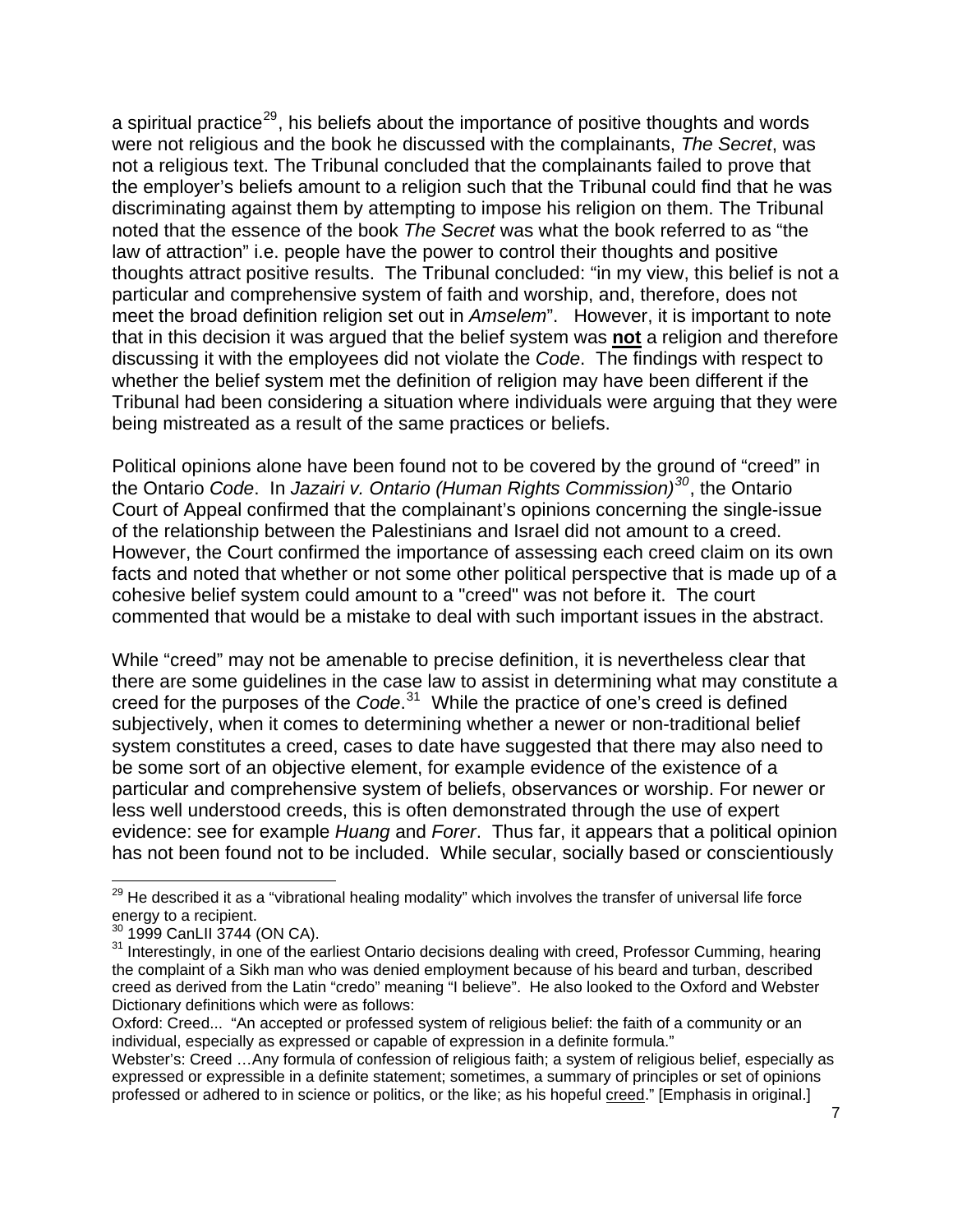a spiritual practice[29], his beliefs about the importance of positive thoughts and words were not religious and the book he discussed with the complainants, *The Secret*, was not a religious text. The Tribunal concluded that the complainants failed to prove that the employer's beliefs amount to a religion such that the Tribunal could find that he was discriminating against them by attempting to impose his religion on them. The Tribunal noted that the essence of the book *The Secret* was what the book referred to as "the law of attraction" i.e. people have the power to control their thoughts and positive thoughts attract positive results. The Tribunal concluded: "in my view, this belief is not a particular and comprehensive system of faith and worship, and, therefore, does not meet the broad definition religion set out in *Amselem*". However, it is important to note that in this decision it was argued that the belief system was **<u>not</u>** a religion and therefore discussing it with the employees did not violate the *Code*. The findings with respect to whether the belief system met the definition of religion may have been different if the Tribunal had been considering a situation where individuals were arguing that they were being mistreated as a result of the same practices or beliefs.

Political opinions alone have been found not to be covered by the ground of "creed" in the Ontario *Code*. In *Jazairi v. Ontario (Human Rights Commission)*[30], the Ontario Court of Appeal confirmed that the complainant's opinions concerning the single-issue of the relationship between the Palestinians and Israel did not amount to a creed. However, the Court confirmed the importance of assessing each creed claim on its own facts and noted that whether or not some other political perspective that is made up of a cohesive belief system could amount to a "creed" was not before it. The court commented that would be a mistake to deal with such important issues in the abstract.

While "creed" may not be amenable to precise definition, it is nevertheless clear that there are some guidelines in the case law to assist in determining what may constitute a creed for the purposes of the *Code*.[31] While the practice of one's creed is defined subjectively, when it comes to determining whether a newer or non-traditional belief system constitutes a creed, cases to date have suggested that there may also need to be some sort of an objective element, for example evidence of the existence of a particular and comprehensive system of beliefs, observances or worship. For newer or less well understood creeds, this is often demonstrated through the use of expert evidence: see for example *Huang* and *Forer*. Thus far, it appears that a political opinion has not been found not to be included. While secular, socially based or conscientiously

---

[29] He described it as a "vibrational healing modality" which involves the transfer of universal life force energy to a recipient.

[30] 1999 CanLII 3744 (ON CA).

[31] Interestingly, in one of the earliest Ontario decisions dealing with creed, Professor Cumming, hearing the complaint of a Sikh man who was denied employment because of his beard and turban, described creed as derived from the Latin "credo" meaning "I believe". He also looked to the Oxford and Webster Dictionary definitions which were as follows:

Oxford: Creed... "An accepted or professed system of religious belief: the faith of a community or an individual, especially as expressed or capable of expression in a definite formula."

Webster's: Creed …Any formula of confession of religious faith; a system of religious belief, especially as expressed or expressible in a definite statement; sometimes, a summary of principles or set of opinions professed or adhered to in science or politics, or the like; as his hopeful <u>creed</u>." [Emphasis in original.]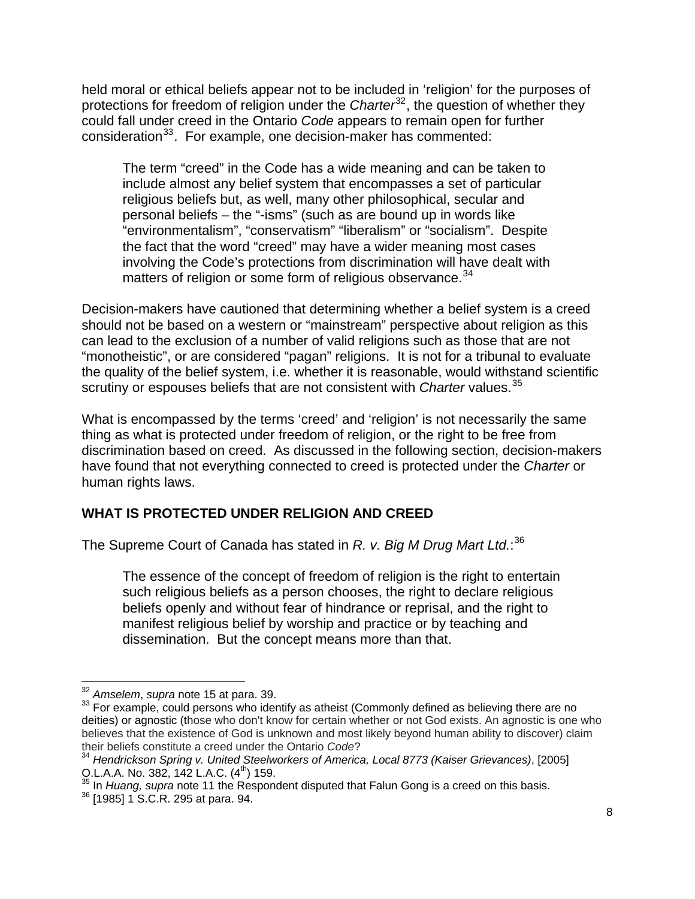held moral or ethical beliefs appear not to be included in 'religion' for the purposes of protections for freedom of religion under the *Charter*[32], the question of whether they could fall under creed in the Ontario *Code* appears to remain open for further consideration[33]. For example, one decision-maker has commented:

> The term "creed" in the Code has a wide meaning and can be taken to include almost any belief system that encompasses a set of particular religious beliefs but, as well, many other philosophical, secular and personal beliefs – the "-isms" (such as are bound up in words like "environmentalism", "conservatism" "liberalism" or "socialism". Despite the fact that the word "creed" may have a wider meaning most cases involving the Code's protections from discrimination will have dealt with matters of religion or some form of religious observance.[34]

Decision-makers have cautioned that determining whether a belief system is a creed should not be based on a western or "mainstream" perspective about religion as this can lead to the exclusion of a number of valid religions such as those that are not "monotheistic", or are considered "pagan" religions. It is not for a tribunal to evaluate the quality of the belief system, i.e. whether it is reasonable, would withstand scientific scrutiny or espouses beliefs that are not consistent with *Charter* values.[35]

What is encompassed by the terms 'creed' and 'religion' is not necessarily the same thing as what is protected under freedom of religion, or the right to be free from discrimination based on creed. As discussed in the following section, decision-makers have found that not everything connected to creed is protected under the *Charter* or human rights laws.

## WHAT IS PROTECTED UNDER RELIGION AND CREED

The Supreme Court of Canada has stated in *R. v. Big M Drug Mart Ltd.*:[36]

> The essence of the concept of freedom of religion is the right to entertain such religious beliefs as a person chooses, the right to declare religious beliefs openly and without fear of hindrance or reprisal, and the right to manifest religious belief by worship and practice or by teaching and dissemination. But the concept means more than that.

---

[32] *Amselem*, *supra* note 15 at para. 39.

[33] For example, could persons who identify as atheist (Commonly defined as believing there are no deities) or agnostic (those who don't know for certain whether or not God exists. An agnostic is one who believes that the existence of God is unknown and most likely beyond human ability to discover) claim their beliefs constitute a creed under the Ontario *Code*?

[34] *Hendrickson Spring v. United Steelworkers of America, Local 8773 (Kaiser Grievances)*, [2005] O.L.A.A. No. 382, 142 L.A.C. (4th) 159.

[35] In *Huang, supra* note 11 the Respondent disputed that Falun Gong is a creed on this basis.

[36] [1985] 1 S.C.R. 295 at para. 94.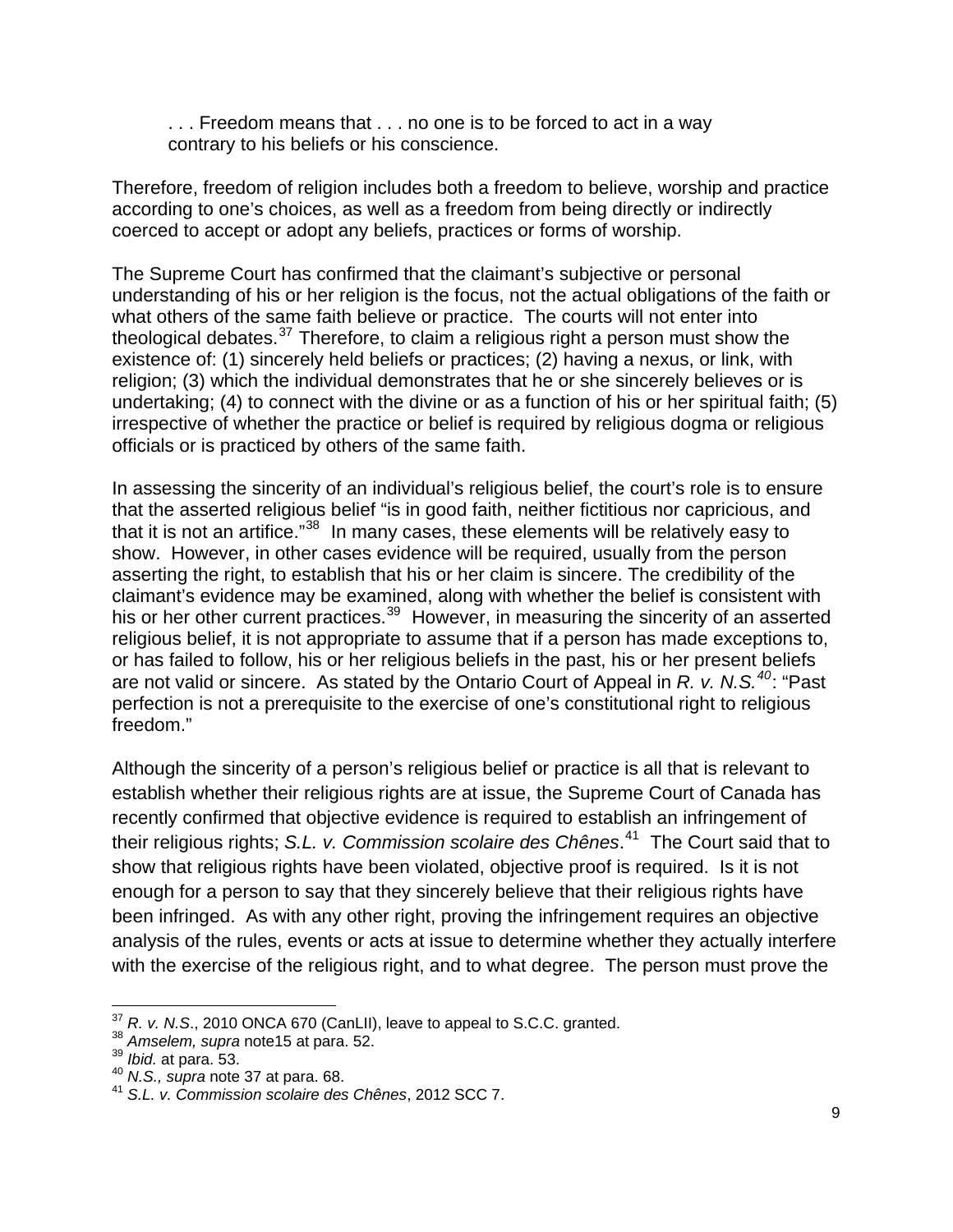> . . . Freedom means that . . . no one is to be forced to act in a way contrary to his beliefs or his conscience.

Therefore, freedom of religion includes both a freedom to believe, worship and practice according to one's choices, as well as a freedom from being directly or indirectly coerced to accept or adopt any beliefs, practices or forms of worship.

The Supreme Court has confirmed that the claimant's subjective or personal understanding of his or her religion is the focus, not the actual obligations of the faith or what others of the same faith believe or practice. The courts will not enter into theological debates.[37] Therefore, to claim a religious right a person must show the existence of: (1) sincerely held beliefs or practices; (2) having a nexus, or link, with religion; (3) which the individual demonstrates that he or she sincerely believes or is undertaking; (4) to connect with the divine or as a function of his or her spiritual faith; (5) irrespective of whether the practice or belief is required by religious dogma or religious officials or is practiced by others of the same faith.

In assessing the sincerity of an individual's religious belief, the court's role is to ensure that the asserted religious belief "is in good faith, neither fictitious nor capricious, and that it is not an artifice."[38] In many cases, these elements will be relatively easy to show. However, in other cases evidence will be required, usually from the person asserting the right, to establish that his or her claim is sincere. The credibility of the claimant's evidence may be examined, along with whether the belief is consistent with his or her other current practices.[39] However, in measuring the sincerity of an asserted religious belief, it is not appropriate to assume that if a person has made exceptions to, or has failed to follow, his or her religious beliefs in the past, his or her present beliefs are not valid or sincere. As stated by the Ontario Court of Appeal in *R. v. N.S.*[40]: "Past perfection is not a prerequisite to the exercise of one's constitutional right to religious freedom."

Although the sincerity of a person's religious belief or practice is all that is relevant to establish whether their religious rights are at issue, the Supreme Court of Canada has recently confirmed that objective evidence is required to establish an infringement of their religious rights; *S.L. v. Commission scolaire des Chênes*.[41] The Court said that to show that religious rights have been violated, objective proof is required. Is it is not enough for a person to say that they sincerely believe that their religious rights have been infringed. As with any other right, proving the infringement requires an objective analysis of the rules, events or acts at issue to determine whether they actually interfere with the exercise of the religious right, and to what degree. The person must prove the

---

[37] *R. v. N.S*., 2010 ONCA 670 (CanLII), leave to appeal to S.C.C. granted.
[38] *Amselem, supra* note15 at para. 52.
[39] *Ibid.* at para. 53.
[40] *N.S., supra* note 37 at para. 68.
[41] *S.L. v. Commission scolaire des Chênes*, 2012 SCC 7.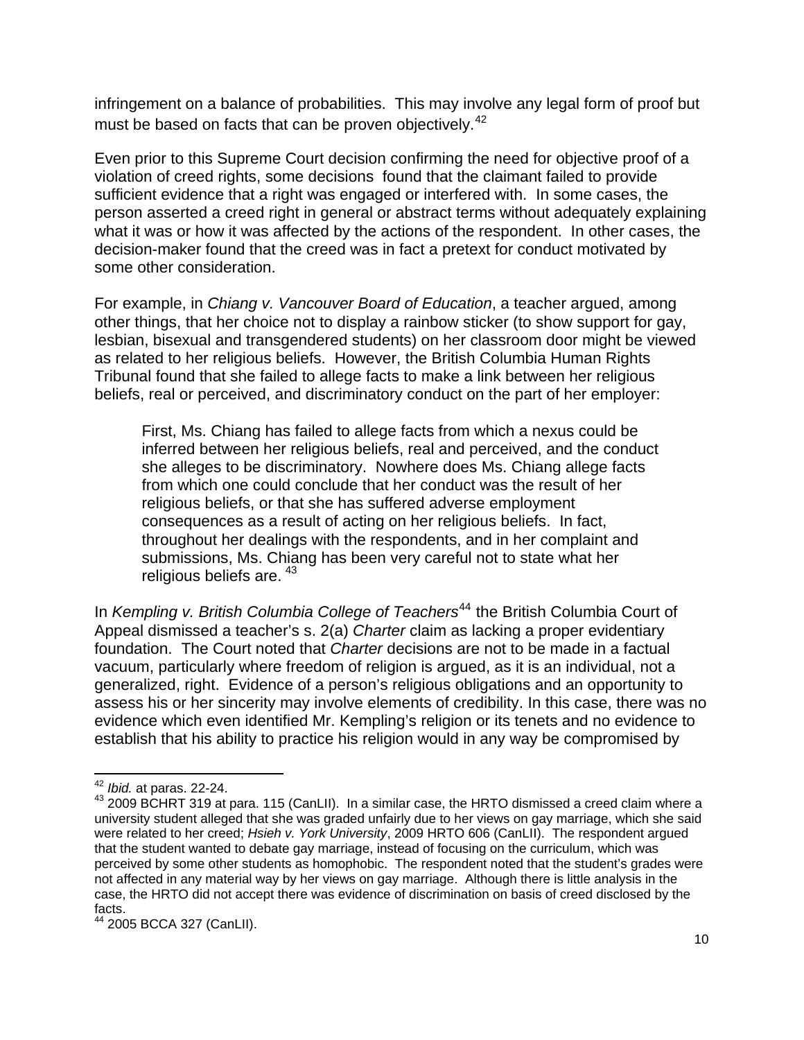infringement on a balance of probabilities. This may involve any legal form of proof but must be based on facts that can be proven objectively.[42]

Even prior to this Supreme Court decision confirming the need for objective proof of a violation of creed rights, some decisions found that the claimant failed to provide sufficient evidence that a right was engaged or interfered with. In some cases, the person asserted a creed right in general or abstract terms without adequately explaining what it was or how it was affected by the actions of the respondent. In other cases, the decision-maker found that the creed was in fact a pretext for conduct motivated by some other consideration.

For example, in *Chiang v. Vancouver Board of Education*, a teacher argued, among other things, that her choice not to display a rainbow sticker (to show support for gay, lesbian, bisexual and transgendered students) on her classroom door might be viewed as related to her religious beliefs. However, the British Columbia Human Rights Tribunal found that she failed to allege facts to make a link between her religious beliefs, real or perceived, and discriminatory conduct on the part of her employer:

> First, Ms. Chiang has failed to allege facts from which a nexus could be inferred between her religious beliefs, real and perceived, and the conduct she alleges to be discriminatory. Nowhere does Ms. Chiang allege facts from which one could conclude that her conduct was the result of her religious beliefs, or that she has suffered adverse employment consequences as a result of acting on her religious beliefs. In fact, throughout her dealings with the respondents, and in her complaint and submissions, Ms. Chiang has been very careful not to state what her religious beliefs are.[43]

In *Kempling v. British Columbia College of Teachers*[44] the British Columbia Court of Appeal dismissed a teacher's s. 2(a) *Charter* claim as lacking a proper evidentiary foundation. The Court noted that *Charter* decisions are not to be made in a factual vacuum, particularly where freedom of religion is argued, as it is an individual, not a generalized, right. Evidence of a person's religious obligations and an opportunity to assess his or her sincerity may involve elements of credibility. In this case, there was no evidence which even identified Mr. Kempling's religion or its tenets and no evidence to establish that his ability to practice his religion would in any way be compromised by

---

[42] *Ibid.* at paras. 22-24.

[43] 2009 BCHRT 319 at para. 115 (CanLII). In a similar case, the HRTO dismissed a creed claim where a university student alleged that she was graded unfairly due to her views on gay marriage, which she said were related to her creed; *Hsieh v. York University*, 2009 HRTO 606 (CanLII). The respondent argued that the student wanted to debate gay marriage, instead of focusing on the curriculum, which was perceived by some other students as homophobic. The respondent noted that the student's grades were not affected in any material way by her views on gay marriage. Although there is little analysis in the case, the HRTO did not accept there was evidence of discrimination on basis of creed disclosed by the facts.

[44] 2005 BCCA 327 (CanLII).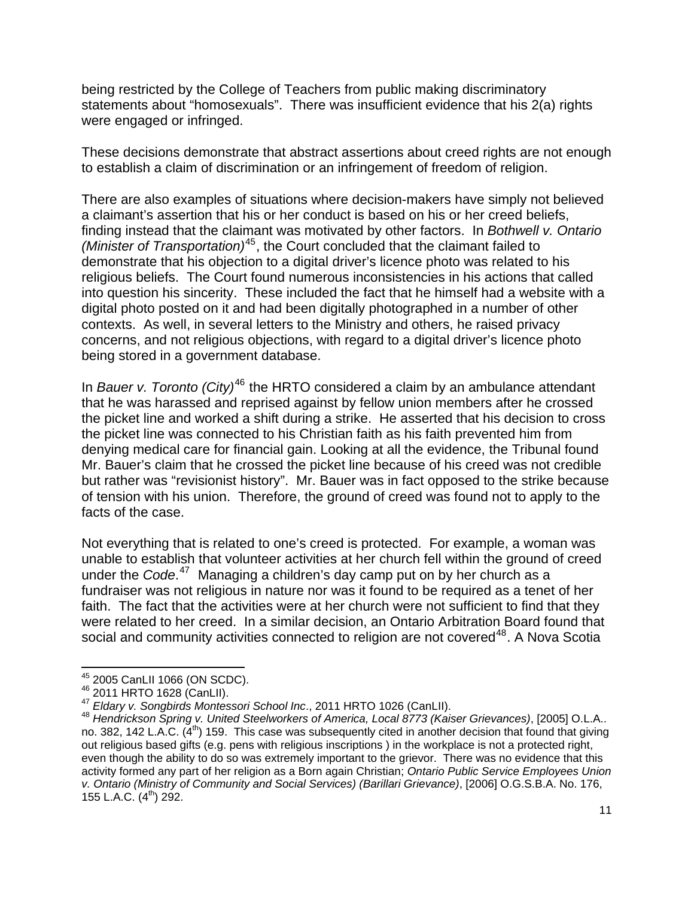being restricted by the College of Teachers from public making discriminatory statements about "homosexuals". There was insufficient evidence that his 2(a) rights were engaged or infringed.

These decisions demonstrate that abstract assertions about creed rights are not enough to establish a claim of discrimination or an infringement of freedom of religion.

There are also examples of situations where decision-makers have simply not believed a claimant's assertion that his or her conduct is based on his or her creed beliefs, finding instead that the claimant was motivated by other factors. In *Bothwell v. Ontario (Minister of Transportation)*[45], the Court concluded that the claimant failed to demonstrate that his objection to a digital driver's licence photo was related to his religious beliefs. The Court found numerous inconsistencies in his actions that called into question his sincerity. These included the fact that he himself had a website with a digital photo posted on it and had been digitally photographed in a number of other contexts. As well, in several letters to the Ministry and others, he raised privacy concerns, and not religious objections, with regard to a digital driver's licence photo being stored in a government database.

In *Bauer v. Toronto (City)*[46] the HRTO considered a claim by an ambulance attendant that he was harassed and reprised against by fellow union members after he crossed the picket line and worked a shift during a strike. He asserted that his decision to cross the picket line was connected to his Christian faith as his faith prevented him from denying medical care for financial gain. Looking at all the evidence, the Tribunal found Mr. Bauer's claim that he crossed the picket line because of his creed was not credible but rather was "revisionist history". Mr. Bauer was in fact opposed to the strike because of tension with his union. Therefore, the ground of creed was found not to apply to the facts of the case.

Not everything that is related to one's creed is protected. For example, a woman was unable to establish that volunteer activities at her church fell within the ground of creed under the *Code*.[47] Managing a children's day camp put on by her church as a fundraiser was not religious in nature nor was it found to be required as a tenet of her faith. The fact that the activities were at her church were not sufficient to find that they were related to her creed. In a similar decision, an Ontario Arbitration Board found that social and community activities connected to religion are not covered[48]. A Nova Scotia

---

[45] 2005 CanLII 1066 (ON SCDC).

[46] 2011 HRTO 1628 (CanLII).

[47] *Eldary v. Songbirds Montessori School Inc*., 2011 HRTO 1026 (CanLII).

[48] *Hendrickson Spring v. United Steelworkers of America, Local 8773 (Kaiser Grievances)*, [2005] O.L.A.. no. 382, 142 L.A.C. (4th) 159. This case was subsequently cited in another decision that found that giving out religious based gifts (e.g. pens with religious inscriptions ) in the workplace is not a protected right, even though the ability to do so was extremely important to the grievor. There was no evidence that this activity formed any part of her religion as a Born again Christian; *Ontario Public Service Employees Union v. Ontario (Ministry of Community and Social Services) (Barillari Grievance)*, [2006] O.G.S.B.A. No. 176, 155 L.A.C. (4th) 292.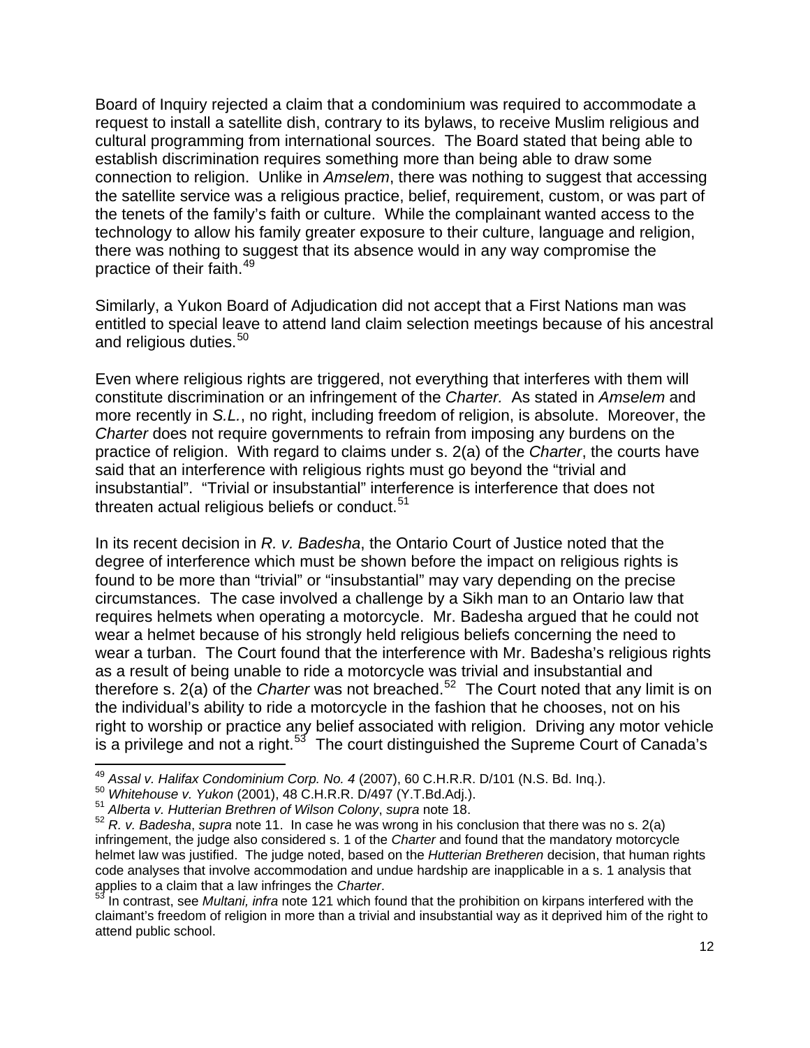Board of Inquiry rejected a claim that a condominium was required to accommodate a request to install a satellite dish, contrary to its bylaws, to receive Muslim religious and cultural programming from international sources. The Board stated that being able to establish discrimination requires something more than being able to draw some connection to religion. Unlike in *Amselem*, there was nothing to suggest that accessing the satellite service was a religious practice, belief, requirement, custom, or was part of the tenets of the family's faith or culture. While the complainant wanted access to the technology to allow his family greater exposure to their culture, language and religion, there was nothing to suggest that its absence would in any way compromise the practice of their faith.[49]

Similarly, a Yukon Board of Adjudication did not accept that a First Nations man was entitled to special leave to attend land claim selection meetings because of his ancestral and religious duties.[50]

Even where religious rights are triggered, not everything that interferes with them will constitute discrimination or an infringement of the *Charter.* As stated in *Amselem* and more recently in *S.L.*, no right, including freedom of religion, is absolute. Moreover, the *Charter* does not require governments to refrain from imposing any burdens on the practice of religion. With regard to claims under s. 2(a) of the *Charter*, the courts have said that an interference with religious rights must go beyond the "trivial and insubstantial". "Trivial or insubstantial" interference is interference that does not threaten actual religious beliefs or conduct.[51]

In its recent decision in *R. v. Badesha*, the Ontario Court of Justice noted that the degree of interference which must be shown before the impact on religious rights is found to be more than "trivial" or "insubstantial" may vary depending on the precise circumstances. The case involved a challenge by a Sikh man to an Ontario law that requires helmets when operating a motorcycle. Mr. Badesha argued that he could not wear a helmet because of his strongly held religious beliefs concerning the need to wear a turban. The Court found that the interference with Mr. Badesha's religious rights as a result of being unable to ride a motorcycle was trivial and insubstantial and therefore s. 2(a) of the *Charter* was not breached.[52] The Court noted that any limit is on the individual's ability to ride a motorcycle in the fashion that he chooses, not on his right to worship or practice any belief associated with religion. Driving any motor vehicle is a privilege and not a right.[53] The court distinguished the Supreme Court of Canada's

---

[49] *Assal v. Halifax Condominium Corp. No. 4* (2007), 60 C.H.R.R. D/101 (N.S. Bd. Inq.).

[50] *Whitehouse v. Yukon* (2001), 48 C.H.R.R. D/497 (Y.T.Bd.Adj.).

[51] *Alberta v. Hutterian Brethren of Wilson Colony*, *supra* note 18.

[52] *R. v. Badesha*, *supra* note 11. In case he was wrong in his conclusion that there was no s. 2(a) infringement, the judge also considered s. 1 of the *Charter* and found that the mandatory motorcycle helmet law was justified. The judge noted, based on the *Hutterian Bretheren* decision, that human rights code analyses that involve accommodation and undue hardship are inapplicable in a s. 1 analysis that applies to a claim that a law infringes the *Charter*.

[53] In contrast, see *Multani, infra* note 121 which found that the prohibition on kirpans interfered with the claimant's freedom of religion in more than a trivial and insubstantial way as it deprived him of the right to attend public school.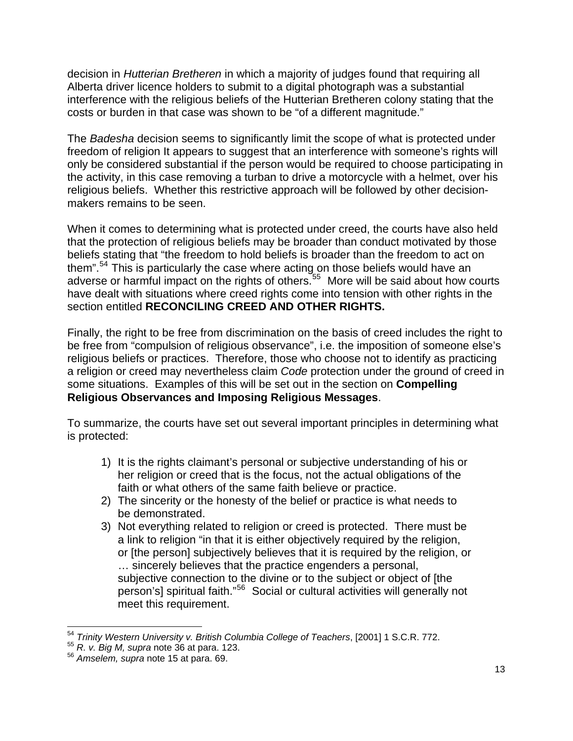decision in *Hutterian Bretheren* in which a majority of judges found that requiring all Alberta driver licence holders to submit to a digital photograph was a substantial interference with the religious beliefs of the Hutterian Bretheren colony stating that the costs or burden in that case was shown to be "of a different magnitude."

The *Badesha* decision seems to significantly limit the scope of what is protected under freedom of religion It appears to suggest that an interference with someone's rights will only be considered substantial if the person would be required to choose participating in the activity, in this case removing a turban to drive a motorcycle with a helmet, over his religious beliefs. Whether this restrictive approach will be followed by other decision-makers remains to be seen.

When it comes to determining what is protected under creed, the courts have also held that the protection of religious beliefs may be broader than conduct motivated by those beliefs stating that "the freedom to hold beliefs is broader than the freedom to act on them".[54] This is particularly the case where acting on those beliefs would have an adverse or harmful impact on the rights of others.[55] More will be said about how courts have dealt with situations where creed rights come into tension with other rights in the section entitled **RECONCILING CREED AND OTHER RIGHTS.**

Finally, the right to be free from discrimination on the basis of creed includes the right to be free from "compulsion of religious observance", i.e. the imposition of someone else's religious beliefs or practices. Therefore, those who choose not to identify as practicing a religion or creed may nevertheless claim *Code* protection under the ground of creed in some situations. Examples of this will be set out in the section on **Compelling Religious Observances and Imposing Religious Messages**.

To summarize, the courts have set out several important principles in determining what is protected:

1) It is the rights claimant's personal or subjective understanding of his or her religion or creed that is the focus, not the actual obligations of the faith or what others of the same faith believe or practice.
2) The sincerity or the honesty of the belief or practice is what needs to be demonstrated.
3) Not everything related to religion or creed is protected. There must be a link to religion "in that it is either objectively required by the religion, or [the person] subjectively believes that it is required by the religion, or … sincerely believes that the practice engenders a personal, subjective connection to the divine or to the subject or object of [the person's] spiritual faith."[56] Social or cultural activities will generally not meet this requirement.

---

[54] *Trinity Western University v. British Columbia College of Teachers*, [2001] 1 S.C.R. 772.
[55] *R. v. Big M, supra* note 36 at para. 123.
[56] *Amselem, supra* note 15 at para. 69.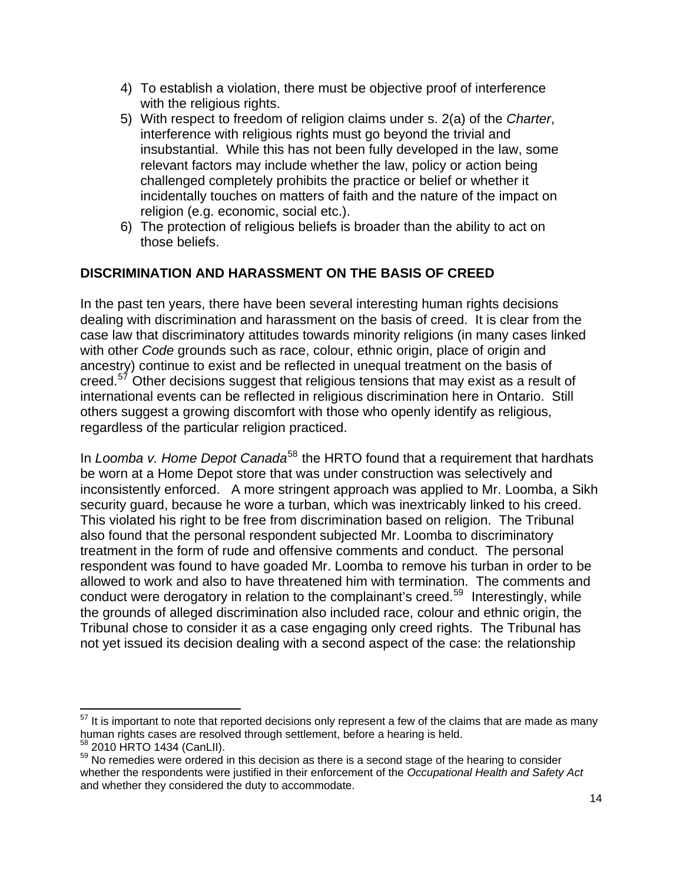4) To establish a violation, there must be objective proof of interference with the religious rights.
5) With respect to freedom of religion claims under s. 2(a) of the *Charter*, interference with religious rights must go beyond the trivial and insubstantial. While this has not been fully developed in the law, some relevant factors may include whether the law, policy or action being challenged completely prohibits the practice or belief or whether it incidentally touches on matters of faith and the nature of the impact on religion (e.g. economic, social etc.).
6) The protection of religious beliefs is broader than the ability to act on those beliefs.

## DISCRIMINATION AND HARASSMENT ON THE BASIS OF CREED

In the past ten years, there have been several interesting human rights decisions dealing with discrimination and harassment on the basis of creed. It is clear from the case law that discriminatory attitudes towards minority religions (in many cases linked with other *Code* grounds such as race, colour, ethnic origin, place of origin and ancestry) continue to exist and be reflected in unequal treatment on the basis of creed.[57] Other decisions suggest that religious tensions that may exist as a result of international events can be reflected in religious discrimination here in Ontario. Still others suggest a growing discomfort with those who openly identify as religious, regardless of the particular religion practiced.

In *Loomba v. Home Depot Canada*[58] the HRTO found that a requirement that hardhats be worn at a Home Depot store that was under construction was selectively and inconsistently enforced. A more stringent approach was applied to Mr. Loomba, a Sikh security guard, because he wore a turban, which was inextricably linked to his creed. This violated his right to be free from discrimination based on religion. The Tribunal also found that the personal respondent subjected Mr. Loomba to discriminatory treatment in the form of rude and offensive comments and conduct. The personal respondent was found to have goaded Mr. Loomba to remove his turban in order to be allowed to work and also to have threatened him with termination. The comments and conduct were derogatory in relation to the complainant's creed.[59] Interestingly, while the grounds of alleged discrimination also included race, colour and ethnic origin, the Tribunal chose to consider it as a case engaging only creed rights. The Tribunal has not yet issued its decision dealing with a second aspect of the case: the relationship

---

[57] It is important to note that reported decisions only represent a few of the claims that are made as many human rights cases are resolved through settlement, before a hearing is held.

[58] 2010 HRTO 1434 (CanLII).

[59] No remedies were ordered in this decision as there is a second stage of the hearing to consider whether the respondents were justified in their enforcement of the *Occupational Health and Safety Act* and whether they considered the duty to accommodate.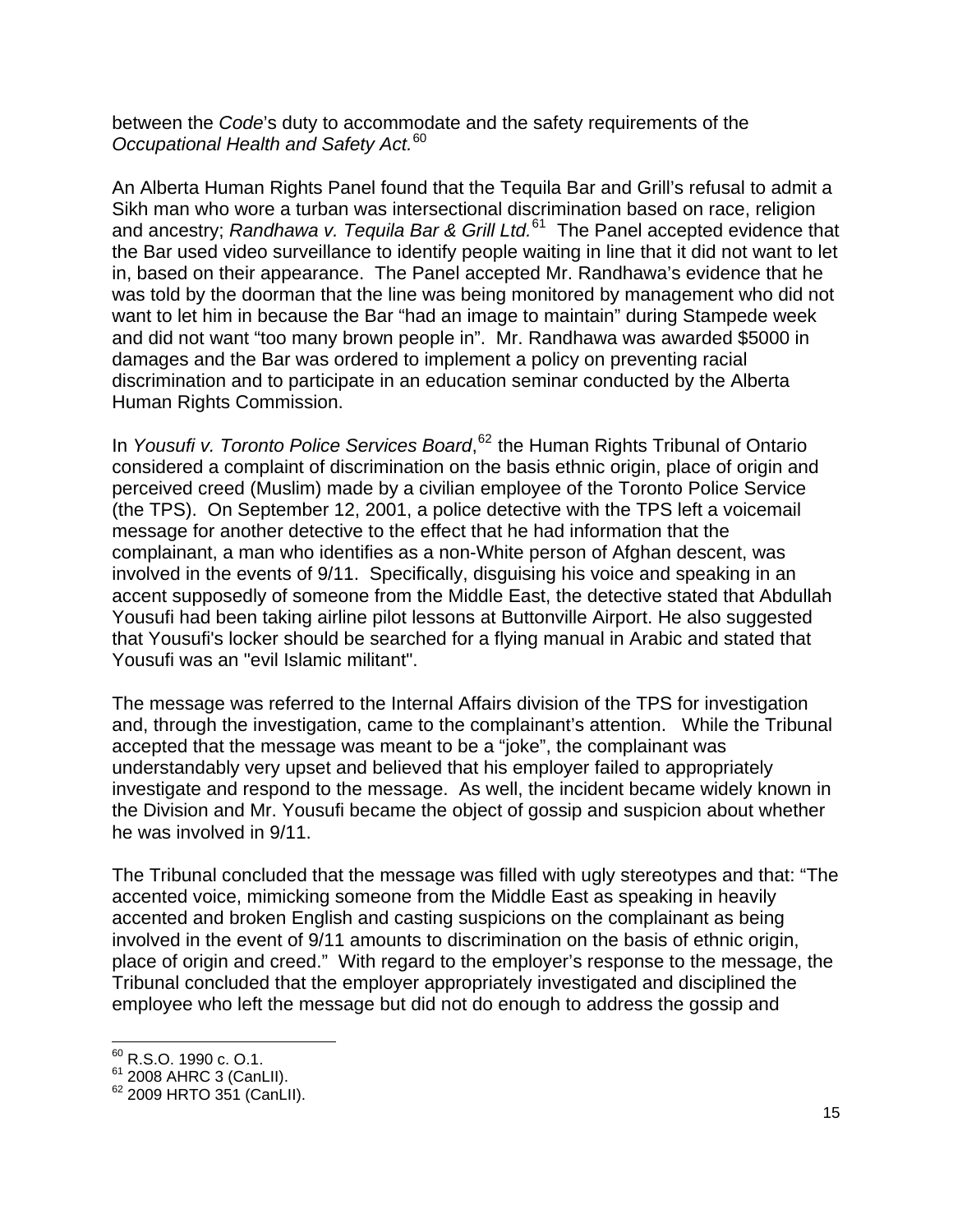between the *Code*'s duty to accommodate and the safety requirements of the *Occupational Health and Safety Act.*[60]

An Alberta Human Rights Panel found that the Tequila Bar and Grill's refusal to admit a Sikh man who wore a turban was intersectional discrimination based on race, religion and ancestry; *Randhawa v. Tequila Bar & Grill Ltd.*[61] The Panel accepted evidence that the Bar used video surveillance to identify people waiting in line that it did not want to let in, based on their appearance. The Panel accepted Mr. Randhawa's evidence that he was told by the doorman that the line was being monitored by management who did not want to let him in because the Bar "had an image to maintain" during Stampede week and did not want "too many brown people in". Mr. Randhawa was awarded $5000 in damages and the Bar was ordered to implement a policy on preventing racial discrimination and to participate in an education seminar conducted by the Alberta Human Rights Commission.

In *Yousufi v. Toronto Police Services Board*,[62] the Human Rights Tribunal of Ontario considered a complaint of discrimination on the basis ethnic origin, place of origin and perceived creed (Muslim) made by a civilian employee of the Toronto Police Service (the TPS). On September 12, 2001, a police detective with the TPS left a voicemail message for another detective to the effect that he had information that the complainant, a man who identifies as a non-White person of Afghan descent, was involved in the events of 9/11. Specifically, disguising his voice and speaking in an accent supposedly of someone from the Middle East, the detective stated that Abdullah Yousufi had been taking airline pilot lessons at Buttonville Airport. He also suggested that Yousufi's locker should be searched for a flying manual in Arabic and stated that Yousufi was an "evil Islamic militant".

The message was referred to the Internal Affairs division of the TPS for investigation and, through the investigation, came to the complainant's attention. While the Tribunal accepted that the message was meant to be a "joke", the complainant was understandably very upset and believed that his employer failed to appropriately investigate and respond to the message. As well, the incident became widely known in the Division and Mr. Yousufi became the object of gossip and suspicion about whether he was involved in 9/11.

The Tribunal concluded that the message was filled with ugly stereotypes and that: "The accented voice, mimicking someone from the Middle East as speaking in heavily accented and broken English and casting suspicions on the complainant as being involved in the event of 9/11 amounts to discrimination on the basis of ethnic origin, place of origin and creed." With regard to the employer's response to the message, the Tribunal concluded that the employer appropriately investigated and disciplined the employee who left the message but did not do enough to address the gossip and

---

[60] R.S.O. 1990 c. O.1.

[61] 2008 AHRC 3 (CanLII).

[62] 2009 HRTO 351 (CanLII).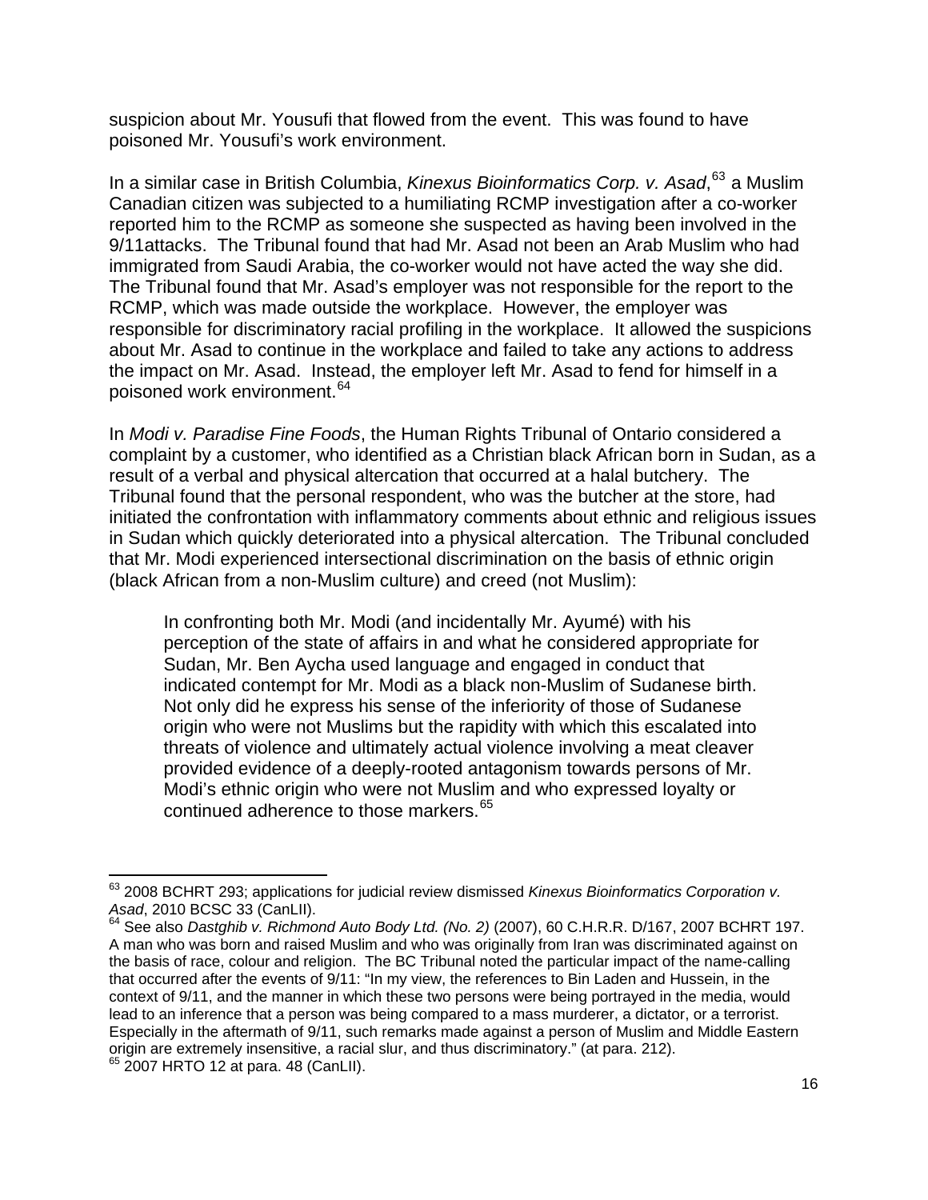suspicion about Mr. Yousufi that flowed from the event. This was found to have poisoned Mr. Yousufi's work environment.

In a similar case in British Columbia, *Kinexus Bioinformatics Corp. v. Asad*,[63] a Muslim Canadian citizen was subjected to a humiliating RCMP investigation after a co-worker reported him to the RCMP as someone she suspected as having been involved in the 9/11attacks. The Tribunal found that had Mr. Asad not been an Arab Muslim who had immigrated from Saudi Arabia, the co-worker would not have acted the way she did. The Tribunal found that Mr. Asad's employer was not responsible for the report to the RCMP, which was made outside the workplace. However, the employer was responsible for discriminatory racial profiling in the workplace. It allowed the suspicions about Mr. Asad to continue in the workplace and failed to take any actions to address the impact on Mr. Asad. Instead, the employer left Mr. Asad to fend for himself in a poisoned work environment.[64]

In *Modi v. Paradise Fine Foods*, the Human Rights Tribunal of Ontario considered a complaint by a customer, who identified as a Christian black African born in Sudan, as a result of a verbal and physical altercation that occurred at a halal butchery. The Tribunal found that the personal respondent, who was the butcher at the store, had initiated the confrontation with inflammatory comments about ethnic and religious issues in Sudan which quickly deteriorated into a physical altercation. The Tribunal concluded that Mr. Modi experienced intersectional discrimination on the basis of ethnic origin (black African from a non-Muslim culture) and creed (not Muslim):

> In confronting both Mr. Modi (and incidentally Mr. Ayumé) with his perception of the state of affairs in and what he considered appropriate for Sudan, Mr. Ben Aycha used language and engaged in conduct that indicated contempt for Mr. Modi as a black non-Muslim of Sudanese birth. Not only did he express his sense of the inferiority of those of Sudanese origin who were not Muslims but the rapidity with which this escalated into threats of violence and ultimately actual violence involving a meat cleaver provided evidence of a deeply-rooted antagonism towards persons of Mr. Modi's ethnic origin who were not Muslim and who expressed loyalty or continued adherence to those markers.[65]

---

[63] 2008 BCHRT 293; applications for judicial review dismissed *Kinexus Bioinformatics Corporation v. Asad*, 2010 BCSC 33 (CanLII).

[64] See also *Dastghib v. Richmond Auto Body Ltd. (No. 2)* (2007), 60 C.H.R.R. D/167, 2007 BCHRT 197. A man who was born and raised Muslim and who was originally from Iran was discriminated against on the basis of race, colour and religion. The BC Tribunal noted the particular impact of the name-calling that occurred after the events of 9/11: "In my view, the references to Bin Laden and Hussein, in the context of 9/11, and the manner in which these two persons were being portrayed in the media, would lead to an inference that a person was being compared to a mass murderer, a dictator, or a terrorist. Especially in the aftermath of 9/11, such remarks made against a person of Muslim and Middle Eastern origin are extremely insensitive, a racial slur, and thus discriminatory." (at para. 212).

[65] 2007 HRTO 12 at para. 48 (CanLII).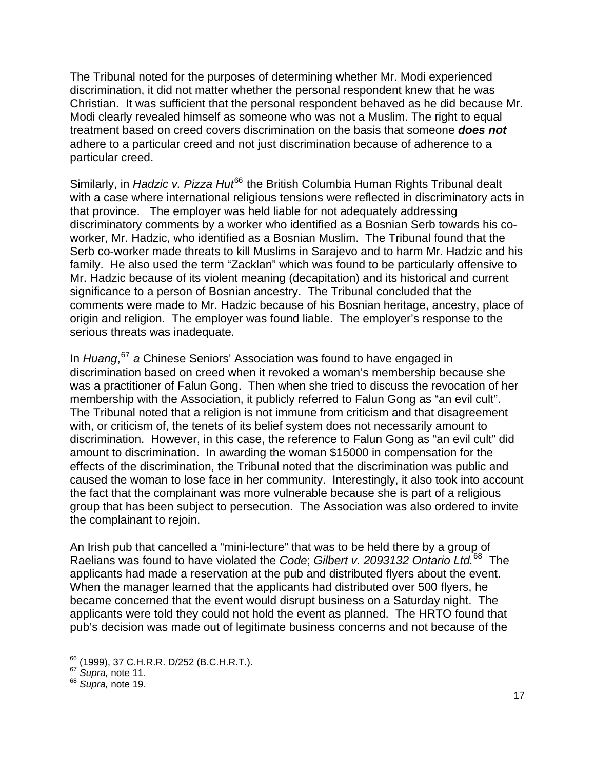The Tribunal noted for the purposes of determining whether Mr. Modi experienced discrimination, it did not matter whether the personal respondent knew that he was Christian. It was sufficient that the personal respondent behaved as he did because Mr. Modi clearly revealed himself as someone who was not a Muslim. The right to equal treatment based on creed covers discrimination on the basis that someone ***does not*** adhere to a particular creed and not just discrimination because of adherence to a particular creed.

Similarly, in *Hadzic v. Pizza Hut*[66] the British Columbia Human Rights Tribunal dealt with a case where international religious tensions were reflected in discriminatory acts in that province. The employer was held liable for not adequately addressing discriminatory comments by a worker who identified as a Bosnian Serb towards his co-worker, Mr. Hadzic, who identified as a Bosnian Muslim. The Tribunal found that the Serb co-worker made threats to kill Muslims in Sarajevo and to harm Mr. Hadzic and his family. He also used the term "Zacklan" which was found to be particularly offensive to Mr. Hadzic because of its violent meaning (decapitation) and its historical and current significance to a person of Bosnian ancestry. The Tribunal concluded that the comments were made to Mr. Hadzic because of his Bosnian heritage, ancestry, place of origin and religion. The employer was found liable. The employer's response to the serious threats was inadequate.

In *Huang*,[67] *a* Chinese Seniors' Association was found to have engaged in discrimination based on creed when it revoked a woman's membership because she was a practitioner of Falun Gong. Then when she tried to discuss the revocation of her membership with the Association, it publicly referred to Falun Gong as "an evil cult". The Tribunal noted that a religion is not immune from criticism and that disagreement with, or criticism of, the tenets of its belief system does not necessarily amount to discrimination. However, in this case, the reference to Falun Gong as "an evil cult" did amount to discrimination. In awarding the woman $15000 in compensation for the effects of the discrimination, the Tribunal noted that the discrimination was public and caused the woman to lose face in her community. Interestingly, it also took into account the fact that the complainant was more vulnerable because she is part of a religious group that has been subject to persecution. The Association was also ordered to invite the complainant to rejoin.

An Irish pub that cancelled a "mini-lecture" that was to be held there by a group of Raelians was found to have violated the *Code*; *Gilbert v. 2093132 Ontario Ltd.*[68] The applicants had made a reservation at the pub and distributed flyers about the event. When the manager learned that the applicants had distributed over 500 flyers, he became concerned that the event would disrupt business on a Saturday night. The applicants were told they could not hold the event as planned. The HRTO found that pub's decision was made out of legitimate business concerns and not because of the

---

[66] (1999), 37 C.H.R.R. D/252 (B.C.H.R.T.).
[67] *Supra,* note 11.
[68] *Supra,* note 19.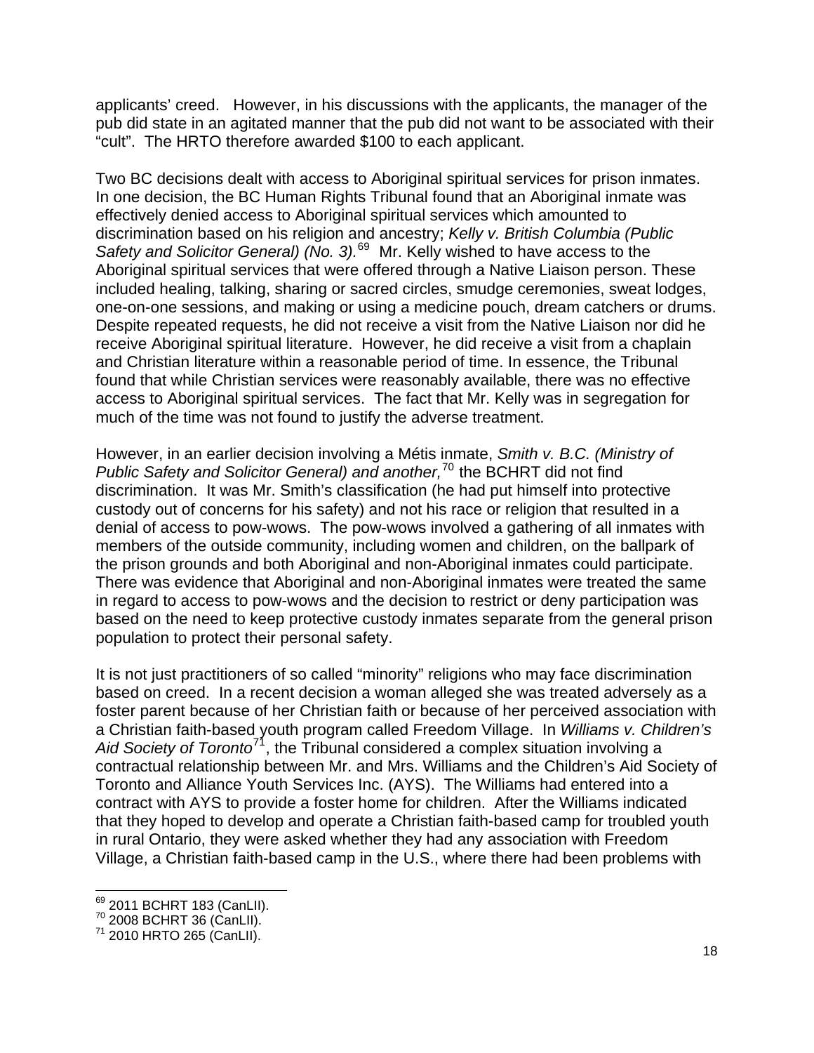applicants' creed. However, in his discussions with the applicants, the manager of the pub did state in an agitated manner that the pub did not want to be associated with their "cult". The HRTO therefore awarded $100 to each applicant.

Two BC decisions dealt with access to Aboriginal spiritual services for prison inmates. In one decision, the BC Human Rights Tribunal found that an Aboriginal inmate was effectively denied access to Aboriginal spiritual services which amounted to discrimination based on his religion and ancestry; *Kelly v. British Columbia (Public Safety and Solicitor General) (No. 3).*[69] Mr. Kelly wished to have access to the Aboriginal spiritual services that were offered through a Native Liaison person. These included healing, talking, sharing or sacred circles, smudge ceremonies, sweat lodges, one-on-one sessions, and making or using a medicine pouch, dream catchers or drums. Despite repeated requests, he did not receive a visit from the Native Liaison nor did he receive Aboriginal spiritual literature. However, he did receive a visit from a chaplain and Christian literature within a reasonable period of time. In essence, the Tribunal found that while Christian services were reasonably available, there was no effective access to Aboriginal spiritual services. The fact that Mr. Kelly was in segregation for much of the time was not found to justify the adverse treatment.

However, in an earlier decision involving a Métis inmate, *Smith v. B.C. (Ministry of Public Safety and Solicitor General) and another,*[70] the BCHRT did not find discrimination. It was Mr. Smith's classification (he had put himself into protective custody out of concerns for his safety) and not his race or religion that resulted in a denial of access to pow-wows. The pow-wows involved a gathering of all inmates with members of the outside community, including women and children, on the ballpark of the prison grounds and both Aboriginal and non-Aboriginal inmates could participate. There was evidence that Aboriginal and non-Aboriginal inmates were treated the same in regard to access to pow-wows and the decision to restrict or deny participation was based on the need to keep protective custody inmates separate from the general prison population to protect their personal safety.

It is not just practitioners of so called "minority" religions who may face discrimination based on creed. In a recent decision a woman alleged she was treated adversely as a foster parent because of her Christian faith or because of her perceived association with a Christian faith-based youth program called Freedom Village. In *Williams v. Children's Aid Society of Toronto*[71], the Tribunal considered a complex situation involving a contractual relationship between Mr. and Mrs. Williams and the Children's Aid Society of Toronto and Alliance Youth Services Inc. (AYS). The Williams had entered into a contract with AYS to provide a foster home for children. After the Williams indicated that they hoped to develop and operate a Christian faith-based camp for troubled youth in rural Ontario, they were asked whether they had any association with Freedom Village, a Christian faith-based camp in the U.S., where there had been problems with

---

[69] 2011 BCHRT 183 (CanLII).

[70] 2008 BCHRT 36 (CanLII).

[71] 2010 HRTO 265 (CanLII).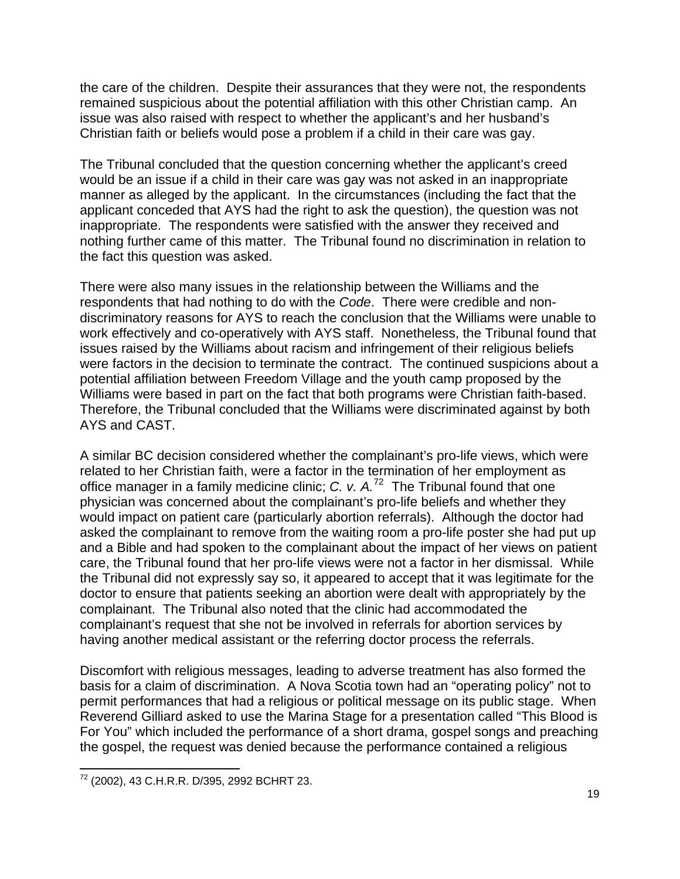the care of the children. Despite their assurances that they were not, the respondents remained suspicious about the potential affiliation with this other Christian camp. An issue was also raised with respect to whether the applicant's and her husband's Christian faith or beliefs would pose a problem if a child in their care was gay.

The Tribunal concluded that the question concerning whether the applicant's creed would be an issue if a child in their care was gay was not asked in an inappropriate manner as alleged by the applicant. In the circumstances (including the fact that the applicant conceded that AYS had the right to ask the question), the question was not inappropriate. The respondents were satisfied with the answer they received and nothing further came of this matter. The Tribunal found no discrimination in relation to the fact this question was asked.

There were also many issues in the relationship between the Williams and the respondents that had nothing to do with the *Code*. There were credible and non-discriminatory reasons for AYS to reach the conclusion that the Williams were unable to work effectively and co-operatively with AYS staff. Nonetheless, the Tribunal found that issues raised by the Williams about racism and infringement of their religious beliefs were factors in the decision to terminate the contract. The continued suspicions about a potential affiliation between Freedom Village and the youth camp proposed by the Williams were based in part on the fact that both programs were Christian faith-based. Therefore, the Tribunal concluded that the Williams were discriminated against by both AYS and CAST.

A similar BC decision considered whether the complainant's pro-life views, which were related to her Christian faith, were a factor in the termination of her employment as office manager in a family medicine clinic; *C. v. A.*[72] The Tribunal found that one physician was concerned about the complainant's pro-life beliefs and whether they would impact on patient care (particularly abortion referrals). Although the doctor had asked the complainant to remove from the waiting room a pro-life poster she had put up and a Bible and had spoken to the complainant about the impact of her views on patient care, the Tribunal found that her pro-life views were not a factor in her dismissal. While the Tribunal did not expressly say so, it appeared to accept that it was legitimate for the doctor to ensure that patients seeking an abortion were dealt with appropriately by the complainant. The Tribunal also noted that the clinic had accommodated the complainant's request that she not be involved in referrals for abortion services by having another medical assistant or the referring doctor process the referrals.

Discomfort with religious messages, leading to adverse treatment has also formed the basis for a claim of discrimination. A Nova Scotia town had an "operating policy" not to permit performances that had a religious or political message on its public stage. When Reverend Gilliard asked to use the Marina Stage for a presentation called "This Blood is For You" which included the performance of a short drama, gospel songs and preaching the gospel, the request was denied because the performance contained a religious

---

[72] (2002), 43 C.H.R.R. D/395, 2992 BCHRT 23.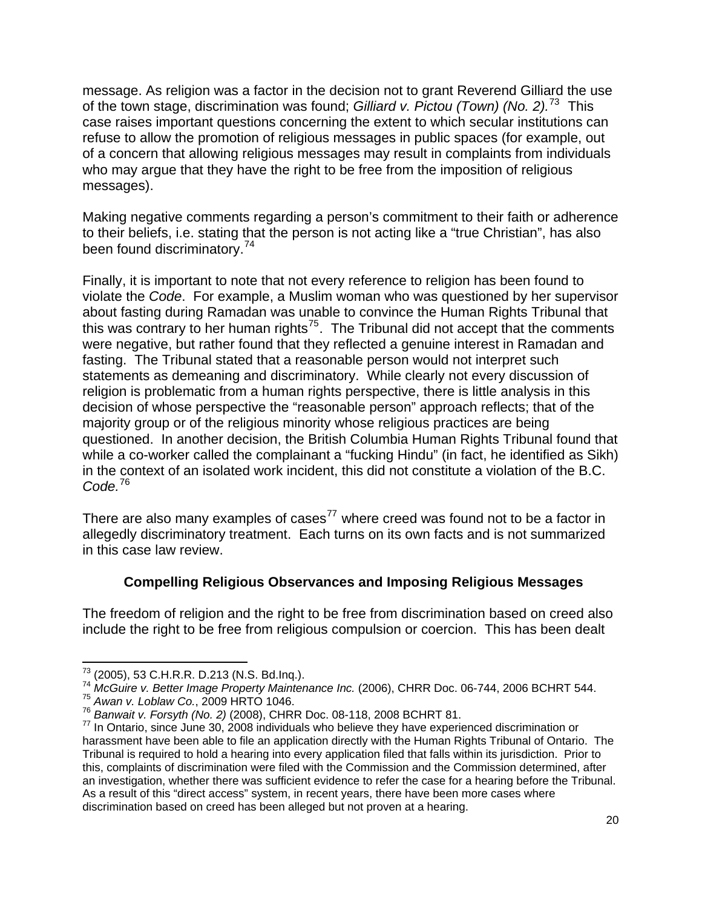message. As religion was a factor in the decision not to grant Reverend Gilliard the use of the town stage, discrimination was found; *Gilliard v. Pictou (Town) (No. 2).*[73] This case raises important questions concerning the extent to which secular institutions can refuse to allow the promotion of religious messages in public spaces (for example, out of a concern that allowing religious messages may result in complaints from individuals who may argue that they have the right to be free from the imposition of religious messages).

Making negative comments regarding a person's commitment to their faith or adherence to their beliefs, i.e. stating that the person is not acting like a "true Christian", has also been found discriminatory.[74]

Finally, it is important to note that not every reference to religion has been found to violate the *Code*. For example, a Muslim woman who was questioned by her supervisor about fasting during Ramadan was unable to convince the Human Rights Tribunal that this was contrary to her human rights[75]. The Tribunal did not accept that the comments were negative, but rather found that they reflected a genuine interest in Ramadan and fasting. The Tribunal stated that a reasonable person would not interpret such statements as demeaning and discriminatory. While clearly not every discussion of religion is problematic from a human rights perspective, there is little analysis in this decision of whose perspective the "reasonable person" approach reflects; that of the majority group or of the religious minority whose religious practices are being questioned. In another decision, the British Columbia Human Rights Tribunal found that while a co-worker called the complainant a "fucking Hindu" (in fact, he identified as Sikh) in the context of an isolated work incident, this did not constitute a violation of the B.C. *Code.*[76]

There are also many examples of cases[77] where creed was found not to be a factor in allegedly discriminatory treatment. Each turns on its own facts and is not summarized in this case law review.

### Compelling Religious Observances and Imposing Religious Messages

The freedom of religion and the right to be free from discrimination based on creed also include the right to be free from religious compulsion or coercion. This has been dealt

---

[73] (2005), 53 C.H.R.R. D.213 (N.S. Bd.Inq.).

[74] *McGuire v. Better Image Property Maintenance Inc.* (2006), CHRR Doc. 06-744, 2006 BCHRT 544.

[75] *Awan v. Loblaw Co.*, 2009 HRTO 1046.

[76] *Banwait v. Forsyth (No. 2)* (2008), CHRR Doc. 08-118, 2008 BCHRT 81.

[77] In Ontario, since June 30, 2008 individuals who believe they have experienced discrimination or harassment have been able to file an application directly with the Human Rights Tribunal of Ontario. The Tribunal is required to hold a hearing into every application filed that falls within its jurisdiction. Prior to this, complaints of discrimination were filed with the Commission and the Commission determined, after an investigation, whether there was sufficient evidence to refer the case for a hearing before the Tribunal. As a result of this "direct access" system, in recent years, there have been more cases where discrimination based on creed has been alleged but not proven at a hearing.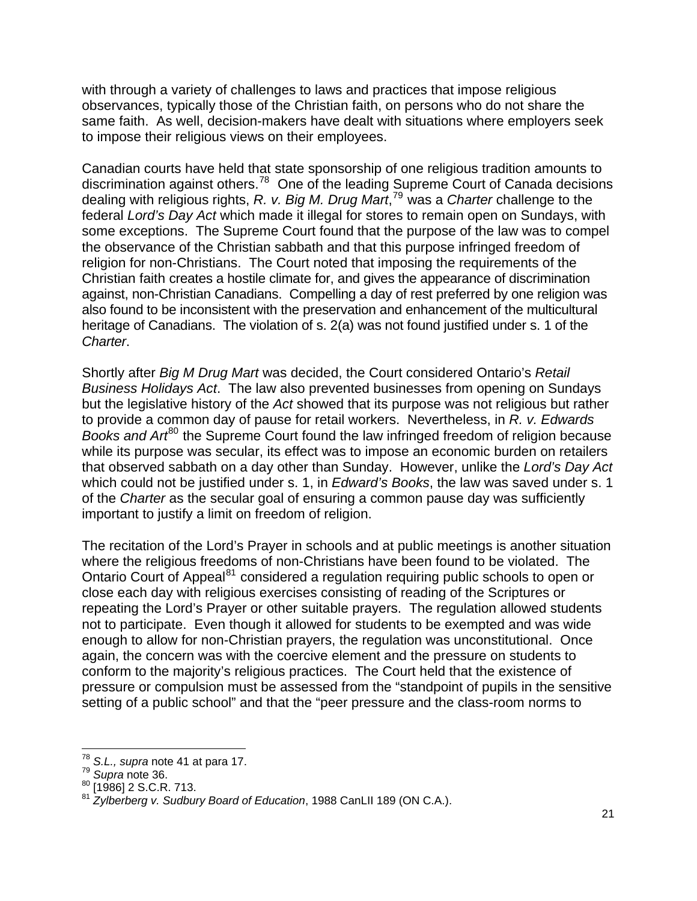with through a variety of challenges to laws and practices that impose religious observances, typically those of the Christian faith, on persons who do not share the same faith. As well, decision-makers have dealt with situations where employers seek to impose their religious views on their employees.

Canadian courts have held that state sponsorship of one religious tradition amounts to discrimination against others.[78] One of the leading Supreme Court of Canada decisions dealing with religious rights, *R. v. Big M. Drug Mart*,[79] was a *Charter* challenge to the federal *Lord's Day Act* which made it illegal for stores to remain open on Sundays, with some exceptions. The Supreme Court found that the purpose of the law was to compel the observance of the Christian sabbath and that this purpose infringed freedom of religion for non-Christians. The Court noted that imposing the requirements of the Christian faith creates a hostile climate for, and gives the appearance of discrimination against, non-Christian Canadians. Compelling a day of rest preferred by one religion was also found to be inconsistent with the preservation and enhancement of the multicultural heritage of Canadians. The violation of s. 2(a) was not found justified under s. 1 of the *Charter*.

Shortly after *Big M Drug Mart* was decided, the Court considered Ontario's *Retail Business Holidays Act*. The law also prevented businesses from opening on Sundays but the legislative history of the *Act* showed that its purpose was not religious but rather to provide a common day of pause for retail workers. Nevertheless, in *R. v. Edwards Books and Art*[80] the Supreme Court found the law infringed freedom of religion because while its purpose was secular, its effect was to impose an economic burden on retailers that observed sabbath on a day other than Sunday. However, unlike the *Lord's Day Act* which could not be justified under s. 1, in *Edward's Books*, the law was saved under s. 1 of the *Charter* as the secular goal of ensuring a common pause day was sufficiently important to justify a limit on freedom of religion.

The recitation of the Lord's Prayer in schools and at public meetings is another situation where the religious freedoms of non-Christians have been found to be violated. The Ontario Court of Appeal[81] considered a regulation requiring public schools to open or close each day with religious exercises consisting of reading of the Scriptures or repeating the Lord's Prayer or other suitable prayers. The regulation allowed students not to participate. Even though it allowed for students to be exempted and was wide enough to allow for non-Christian prayers, the regulation was unconstitutional. Once again, the concern was with the coercive element and the pressure on students to conform to the majority's religious practices. The Court held that the existence of pressure or compulsion must be assessed from the "standpoint of pupils in the sensitive setting of a public school" and that the "peer pressure and the class-room norms to

---

[78] *S.L., supra* note 41 at para 17.
[79] *Supra* note 36.
[80] [1986] 2 S.C.R. 713.
[81] *Zylberberg v. Sudbury Board of Education*, 1988 CanLII 189 (ON C.A.).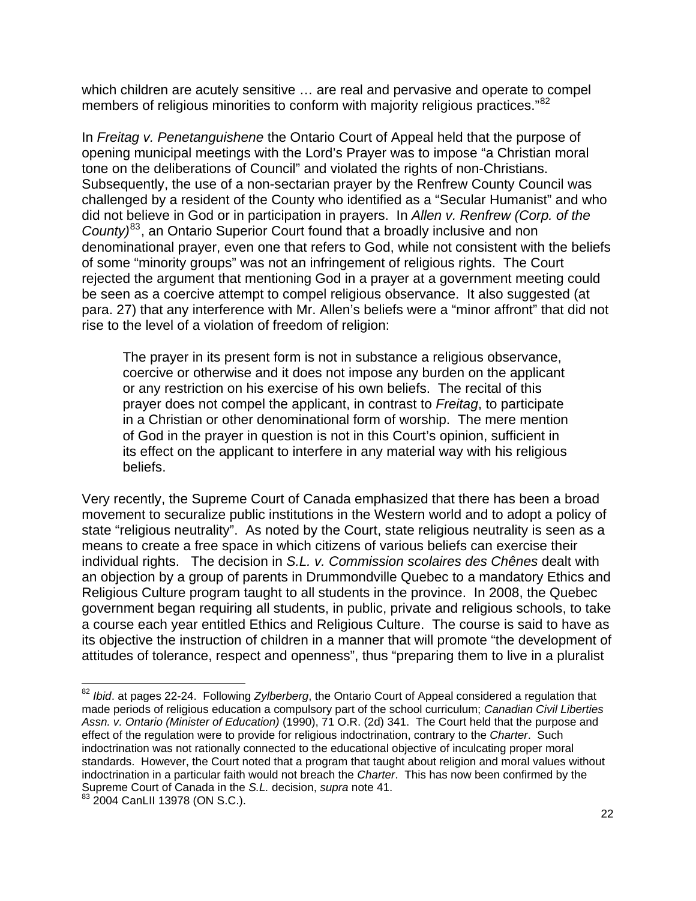which children are acutely sensitive … are real and pervasive and operate to compel members of religious minorities to conform with majority religious practices."[82]

In *Freitag v. Penetanguishene* the Ontario Court of Appeal held that the purpose of opening municipal meetings with the Lord's Prayer was to impose "a Christian moral tone on the deliberations of Council" and violated the rights of non-Christians. Subsequently, the use of a non-sectarian prayer by the Renfrew County Council was challenged by a resident of the County who identified as a "Secular Humanist" and who did not believe in God or in participation in prayers. In *Allen v. Renfrew (Corp. of the County)*[83], an Ontario Superior Court found that a broadly inclusive and non denominational prayer, even one that refers to God, while not consistent with the beliefs of some "minority groups" was not an infringement of religious rights. The Court rejected the argument that mentioning God in a prayer at a government meeting could be seen as a coercive attempt to compel religious observance. It also suggested (at para. 27) that any interference with Mr. Allen's beliefs were a "minor affront" that did not rise to the level of a violation of freedom of religion:

> The prayer in its present form is not in substance a religious observance, coercive or otherwise and it does not impose any burden on the applicant or any restriction on his exercise of his own beliefs. The recital of this prayer does not compel the applicant, in contrast to *Freitag*, to participate in a Christian or other denominational form of worship. The mere mention of God in the prayer in question is not in this Court's opinion, sufficient in its effect on the applicant to interfere in any material way with his religious beliefs.

Very recently, the Supreme Court of Canada emphasized that there has been a broad movement to securalize public institutions in the Western world and to adopt a policy of state "religious neutrality". As noted by the Court, state religious neutrality is seen as a means to create a free space in which citizens of various beliefs can exercise their individual rights. The decision in *S.L. v. Commission scolaires des Chênes* dealt with an objection by a group of parents in Drummondville Quebec to a mandatory Ethics and Religious Culture program taught to all students in the province. In 2008, the Quebec government began requiring all students, in public, private and religious schools, to take a course each year entitled Ethics and Religious Culture. The course is said to have as its objective the instruction of children in a manner that will promote "the development of attitudes of tolerance, respect and openness", thus "preparing them to live in a pluralist

---

[82] *Ibid*. at pages 22-24. Following *Zylberberg*, the Ontario Court of Appeal considered a regulation that made periods of religious education a compulsory part of the school curriculum; *Canadian Civil Liberties Assn. v. Ontario (Minister of Education)* (1990), 71 O.R. (2d) 341. The Court held that the purpose and effect of the regulation were to provide for religious indoctrination, contrary to the *Charter*. Such indoctrination was not rationally connected to the educational objective of inculcating proper moral standards. However, the Court noted that a program that taught about religion and moral values without indoctrination in a particular faith would not breach the *Charter*. This has now been confirmed by the Supreme Court of Canada in the *S.L.* decision, *supra* note 41.

[83] 2004 CanLII 13978 (ON S.C.).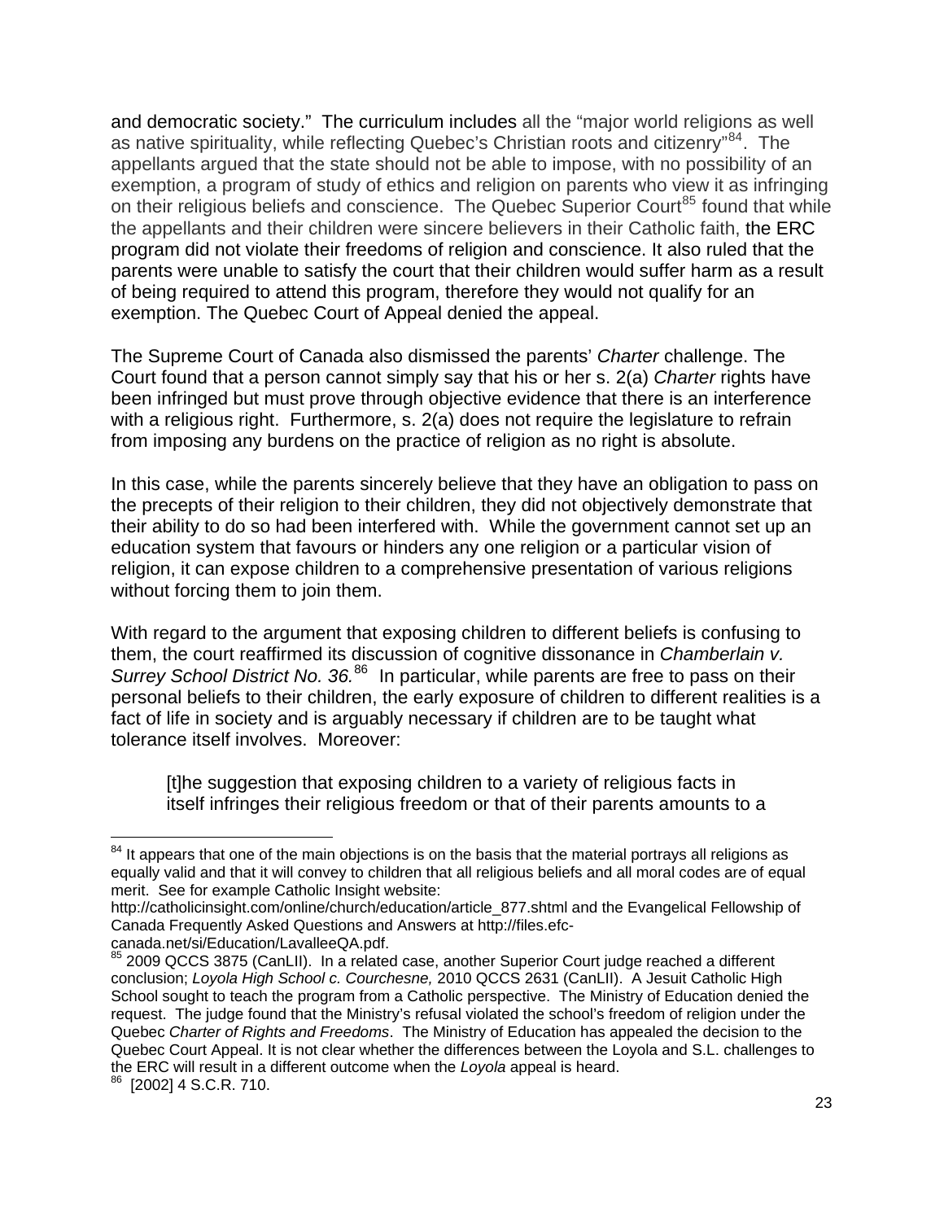and democratic society." The curriculum includes all the "major world religions as well as native spirituality, while reflecting Quebec's Christian roots and citizenry"[84]. The appellants argued that the state should not be able to impose, with no possibility of an exemption, a program of study of ethics and religion on parents who view it as infringing on their religious beliefs and conscience. The Quebec Superior Court[85] found that while the appellants and their children were sincere believers in their Catholic faith, the ERC program did not violate their freedoms of religion and conscience. It also ruled that the parents were unable to satisfy the court that their children would suffer harm as a result of being required to attend this program, therefore they would not qualify for an exemption. The Quebec Court of Appeal denied the appeal.

The Supreme Court of Canada also dismissed the parents' *Charter* challenge. The Court found that a person cannot simply say that his or her s. 2(a) *Charter* rights have been infringed but must prove through objective evidence that there is an interference with a religious right. Furthermore, s. 2(a) does not require the legislature to refrain from imposing any burdens on the practice of religion as no right is absolute.

In this case, while the parents sincerely believe that they have an obligation to pass on the precepts of their religion to their children, they did not objectively demonstrate that their ability to do so had been interfered with. While the government cannot set up an education system that favours or hinders any one religion or a particular vision of religion, it can expose children to a comprehensive presentation of various religions without forcing them to join them.

With regard to the argument that exposing children to different beliefs is confusing to them, the court reaffirmed its discussion of cognitive dissonance in *Chamberlain v. Surrey School District No. 36.*[86] In particular, while parents are free to pass on their personal beliefs to their children, the early exposure of children to different realities is a fact of life in society and is arguably necessary if children are to be taught what tolerance itself involves. Moreover:

> [t]he suggestion that exposing children to a variety of religious facts in itself infringes their religious freedom or that of their parents amounts to a

---

[84] It appears that one of the main objections is on the basis that the material portrays all religions as equally valid and that it will convey to children that all religious beliefs and all moral codes are of equal merit. See for example Catholic Insight website: http://catholicinsight.com/online/church/education/article_877.shtml and the Evangelical Fellowship of Canada Frequently Asked Questions and Answers at http://files.efc-canada.net/si/Education/LavalleeQA.pdf.

[85] 2009 QCCS 3875 (CanLII). In a related case, another Superior Court judge reached a different conclusion; *Loyola High School c. Courchesne,* 2010 QCCS 2631 (CanLII). A Jesuit Catholic High School sought to teach the program from a Catholic perspective. The Ministry of Education denied the request. The judge found that the Ministry's refusal violated the school's freedom of religion under the Quebec *Charter of Rights and Freedoms*. The Ministry of Education has appealed the decision to the Quebec Court Appeal. It is not clear whether the differences between the Loyola and S.L. challenges to the ERC will result in a different outcome when the *Loyola* appeal is heard.

[86] [2002] 4 S.C.R. 710.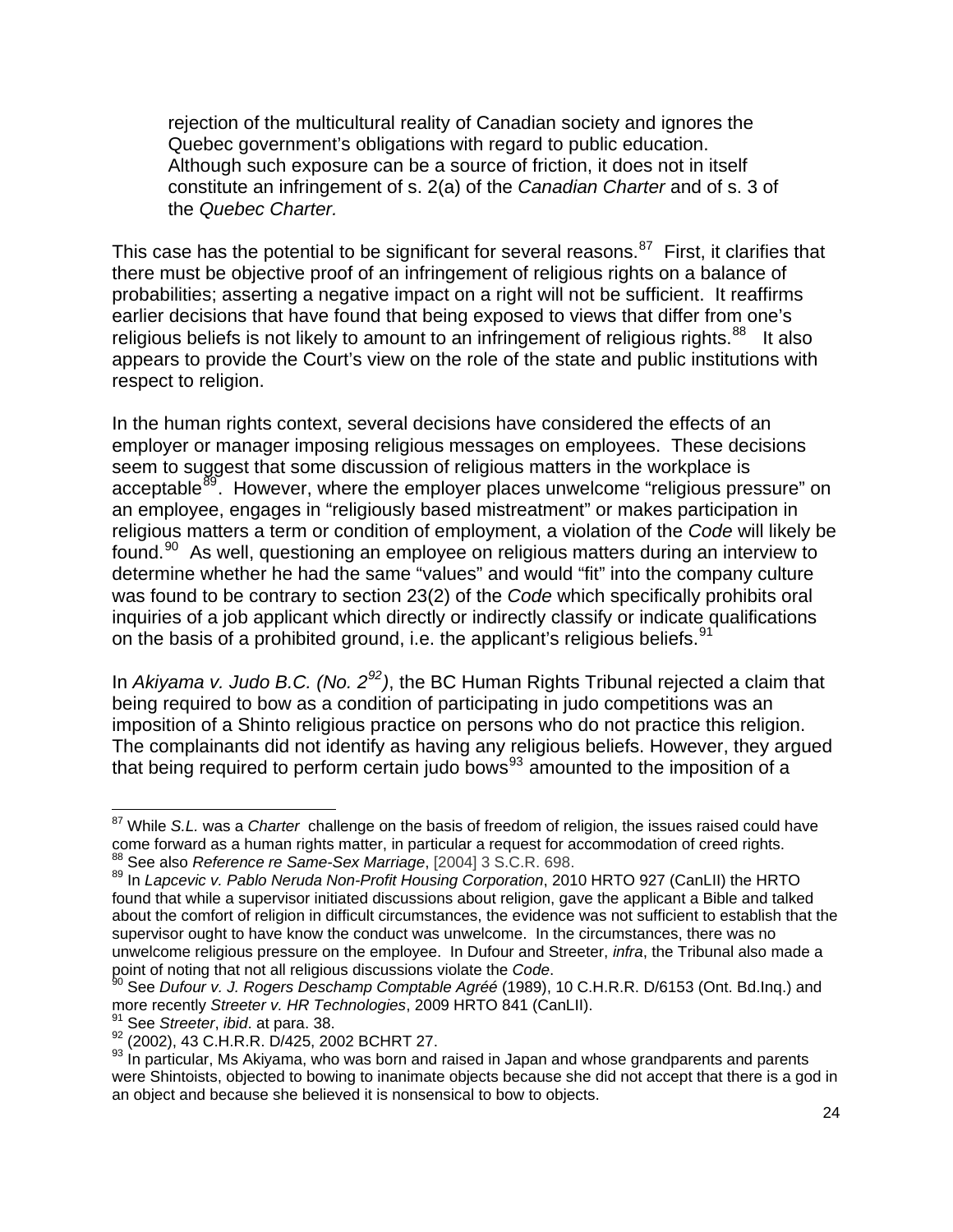> rejection of the multicultural reality of Canadian society and ignores the Quebec government's obligations with regard to public education. Although such exposure can be a source of friction, it does not in itself constitute an infringement of s. 2(a) of the *Canadian Charter* and of s. 3 of the *Quebec Charter.*

This case has the potential to be significant for several reasons.[87] First, it clarifies that there must be objective proof of an infringement of religious rights on a balance of probabilities; asserting a negative impact on a right will not be sufficient. It reaffirms earlier decisions that have found that being exposed to views that differ from one's religious beliefs is not likely to amount to an infringement of religious rights.[88] It also appears to provide the Court's view on the role of the state and public institutions with respect to religion.

In the human rights context, several decisions have considered the effects of an employer or manager imposing religious messages on employees. These decisions seem to suggest that some discussion of religious matters in the workplace is acceptable[89]. However, where the employer places unwelcome "religious pressure" on an employee, engages in "religiously based mistreatment" or makes participation in religious matters a term or condition of employment, a violation of the *Code* will likely be found.[90] As well, questioning an employee on religious matters during an interview to determine whether he had the same "values" and would "fit" into the company culture was found to be contrary to section 23(2) of the *Code* which specifically prohibits oral inquiries of a job applicant which directly or indirectly classify or indicate qualifications on the basis of a prohibited ground, i.e. the applicant's religious beliefs.[91]

In *Akiyama v. Judo B.C. (No. 2[92])*, the BC Human Rights Tribunal rejected a claim that being required to bow as a condition of participating in judo competitions was an imposition of a Shinto religious practice on persons who do not practice this religion. The complainants did not identify as having any religious beliefs. However, they argued that being required to perform certain judo bows[93] amounted to the imposition of a

---

[87] While *S.L.* was a *Charter* challenge on the basis of freedom of religion, the issues raised could have come forward as a human rights matter, in particular a request for accommodation of creed rights.

[88] See also *Reference re Same-Sex Marriage*, [2004] 3 S.C.R. 698.

[89] In *Lapcevic v. Pablo Neruda Non-Profit Housing Corporation*, 2010 HRTO 927 (CanLII) the HRTO found that while a supervisor initiated discussions about religion, gave the applicant a Bible and talked about the comfort of religion in difficult circumstances, the evidence was not sufficient to establish that the supervisor ought to have know the conduct was unwelcome. In the circumstances, there was no unwelcome religious pressure on the employee. In Dufour and Streeter, *infra*, the Tribunal also made a point of noting that not all religious discussions violate the *Code*.

[90] See *Dufour v. J. Rogers Deschamp Comptable Agréé* (1989), 10 C.H.R.R. D/6153 (Ont. Bd.Inq.) and more recently *Streeter v. HR Technologies*, 2009 HRTO 841 (CanLII).

[91] See *Streeter*, *ibid*. at para. 38.

[92] (2002), 43 C.H.R.R. D/425, 2002 BCHRT 27.

[93] In particular, Ms Akiyama, who was born and raised in Japan and whose grandparents and parents were Shintoists, objected to bowing to inanimate objects because she did not accept that there is a god in an object and because she believed it is nonsensical to bow to objects.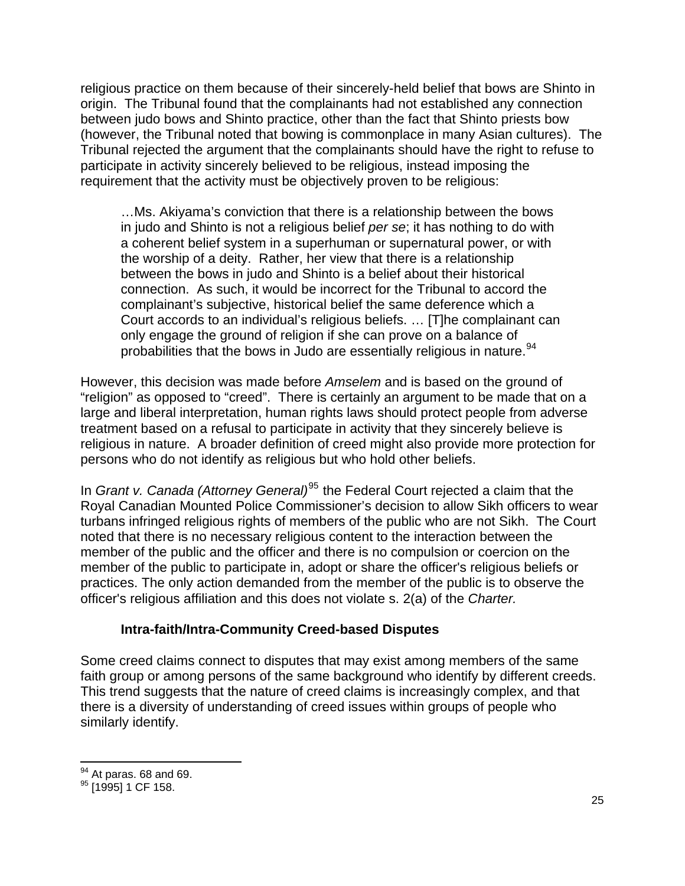religious practice on them because of their sincerely-held belief that bows are Shinto in origin. The Tribunal found that the complainants had not established any connection between judo bows and Shinto practice, other than the fact that Shinto priests bow (however, the Tribunal noted that bowing is commonplace in many Asian cultures). The Tribunal rejected the argument that the complainants should have the right to refuse to participate in activity sincerely believed to be religious, instead imposing the requirement that the activity must be objectively proven to be religious:

> …Ms. Akiyama's conviction that there is a relationship between the bows in judo and Shinto is not a religious belief *per se*; it has nothing to do with a coherent belief system in a superhuman or supernatural power, or with the worship of a deity. Rather, her view that there is a relationship between the bows in judo and Shinto is a belief about their historical connection. As such, it would be incorrect for the Tribunal to accord the complainant's subjective, historical belief the same deference which a Court accords to an individual's religious beliefs. … [T]he complainant can only engage the ground of religion if she can prove on a balance of probabilities that the bows in Judo are essentially religious in nature.[94]

However, this decision was made before *Amselem* and is based on the ground of "religion" as opposed to "creed". There is certainly an argument to be made that on a large and liberal interpretation, human rights laws should protect people from adverse treatment based on a refusal to participate in activity that they sincerely believe is religious in nature. A broader definition of creed might also provide more protection for persons who do not identify as religious but who hold other beliefs.

In *Grant v. Canada (Attorney General)*[95] the Federal Court rejected a claim that the Royal Canadian Mounted Police Commissioner's decision to allow Sikh officers to wear turbans infringed religious rights of members of the public who are not Sikh. The Court noted that there is no necessary religious content to the interaction between the member of the public and the officer and there is no compulsion or coercion on the member of the public to participate in, adopt or share the officer's religious beliefs or practices. The only action demanded from the member of the public is to observe the officer's religious affiliation and this does not violate s. 2(a) of the *Charter.*

### Intra-faith/Intra-Community Creed-based Disputes

Some creed claims connect to disputes that may exist among members of the same faith group or among persons of the same background who identify by different creeds. This trend suggests that the nature of creed claims is increasingly complex, and that there is a diversity of understanding of creed issues within groups of people who similarly identify.

---

[94] At paras. 68 and 69.
[95] [1995] 1 CF 158.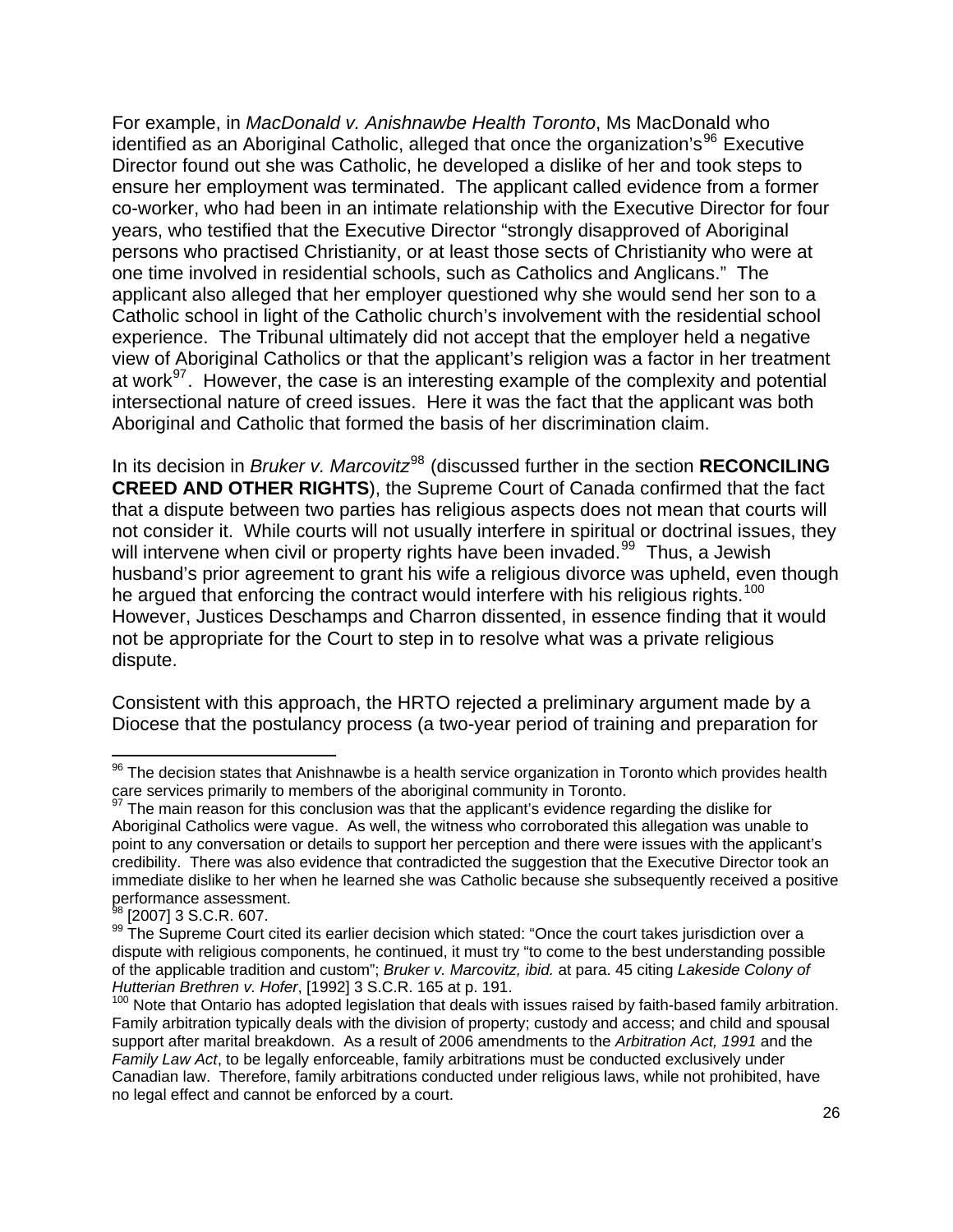For example, in *MacDonald v. Anishnawbe Health Toronto*, Ms MacDonald who identified as an Aboriginal Catholic, alleged that once the organization's[96] Executive Director found out she was Catholic, he developed a dislike of her and took steps to ensure her employment was terminated. The applicant called evidence from a former co-worker, who had been in an intimate relationship with the Executive Director for four years, who testified that the Executive Director "strongly disapproved of Aboriginal persons who practised Christianity, or at least those sects of Christianity who were at one time involved in residential schools, such as Catholics and Anglicans." The applicant also alleged that her employer questioned why she would send her son to a Catholic school in light of the Catholic church's involvement with the residential school experience. The Tribunal ultimately did not accept that the employer held a negative view of Aboriginal Catholics or that the applicant's religion was a factor in her treatment at work[97]. However, the case is an interesting example of the complexity and potential intersectional nature of creed issues. Here it was the fact that the applicant was both Aboriginal and Catholic that formed the basis of her discrimination claim.

In its decision in *Bruker v. Marcovitz*[98] (discussed further in the section **RECONCILING CREED AND OTHER RIGHTS**), the Supreme Court of Canada confirmed that the fact that a dispute between two parties has religious aspects does not mean that courts will not consider it. While courts will not usually interfere in spiritual or doctrinal issues, they will intervene when civil or property rights have been invaded.[99] Thus, a Jewish husband's prior agreement to grant his wife a religious divorce was upheld, even though he argued that enforcing the contract would interfere with his religious rights.[100] However, Justices Deschamps and Charron dissented, in essence finding that it would not be appropriate for the Court to step in to resolve what was a private religious dispute.

Consistent with this approach, the HRTO rejected a preliminary argument made by a Diocese that the postulancy process (a two-year period of training and preparation for

---

[96] The decision states that Anishnawbe is a health service organization in Toronto which provides health care services primarily to members of the aboriginal community in Toronto.

[97] The main reason for this conclusion was that the applicant's evidence regarding the dislike for Aboriginal Catholics were vague. As well, the witness who corroborated this allegation was unable to point to any conversation or details to support her perception and there were issues with the applicant's credibility. There was also evidence that contradicted the suggestion that the Executive Director took an immediate dislike to her when he learned she was Catholic because she subsequently received a positive performance assessment.

[98] [2007] 3 S.C.R. 607.

[99] The Supreme Court cited its earlier decision which stated: "Once the court takes jurisdiction over a dispute with religious components, he continued, it must try "to come to the best understanding possible of the applicable tradition and custom"; *Bruker v. Marcovitz, ibid.* at para. 45 citing *Lakeside Colony of Hutterian Brethren v. Hofer*, [1992] 3 S.C.R. 165 at p. 191.

[100] Note that Ontario has adopted legislation that deals with issues raised by faith-based family arbitration. Family arbitration typically deals with the division of property; custody and access; and child and spousal support after marital breakdown. As a result of 2006 amendments to the *Arbitration Act, 1991* and the *Family Law Act*, to be legally enforceable, family arbitrations must be conducted exclusively under Canadian law. Therefore, family arbitrations conducted under religious laws, while not prohibited, have no legal effect and cannot be enforced by a court.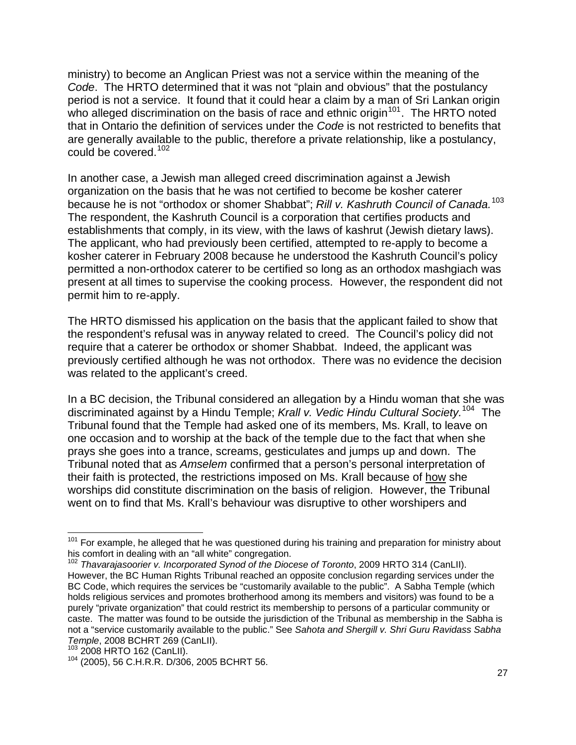ministry) to become an Anglican Priest was not a service within the meaning of the *Code*. The HRTO determined that it was not "plain and obvious" that the postulancy period is not a service. It found that it could hear a claim by a man of Sri Lankan origin who alleged discrimination on the basis of race and ethnic origin[101]. The HRTO noted that in Ontario the definition of services under the *Code* is not restricted to benefits that are generally available to the public, therefore a private relationship, like a postulancy, could be covered.[102]

In another case, a Jewish man alleged creed discrimination against a Jewish organization on the basis that he was not certified to become be kosher caterer because he is not "orthodox or shomer Shabbat"; *Rill v. Kashruth Council of Canada.*[103] The respondent, the Kashruth Council is a corporation that certifies products and establishments that comply, in its view, with the laws of kashrut (Jewish dietary laws). The applicant, who had previously been certified, attempted to re-apply to become a kosher caterer in February 2008 because he understood the Kashruth Council's policy permitted a non-orthodox caterer to be certified so long as an orthodox mashgiach was present at all times to supervise the cooking process. However, the respondent did not permit him to re-apply.

The HRTO dismissed his application on the basis that the applicant failed to show that the respondent's refusal was in anyway related to creed. The Council's policy did not require that a caterer be orthodox or shomer Shabbat. Indeed, the applicant was previously certified although he was not orthodox. There was no evidence the decision was related to the applicant's creed.

In a BC decision, the Tribunal considered an allegation by a Hindu woman that she was discriminated against by a Hindu Temple; *Krall v. Vedic Hindu Cultural Society.*[104] The Tribunal found that the Temple had asked one of its members, Ms. Krall, to leave on one occasion and to worship at the back of the temple due to the fact that when she prays she goes into a trance, screams, gesticulates and jumps up and down. The Tribunal noted that as *Amselem* confirmed that a person's personal interpretation of their faith is protected, the restrictions imposed on Ms. Krall because of <u>how</u> she worships did constitute discrimination on the basis of religion. However, the Tribunal went on to find that Ms. Krall's behaviour was disruptive to other worshipers and

---

[101] For example, he alleged that he was questioned during his training and preparation for ministry about his comfort in dealing with an "all white" congregation.

[102] *Thavarajasoorier v. Incorporated Synod of the Diocese of Toronto*, 2009 HRTO 314 (CanLII). However, the BC Human Rights Tribunal reached an opposite conclusion regarding services under the BC Code, which requires the services be "customarily available to the public". A Sabha Temple (which holds religious services and promotes brotherhood among its members and visitors) was found to be a purely "private organization" that could restrict its membership to persons of a particular community or caste. The matter was found to be outside the jurisdiction of the Tribunal as membership in the Sabha is not a "service customarily available to the public." See *Sahota and Shergill v. Shri Guru Ravidass Sabha Temple*, 2008 BCHRT 269 (CanLII).

[103] 2008 HRTO 162 (CanLII).

[104] (2005), 56 C.H.R.R. D/306, 2005 BCHRT 56.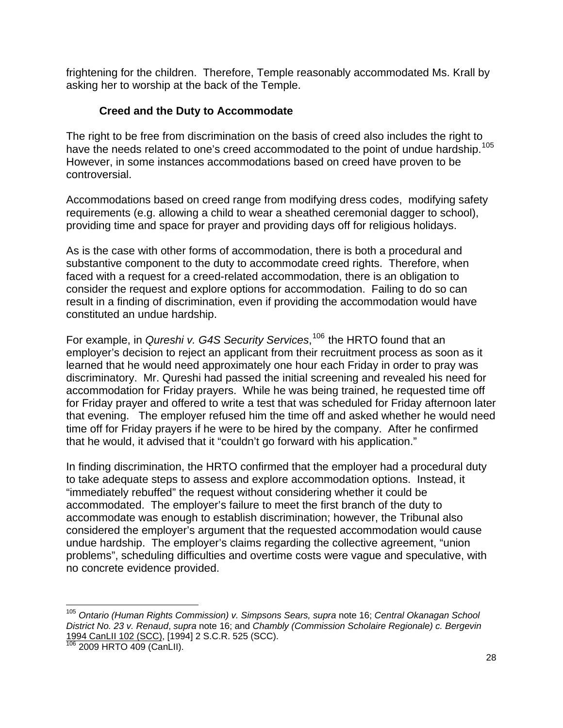frightening for the children. Therefore, Temple reasonably accommodated Ms. Krall by asking her to worship at the back of the Temple.

### Creed and the Duty to Accommodate

The right to be free from discrimination on the basis of creed also includes the right to have the needs related to one's creed accommodated to the point of undue hardship.[105] However, in some instances accommodations based on creed have proven to be controversial.

Accommodations based on creed range from modifying dress codes, modifying safety requirements (e.g. allowing a child to wear a sheathed ceremonial dagger to school), providing time and space for prayer and providing days off for religious holidays.

As is the case with other forms of accommodation, there is both a procedural and substantive component to the duty to accommodate creed rights. Therefore, when faced with a request for a creed-related accommodation, there is an obligation to consider the request and explore options for accommodation. Failing to do so can result in a finding of discrimination, even if providing the accommodation would have constituted an undue hardship.

For example, in *Qureshi v. G4S Security Services*,[106] the HRTO found that an employer's decision to reject an applicant from their recruitment process as soon as it learned that he would need approximately one hour each Friday in order to pray was discriminatory. Mr. Qureshi had passed the initial screening and revealed his need for accommodation for Friday prayers. While he was being trained, he requested time off for Friday prayer and offered to write a test that was scheduled for Friday afternoon later that evening. The employer refused him the time off and asked whether he would need time off for Friday prayers if he were to be hired by the company. After he confirmed that he would, it advised that it "couldn't go forward with his application."

In finding discrimination, the HRTO confirmed that the employer had a procedural duty to take adequate steps to assess and explore accommodation options. Instead, it "immediately rebuffed" the request without considering whether it could be accommodated. The employer's failure to meet the first branch of the duty to accommodate was enough to establish discrimination; however, the Tribunal also considered the employer's argument that the requested accommodation would cause undue hardship. The employer's claims regarding the collective agreement, "union problems", scheduling difficulties and overtime costs were vague and speculative, with no concrete evidence provided.

---

[105] *Ontario (Human Rights Commission) v. Simpsons Sears, supra* note 16; *Central Okanagan School District No. 23 v. Renaud*, *supra* note 16; and *Chambly (Commission Scholaire Regionale) c. Bergevin* 1994 CanLII 102 (SCC), [1994] 2 S.C.R. 525 (SCC).

[106] 2009 HRTO 409 (CanLII).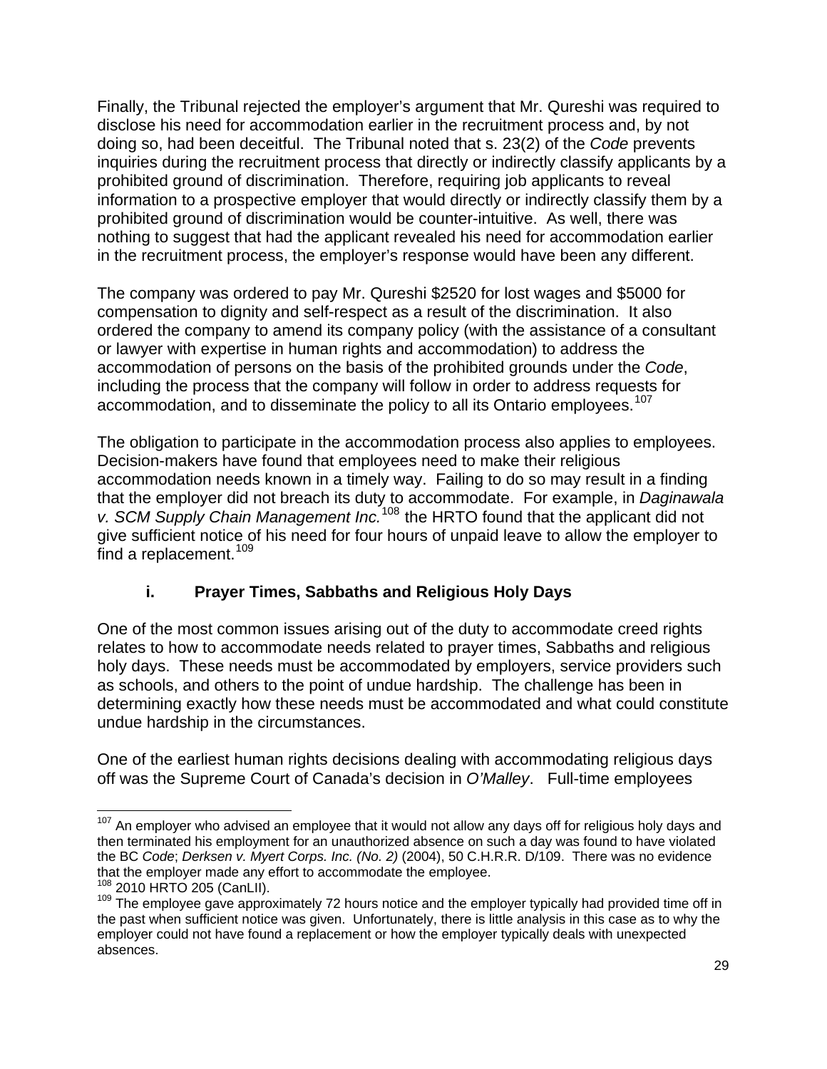Finally, the Tribunal rejected the employer's argument that Mr. Qureshi was required to disclose his need for accommodation earlier in the recruitment process and, by not doing so, had been deceitful. The Tribunal noted that s. 23(2) of the *Code* prevents inquiries during the recruitment process that directly or indirectly classify applicants by a prohibited ground of discrimination. Therefore, requiring job applicants to reveal information to a prospective employer that would directly or indirectly classify them by a prohibited ground of discrimination would be counter-intuitive. As well, there was nothing to suggest that had the applicant revealed his need for accommodation earlier in the recruitment process, the employer's response would have been any different.

The company was ordered to pay Mr. Qureshi $2520 for lost wages and $5000 for compensation to dignity and self-respect as a result of the discrimination. It also ordered the company to amend its company policy (with the assistance of a consultant or lawyer with expertise in human rights and accommodation) to address the accommodation of persons on the basis of the prohibited grounds under the *Code*, including the process that the company will follow in order to address requests for accommodation, and to disseminate the policy to all its Ontario employees.[107]

The obligation to participate in the accommodation process also applies to employees. Decision-makers have found that employees need to make their religious accommodation needs known in a timely way. Failing to do so may result in a finding that the employer did not breach its duty to accommodate. For example, in *Daginawala v. SCM Supply Chain Management Inc.*[108] the HRTO found that the applicant did not give sufficient notice of his need for four hours of unpaid leave to allow the employer to find a replacement.[109]

### i. Prayer Times, Sabbaths and Religious Holy Days

One of the most common issues arising out of the duty to accommodate creed rights relates to how to accommodate needs related to prayer times, Sabbaths and religious holy days. These needs must be accommodated by employers, service providers such as schools, and others to the point of undue hardship. The challenge has been in determining exactly how these needs must be accommodated and what could constitute undue hardship in the circumstances.

One of the earliest human rights decisions dealing with accommodating religious days off was the Supreme Court of Canada's decision in *O'Malley*. Full-time employees

---

[107] An employer who advised an employee that it would not allow any days off for religious holy days and then terminated his employment for an unauthorized absence on such a day was found to have violated the BC *Code*; *Derksen v. Myert Corps. Inc. (No. 2)* (2004), 50 C.H.R.R. D/109. There was no evidence that the employer made any effort to accommodate the employee.

[108] 2010 HRTO 205 (CanLII).

[109] The employee gave approximately 72 hours notice and the employer typically had provided time off in the past when sufficient notice was given. Unfortunately, there is little analysis in this case as to why the employer could not have found a replacement or how the employer typically deals with unexpected absences.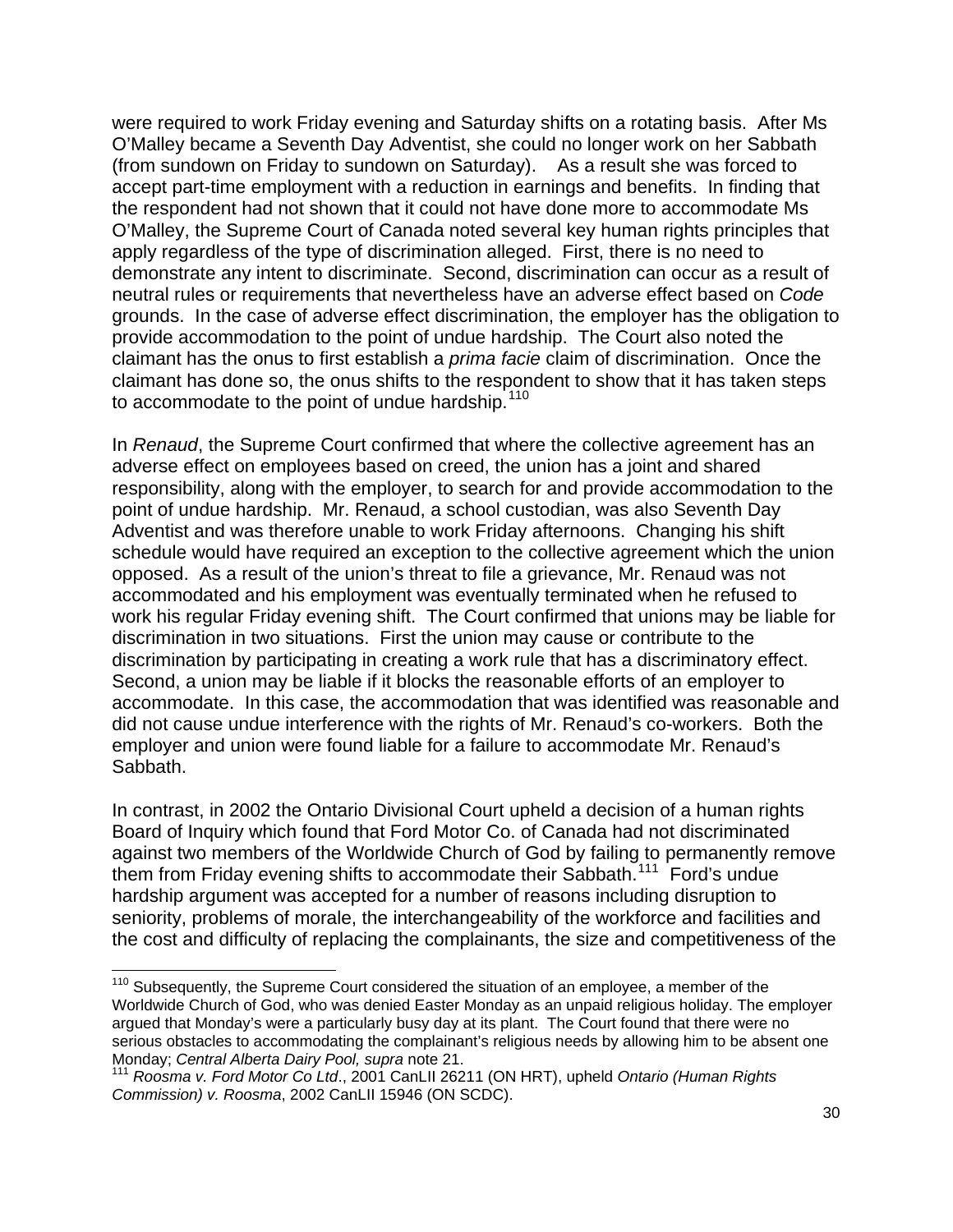were required to work Friday evening and Saturday shifts on a rotating basis. After Ms O'Malley became a Seventh Day Adventist, she could no longer work on her Sabbath (from sundown on Friday to sundown on Saturday). As a result she was forced to accept part-time employment with a reduction in earnings and benefits. In finding that the respondent had not shown that it could not have done more to accommodate Ms O'Malley, the Supreme Court of Canada noted several key human rights principles that apply regardless of the type of discrimination alleged. First, there is no need to demonstrate any intent to discriminate. Second, discrimination can occur as a result of neutral rules or requirements that nevertheless have an adverse effect based on *Code* grounds. In the case of adverse effect discrimination, the employer has the obligation to provide accommodation to the point of undue hardship. The Court also noted the claimant has the onus to first establish a *prima facie* claim of discrimination. Once the claimant has done so, the onus shifts to the respondent to show that it has taken steps to accommodate to the point of undue hardship.[110]

In *Renaud*, the Supreme Court confirmed that where the collective agreement has an adverse effect on employees based on creed, the union has a joint and shared responsibility, along with the employer, to search for and provide accommodation to the point of undue hardship. Mr. Renaud, a school custodian, was also Seventh Day Adventist and was therefore unable to work Friday afternoons. Changing his shift schedule would have required an exception to the collective agreement which the union opposed. As a result of the union's threat to file a grievance, Mr. Renaud was not accommodated and his employment was eventually terminated when he refused to work his regular Friday evening shift. The Court confirmed that unions may be liable for discrimination in two situations. First the union may cause or contribute to the discrimination by participating in creating a work rule that has a discriminatory effect. Second, a union may be liable if it blocks the reasonable efforts of an employer to accommodate. In this case, the accommodation that was identified was reasonable and did not cause undue interference with the rights of Mr. Renaud's co-workers. Both the employer and union were found liable for a failure to accommodate Mr. Renaud's Sabbath.

In contrast, in 2002 the Ontario Divisional Court upheld a decision of a human rights Board of Inquiry which found that Ford Motor Co. of Canada had not discriminated against two members of the Worldwide Church of God by failing to permanently remove them from Friday evening shifts to accommodate their Sabbath.[111] Ford's undue hardship argument was accepted for a number of reasons including disruption to seniority, problems of morale, the interchangeability of the workforce and facilities and the cost and difficulty of replacing the complainants, the size and competitiveness of the

---

[110] Subsequently, the Supreme Court considered the situation of an employee, a member of the Worldwide Church of God, who was denied Easter Monday as an unpaid religious holiday. The employer argued that Monday's were a particularly busy day at its plant. The Court found that there were no serious obstacles to accommodating the complainant's religious needs by allowing him to be absent one Monday; *Central Alberta Dairy Pool, supra* note 21.

[111] *Roosma v. Ford Motor Co Ltd*., 2001 CanLII 26211 (ON HRT), upheld *Ontario (Human Rights Commission) v. Roosma*, 2002 CanLII 15946 (ON SCDC).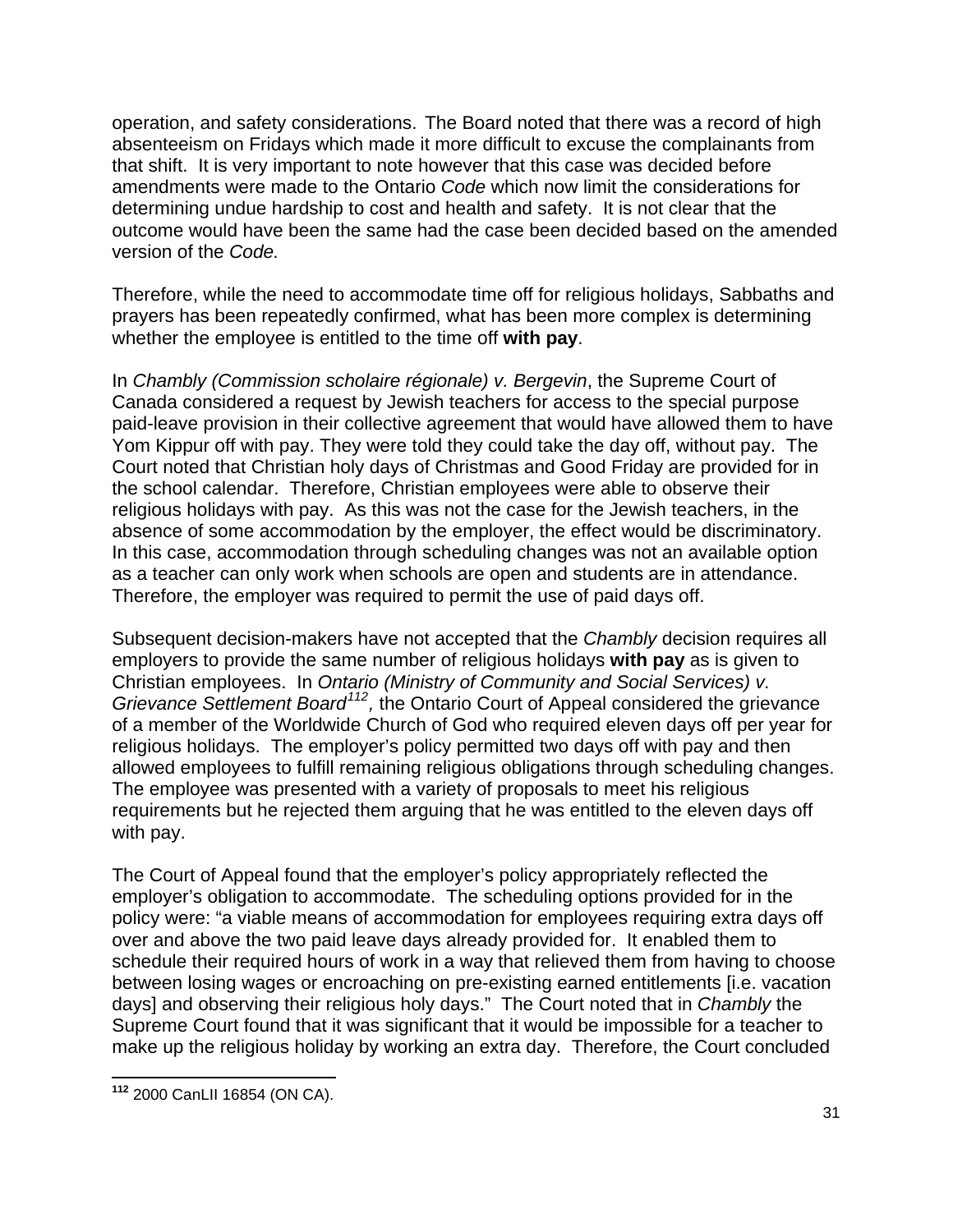operation, and safety considerations. The Board noted that there was a record of high absenteeism on Fridays which made it more difficult to excuse the complainants from that shift. It is very important to note however that this case was decided before amendments were made to the Ontario *Code* which now limit the considerations for determining undue hardship to cost and health and safety. It is not clear that the outcome would have been the same had the case been decided based on the amended version of the *Code.*

Therefore, while the need to accommodate time off for religious holidays, Sabbaths and prayers has been repeatedly confirmed, what has been more complex is determining whether the employee is entitled to the time off **with pay**.

In *Chambly (Commission scolaire régionale) v. Bergevin*, the Supreme Court of Canada considered a request by Jewish teachers for access to the special purpose paid-leave provision in their collective agreement that would have allowed them to have Yom Kippur off with pay. They were told they could take the day off, without pay. The Court noted that Christian holy days of Christmas and Good Friday are provided for in the school calendar. Therefore, Christian employees were able to observe their religious holidays with pay. As this was not the case for the Jewish teachers, in the absence of some accommodation by the employer, the effect would be discriminatory. In this case, accommodation through scheduling changes was not an available option as a teacher can only work when schools are open and students are in attendance. Therefore, the employer was required to permit the use of paid days off.

Subsequent decision-makers have not accepted that the *Chambly* decision requires all employers to provide the same number of religious holidays **with pay** as is given to Christian employees. In *Ontario (Ministry of Community and Social Services) v. Grievance Settlement Board*[112]*,* the Ontario Court of Appeal considered the grievance of a member of the Worldwide Church of God who required eleven days off per year for religious holidays. The employer's policy permitted two days off with pay and then allowed employees to fulfill remaining religious obligations through scheduling changes. The employee was presented with a variety of proposals to meet his religious requirements but he rejected them arguing that he was entitled to the eleven days off with pay.

The Court of Appeal found that the employer's policy appropriately reflected the employer's obligation to accommodate. The scheduling options provided for in the policy were: "a viable means of accommodation for employees requiring extra days off over and above the two paid leave days already provided for. It enabled them to schedule their required hours of work in a way that relieved them from having to choose between losing wages or encroaching on pre-existing earned entitlements [i.e. vacation days] and observing their religious holy days." The Court noted that in *Chambly* the Supreme Court found that it was significant that it would be impossible for a teacher to make up the religious holiday by working an extra day. Therefore, the Court concluded

---

**112** 2000 CanLII 16854 (ON CA).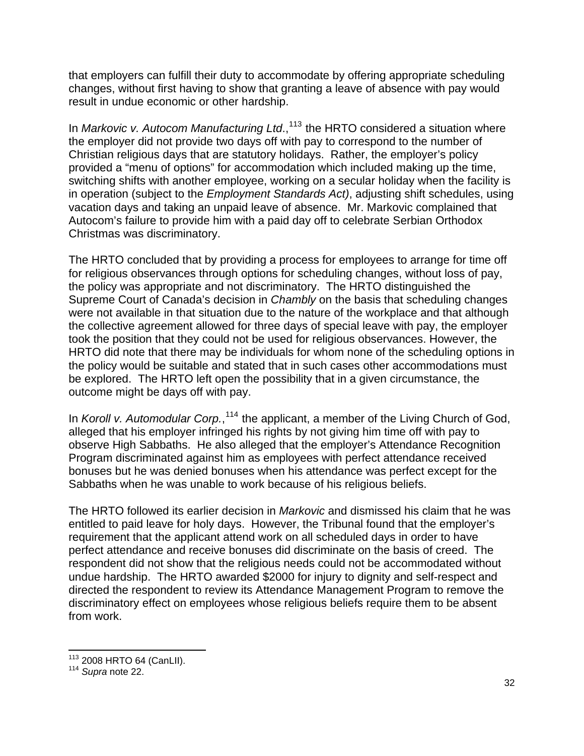that employers can fulfill their duty to accommodate by offering appropriate scheduling changes, without first having to show that granting a leave of absence with pay would result in undue economic or other hardship.

In *Markovic v. Autocom Manufacturing Ltd*.,[113] the HRTO considered a situation where the employer did not provide two days off with pay to correspond to the number of Christian religious days that are statutory holidays. Rather, the employer's policy provided a "menu of options" for accommodation which included making up the time, switching shifts with another employee, working on a secular holiday when the facility is in operation (subject to the *Employment Standards Act)*, adjusting shift schedules, using vacation days and taking an unpaid leave of absence. Mr. Markovic complained that Autocom's failure to provide him with a paid day off to celebrate Serbian Orthodox Christmas was discriminatory.

The HRTO concluded that by providing a process for employees to arrange for time off for religious observances through options for scheduling changes, without loss of pay, the policy was appropriate and not discriminatory. The HRTO distinguished the Supreme Court of Canada's decision in *Chambly* on the basis that scheduling changes were not available in that situation due to the nature of the workplace and that although the collective agreement allowed for three days of special leave with pay, the employer took the position that they could not be used for religious observances. However, the HRTO did note that there may be individuals for whom none of the scheduling options in the policy would be suitable and stated that in such cases other accommodations must be explored. The HRTO left open the possibility that in a given circumstance, the outcome might be days off with pay.

In *Koroll v. Automodular Corp.*,[114] the applicant, a member of the Living Church of God, alleged that his employer infringed his rights by not giving him time off with pay to observe High Sabbaths. He also alleged that the employer's Attendance Recognition Program discriminated against him as employees with perfect attendance received bonuses but he was denied bonuses when his attendance was perfect except for the Sabbaths when he was unable to work because of his religious beliefs.

The HRTO followed its earlier decision in *Markovic* and dismissed his claim that he was entitled to paid leave for holy days. However, the Tribunal found that the employer's requirement that the applicant attend work on all scheduled days in order to have perfect attendance and receive bonuses did discriminate on the basis of creed. The respondent did not show that the religious needs could not be accommodated without undue hardship. The HRTO awarded $2000 for injury to dignity and self-respect and directed the respondent to review its Attendance Management Program to remove the discriminatory effect on employees whose religious beliefs require them to be absent from work.

---

[113] 2008 HRTO 64 (CanLII).

[114] *Supra* note 22.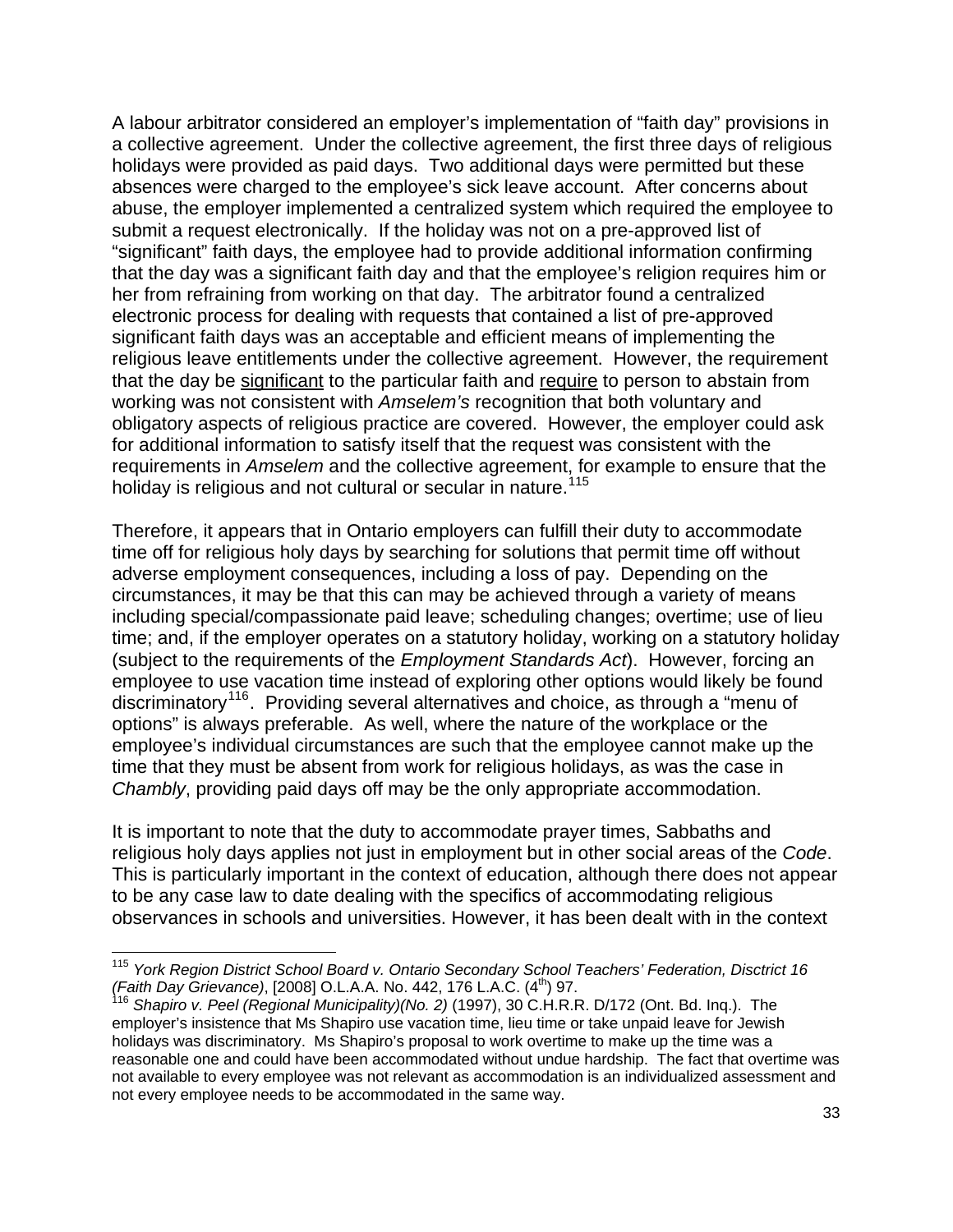A labour arbitrator considered an employer's implementation of "faith day" provisions in a collective agreement. Under the collective agreement, the first three days of religious holidays were provided as paid days. Two additional days were permitted but these absences were charged to the employee's sick leave account. After concerns about abuse, the employer implemented a centralized system which required the employee to submit a request electronically. If the holiday was not on a pre-approved list of "significant" faith days, the employee had to provide additional information confirming that the day was a significant faith day and that the employee's religion requires him or her from refraining from working on that day. The arbitrator found a centralized electronic process for dealing with requests that contained a list of pre-approved significant faith days was an acceptable and efficient means of implementing the religious leave entitlements under the collective agreement. However, the requirement that the day be <u>significant</u> to the particular faith and <u>require</u> to person to abstain from working was not consistent with *Amselem's* recognition that both voluntary and obligatory aspects of religious practice are covered. However, the employer could ask for additional information to satisfy itself that the request was consistent with the requirements in *Amselem* and the collective agreement, for example to ensure that the holiday is religious and not cultural or secular in nature.[115]

Therefore, it appears that in Ontario employers can fulfill their duty to accommodate time off for religious holy days by searching for solutions that permit time off without adverse employment consequences, including a loss of pay. Depending on the circumstances, it may be that this can may be achieved through a variety of means including special/compassionate paid leave; scheduling changes; overtime; use of lieu time; and, if the employer operates on a statutory holiday, working on a statutory holiday (subject to the requirements of the *Employment Standards Act*). However, forcing an employee to use vacation time instead of exploring other options would likely be found discriminatory[116]. Providing several alternatives and choice, as through a "menu of options" is always preferable. As well, where the nature of the workplace or the employee's individual circumstances are such that the employee cannot make up the time that they must be absent from work for religious holidays, as was the case in *Chambly*, providing paid days off may be the only appropriate accommodation.

It is important to note that the duty to accommodate prayer times, Sabbaths and religious holy days applies not just in employment but in other social areas of the *Code*. This is particularly important in the context of education, although there does not appear to be any case law to date dealing with the specifics of accommodating religious observances in schools and universities. However, it has been dealt with in the context

---

[115] *York Region District School Board v. Ontario Secondary School Teachers' Federation, Disctrict 16 (Faith Day Grievance)*, [2008] O.L.A.A. No. 442, 176 L.A.C. (4th) 97.

[116] *Shapiro v. Peel (Regional Municipality)(No. 2)* (1997), 30 C.H.R.R. D/172 (Ont. Bd. Inq.). The employer's insistence that Ms Shapiro use vacation time, lieu time or take unpaid leave for Jewish holidays was discriminatory. Ms Shapiro's proposal to work overtime to make up the time was a reasonable one and could have been accommodated without undue hardship. The fact that overtime was not available to every employee was not relevant as accommodation is an individualized assessment and not every employee needs to be accommodated in the same way.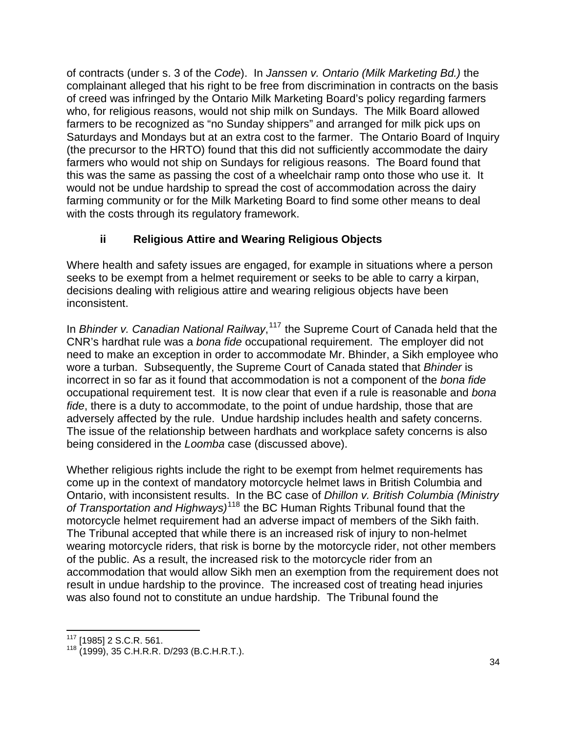of contracts (under s. 3 of the *Code*). In *Janssen v. Ontario (Milk Marketing Bd.)* the complainant alleged that his right to be free from discrimination in contracts on the basis of creed was infringed by the Ontario Milk Marketing Board's policy regarding farmers who, for religious reasons, would not ship milk on Sundays. The Milk Board allowed farmers to be recognized as "no Sunday shippers" and arranged for milk pick ups on Saturdays and Mondays but at an extra cost to the farmer. The Ontario Board of Inquiry (the precursor to the HRTO) found that this did not sufficiently accommodate the dairy farmers who would not ship on Sundays for religious reasons. The Board found that this was the same as passing the cost of a wheelchair ramp onto those who use it. It would not be undue hardship to spread the cost of accommodation across the dairy farming community or for the Milk Marketing Board to find some other means to deal with the costs through its regulatory framework.

### ii Religious Attire and Wearing Religious Objects

Where health and safety issues are engaged, for example in situations where a person seeks to be exempt from a helmet requirement or seeks to be able to carry a kirpan, decisions dealing with religious attire and wearing religious objects have been inconsistent.

In *Bhinder v. Canadian National Railway*,[117] the Supreme Court of Canada held that the CNR's hardhat rule was a *bona fide* occupational requirement. The employer did not need to make an exception in order to accommodate Mr. Bhinder, a Sikh employee who wore a turban. Subsequently, the Supreme Court of Canada stated that *Bhinder* is incorrect in so far as it found that accommodation is not a component of the *bona fide* occupational requirement test. It is now clear that even if a rule is reasonable and *bona fide*, there is a duty to accommodate, to the point of undue hardship, those that are adversely affected by the rule. Undue hardship includes health and safety concerns. The issue of the relationship between hardhats and workplace safety concerns is also being considered in the *Loomba* case (discussed above).

Whether religious rights include the right to be exempt from helmet requirements has come up in the context of mandatory motorcycle helmet laws in British Columbia and Ontario, with inconsistent results. In the BC case of *Dhillon v. British Columbia (Ministry of Transportation and Highways)*[118] the BC Human Rights Tribunal found that the motorcycle helmet requirement had an adverse impact of members of the Sikh faith. The Tribunal accepted that while there is an increased risk of injury to non-helmet wearing motorcycle riders, that risk is borne by the motorcycle rider, not other members of the public. As a result, the increased risk to the motorcycle rider from an accommodation that would allow Sikh men an exemption from the requirement does not result in undue hardship to the province. The increased cost of treating head injuries was also found not to constitute an undue hardship. The Tribunal found the

---

[117] [1985] 2 S.C.R. 561.

[118] (1999), 35 C.H.R.R. D/293 (B.C.H.R.T.).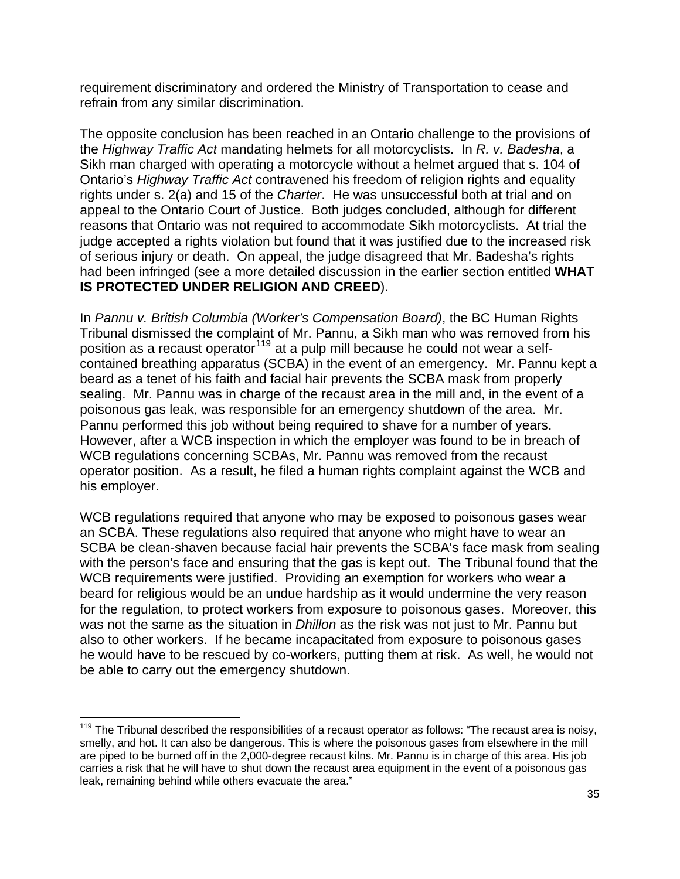requirement discriminatory and ordered the Ministry of Transportation to cease and refrain from any similar discrimination.

The opposite conclusion has been reached in an Ontario challenge to the provisions of the *Highway Traffic Act* mandating helmets for all motorcyclists. In *R. v. Badesha*, a Sikh man charged with operating a motorcycle without a helmet argued that s. 104 of Ontario's *Highway Traffic Act* contravened his freedom of religion rights and equality rights under s. 2(a) and 15 of the *Charter*. He was unsuccessful both at trial and on appeal to the Ontario Court of Justice. Both judges concluded, although for different reasons that Ontario was not required to accommodate Sikh motorcyclists. At trial the judge accepted a rights violation but found that it was justified due to the increased risk of serious injury or death. On appeal, the judge disagreed that Mr. Badesha's rights had been infringed (see a more detailed discussion in the earlier section entitled **WHAT IS PROTECTED UNDER RELIGION AND CREED**).

In *Pannu v. British Columbia (Worker's Compensation Board)*, the BC Human Rights Tribunal dismissed the complaint of Mr. Pannu, a Sikh man who was removed from his position as a recaust operator[119] at a pulp mill because he could not wear a self-contained breathing apparatus (SCBA) in the event of an emergency. Mr. Pannu kept a beard as a tenet of his faith and facial hair prevents the SCBA mask from properly sealing. Mr. Pannu was in charge of the recaust area in the mill and, in the event of a poisonous gas leak, was responsible for an emergency shutdown of the area. Mr. Pannu performed this job without being required to shave for a number of years. However, after a WCB inspection in which the employer was found to be in breach of WCB regulations concerning SCBAs, Mr. Pannu was removed from the recaust operator position. As a result, he filed a human rights complaint against the WCB and his employer.

WCB regulations required that anyone who may be exposed to poisonous gases wear an SCBA. These regulations also required that anyone who might have to wear an SCBA be clean-shaven because facial hair prevents the SCBA's face mask from sealing with the person's face and ensuring that the gas is kept out. The Tribunal found that the WCB requirements were justified. Providing an exemption for workers who wear a beard for religious would be an undue hardship as it would undermine the very reason for the regulation, to protect workers from exposure to poisonous gases. Moreover, this was not the same as the situation in *Dhillon* as the risk was not just to Mr. Pannu but also to other workers. If he became incapacitated from exposure to poisonous gases he would have to be rescued by co-workers, putting them at risk. As well, he would not be able to carry out the emergency shutdown.

---

[119] The Tribunal described the responsibilities of a recaust operator as follows: "The recaust area is noisy, smelly, and hot. It can also be dangerous. This is where the poisonous gases from elsewhere in the mill are piped to be burned off in the 2,000-degree recaust kilns. Mr. Pannu is in charge of this area. His job carries a risk that he will have to shut down the recaust area equipment in the event of a poisonous gas leak, remaining behind while others evacuate the area."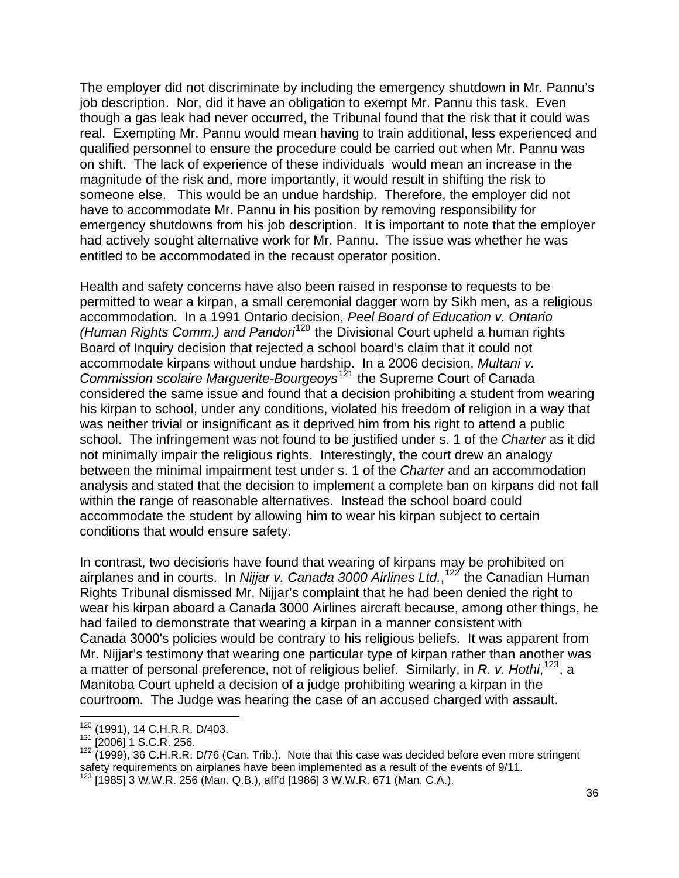The employer did not discriminate by including the emergency shutdown in Mr. Pannu's job description. Nor, did it have an obligation to exempt Mr. Pannu this task. Even though a gas leak had never occurred, the Tribunal found that the risk that it could was real. Exempting Mr. Pannu would mean having to train additional, less experienced and qualified personnel to ensure the procedure could be carried out when Mr. Pannu was on shift. The lack of experience of these individuals would mean an increase in the magnitude of the risk and, more importantly, it would result in shifting the risk to someone else. This would be an undue hardship. Therefore, the employer did not have to accommodate Mr. Pannu in his position by removing responsibility for emergency shutdowns from his job description. It is important to note that the employer had actively sought alternative work for Mr. Pannu. The issue was whether he was entitled to be accommodated in the recaust operator position.

Health and safety concerns have also been raised in response to requests to be permitted to wear a kirpan, a small ceremonial dagger worn by Sikh men, as a religious accommodation. In a 1991 Ontario decision, *Peel Board of Education v. Ontario (Human Rights Comm.) and Pandori*[120] the Divisional Court upheld a human rights Board of Inquiry decision that rejected a school board's claim that it could not accommodate kirpans without undue hardship. In a 2006 decision, *Multani v. Commission scolaire Marguerite-Bourgeoys*[121] the Supreme Court of Canada considered the same issue and found that a decision prohibiting a student from wearing his kirpan to school, under any conditions, violated his freedom of religion in a way that was neither trivial or insignificant as it deprived him from his right to attend a public school. The infringement was not found to be justified under s. 1 of the *Charter* as it did not minimally impair the religious rights. Interestingly, the court drew an analogy between the minimal impairment test under s. 1 of the *Charter* and an accommodation analysis and stated that the decision to implement a complete ban on kirpans did not fall within the range of reasonable alternatives. Instead the school board could accommodate the student by allowing him to wear his kirpan subject to certain conditions that would ensure safety.

In contrast, two decisions have found that wearing of kirpans may be prohibited on airplanes and in courts. In *Nijjar v. Canada 3000 Airlines Ltd.*,[122] the Canadian Human Rights Tribunal dismissed Mr. Nijjar's complaint that he had been denied the right to wear his kirpan aboard a Canada 3000 Airlines aircraft because, among other things, he had failed to demonstrate that wearing a kirpan in a manner consistent with Canada 3000's policies would be contrary to his religious beliefs. It was apparent from Mr. Nijjar's testimony that wearing one particular type of kirpan rather than another was a matter of personal preference, not of religious belief. Similarly, in *R. v. Hothi*,[123], a Manitoba Court upheld a decision of a judge prohibiting wearing a kirpan in the courtroom. The Judge was hearing the case of an accused charged with assault.

---

[120] (1991), 14 C.H.R.R. D/403.

[121] [2006] 1 S.C.R. 256.

[122] (1999), 36 C.H.R.R. D/76 (Can. Trib.). Note that this case was decided before even more stringent safety requirements on airplanes have been implemented as a result of the events of 9/11.

[123] [1985] 3 W.W.R. 256 (Man. Q.B.), aff'd [1986] 3 W.W.R. 671 (Man. C.A.).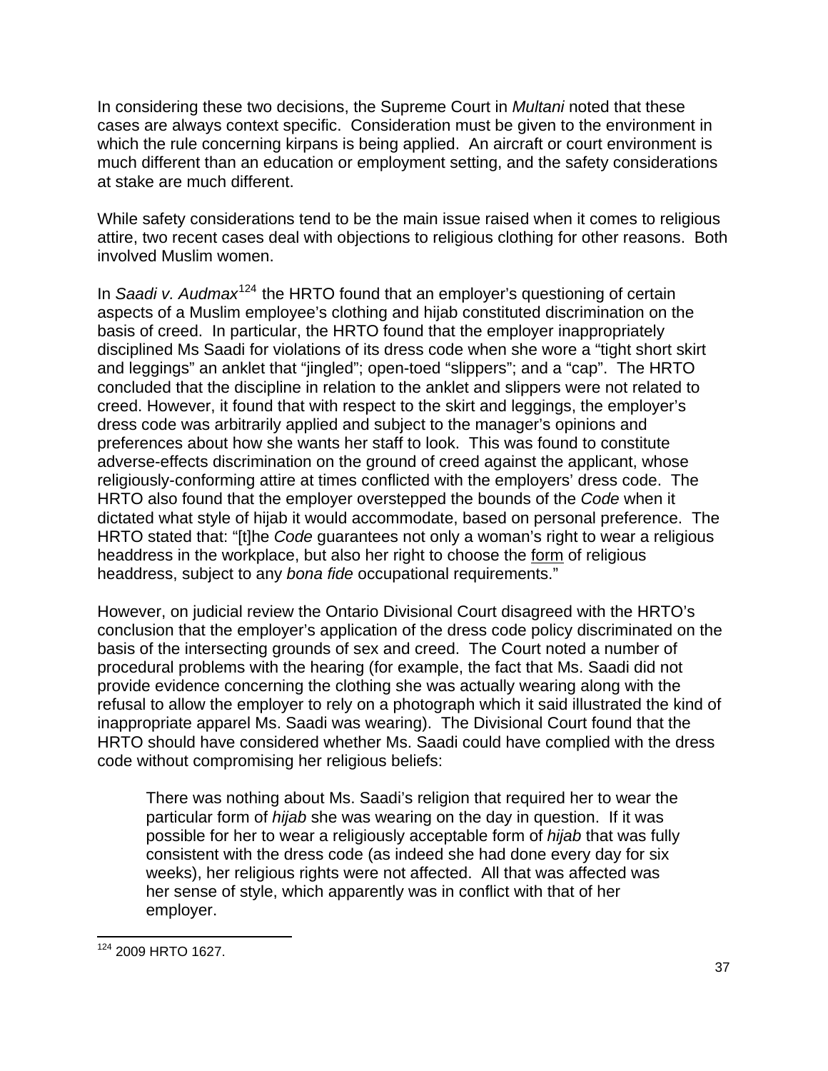In considering these two decisions, the Supreme Court in *Multani* noted that these cases are always context specific. Consideration must be given to the environment in which the rule concerning kirpans is being applied. An aircraft or court environment is much different than an education or employment setting, and the safety considerations at stake are much different.

While safety considerations tend to be the main issue raised when it comes to religious attire, two recent cases deal with objections to religious clothing for other reasons. Both involved Muslim women.

In *Saadi v. Audmax*[124] the HRTO found that an employer's questioning of certain aspects of a Muslim employee's clothing and hijab constituted discrimination on the basis of creed. In particular, the HRTO found that the employer inappropriately disciplined Ms Saadi for violations of its dress code when she wore a "tight short skirt and leggings" an anklet that "jingled"; open-toed "slippers"; and a "cap". The HRTO concluded that the discipline in relation to the anklet and slippers were not related to creed. However, it found that with respect to the skirt and leggings, the employer's dress code was arbitrarily applied and subject to the manager's opinions and preferences about how she wants her staff to look. This was found to constitute adverse-effects discrimination on the ground of creed against the applicant, whose religiously-conforming attire at times conflicted with the employers' dress code. The HRTO also found that the employer overstepped the bounds of the *Code* when it dictated what style of hijab it would accommodate, based on personal preference. The HRTO stated that: "[t]he *Code* guarantees not only a woman's right to wear a religious headdress in the workplace, but also her right to choose the <u>form</u> of religious headdress, subject to any *bona fide* occupational requirements."

However, on judicial review the Ontario Divisional Court disagreed with the HRTO's conclusion that the employer's application of the dress code policy discriminated on the basis of the intersecting grounds of sex and creed. The Court noted a number of procedural problems with the hearing (for example, the fact that Ms. Saadi did not provide evidence concerning the clothing she was actually wearing along with the refusal to allow the employer to rely on a photograph which it said illustrated the kind of inappropriate apparel Ms. Saadi was wearing). The Divisional Court found that the HRTO should have considered whether Ms. Saadi could have complied with the dress code without compromising her religious beliefs:

> There was nothing about Ms. Saadi's religion that required her to wear the particular form of *hijab* she was wearing on the day in question. If it was possible for her to wear a religiously acceptable form of *hijab* that was fully consistent with the dress code (as indeed she had done every day for six weeks), her religious rights were not affected. All that was affected was her sense of style, which apparently was in conflict with that of her employer.

---

[124] 2009 HRTO 1627.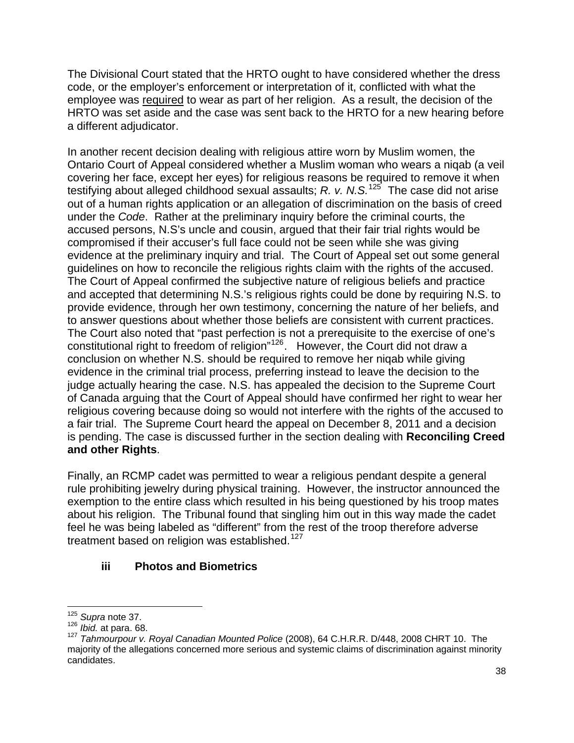The Divisional Court stated that the HRTO ought to have considered whether the dress code, or the employer's enforcement or interpretation of it, conflicted with what the employee was required to wear as part of her religion. As a result, the decision of the HRTO was set aside and the case was sent back to the HRTO for a new hearing before a different adjudicator.

In another recent decision dealing with religious attire worn by Muslim women, the Ontario Court of Appeal considered whether a Muslim woman who wears a niqab (a veil covering her face, except her eyes) for religious reasons be required to remove it when testifying about alleged childhood sexual assaults; *R. v. N.S.*[125] The case did not arise out of a human rights application or an allegation of discrimination on the basis of creed under the *Code*. Rather at the preliminary inquiry before the criminal courts, the accused persons, N.S's uncle and cousin, argued that their fair trial rights would be compromised if their accuser's full face could not be seen while she was giving evidence at the preliminary inquiry and trial. The Court of Appeal set out some general guidelines on how to reconcile the religious rights claim with the rights of the accused. The Court of Appeal confirmed the subjective nature of religious beliefs and practice and accepted that determining N.S.'s religious rights could be done by requiring N.S. to provide evidence, through her own testimony, concerning the nature of her beliefs, and to answer questions about whether those beliefs are consistent with current practices. The Court also noted that "past perfection is not a prerequisite to the exercise of one's constitutional right to freedom of religion"[126]. However, the Court did not draw a conclusion on whether N.S. should be required to remove her niqab while giving evidence in the criminal trial process, preferring instead to leave the decision to the judge actually hearing the case. N.S. has appealed the decision to the Supreme Court of Canada arguing that the Court of Appeal should have confirmed her right to wear her religious covering because doing so would not interfere with the rights of the accused to a fair trial. The Supreme Court heard the appeal on December 8, 2011 and a decision is pending. The case is discussed further in the section dealing with **Reconciling Creed and other Rights**.

Finally, an RCMP cadet was permitted to wear a religious pendant despite a general rule prohibiting jewelry during physical training. However, the instructor announced the exemption to the entire class which resulted in his being questioned by his troop mates about his religion. The Tribunal found that singling him out in this way made the cadet feel he was being labeled as "different" from the rest of the troop therefore adverse treatment based on religion was established.[127]

### iii Photos and Biometrics

---

[125] *Supra* note 37.

[126] *Ibid.* at para. 68.

[127] *Tahmourpour v. Royal Canadian Mounted Police* (2008), 64 C.H.R.R. D/448, 2008 CHRT 10. The majority of the allegations concerned more serious and systemic claims of discrimination against minority candidates.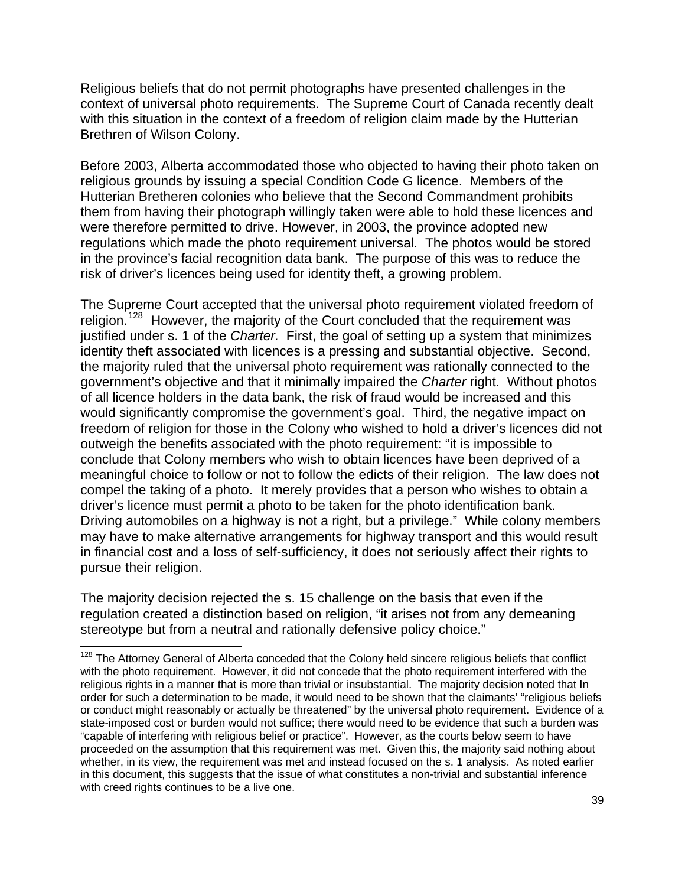Religious beliefs that do not permit photographs have presented challenges in the context of universal photo requirements. The Supreme Court of Canada recently dealt with this situation in the context of a freedom of religion claim made by the Hutterian Brethren of Wilson Colony.

Before 2003, Alberta accommodated those who objected to having their photo taken on religious grounds by issuing a special Condition Code G licence. Members of the Hutterian Bretheren colonies who believe that the Second Commandment prohibits them from having their photograph willingly taken were able to hold these licences and were therefore permitted to drive. However, in 2003, the province adopted new regulations which made the photo requirement universal. The photos would be stored in the province's facial recognition data bank. The purpose of this was to reduce the risk of driver's licences being used for identity theft, a growing problem.

The Supreme Court accepted that the universal photo requirement violated freedom of religion.[128] However, the majority of the Court concluded that the requirement was justified under s. 1 of the *Charter.* First, the goal of setting up a system that minimizes identity theft associated with licences is a pressing and substantial objective. Second, the majority ruled that the universal photo requirement was rationally connected to the government's objective and that it minimally impaired the *Charter* right. Without photos of all licence holders in the data bank, the risk of fraud would be increased and this would significantly compromise the government's goal. Third, the negative impact on freedom of religion for those in the Colony who wished to hold a driver's licences did not outweigh the benefits associated with the photo requirement: "it is impossible to conclude that Colony members who wish to obtain licences have been deprived of a meaningful choice to follow or not to follow the edicts of their religion. The law does not compel the taking of a photo. It merely provides that a person who wishes to obtain a driver's licence must permit a photo to be taken for the photo identification bank. Driving automobiles on a highway is not a right, but a privilege." While colony members may have to make alternative arrangements for highway transport and this would result in financial cost and a loss of self-sufficiency, it does not seriously affect their rights to pursue their religion.

The majority decision rejected the s. 15 challenge on the basis that even if the regulation created a distinction based on religion, "it arises not from any demeaning stereotype but from a neutral and rationally defensive policy choice."

---

[128] The Attorney General of Alberta conceded that the Colony held sincere religious beliefs that conflict with the photo requirement. However, it did not concede that the photo requirement interfered with the religious rights in a manner that is more than trivial or insubstantial. The majority decision noted that In order for such a determination to be made, it would need to be shown that the claimants' "religious beliefs or conduct might reasonably or actually be threatened" by the universal photo requirement. Evidence of a state-imposed cost or burden would not suffice; there would need to be evidence that such a burden was "capable of interfering with religious belief or practice". However, as the courts below seem to have proceeded on the assumption that this requirement was met. Given this, the majority said nothing about whether, in its view, the requirement was met and instead focused on the s. 1 analysis. As noted earlier in this document, this suggests that the issue of what constitutes a non-trivial and substantial inference with creed rights continues to be a live one.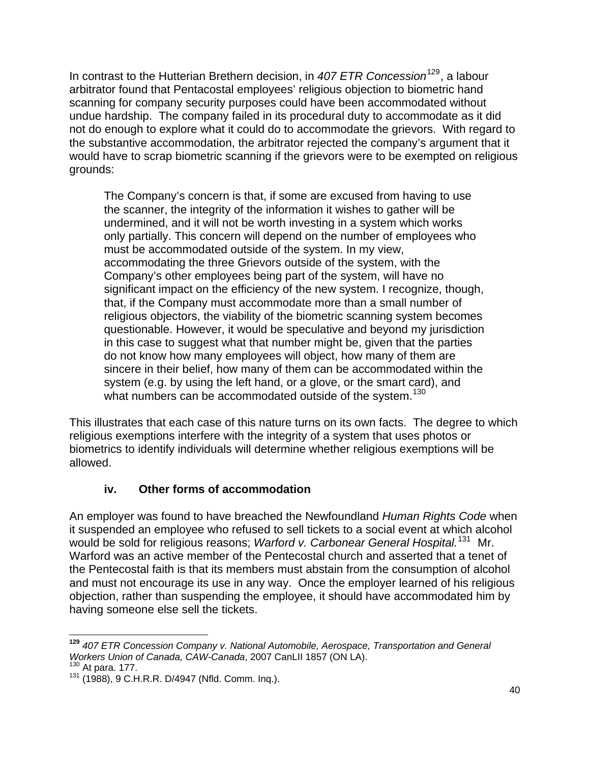In contrast to the Hutterian Brethern decision, in *407 ETR Concession*[129], a labour arbitrator found that Pentacostal employees' religious objection to biometric hand scanning for company security purposes could have been accommodated without undue hardship. The company failed in its procedural duty to accommodate as it did not do enough to explore what it could do to accommodate the grievors. With regard to the substantive accommodation, the arbitrator rejected the company's argument that it would have to scrap biometric scanning if the grievors were to be exempted on religious grounds:

> The Company's concern is that, if some are excused from having to use the scanner, the integrity of the information it wishes to gather will be undermined, and it will not be worth investing in a system which works only partially. This concern will depend on the number of employees who must be accommodated outside of the system. In my view, accommodating the three Grievors outside of the system, with the Company's other employees being part of the system, will have no significant impact on the efficiency of the new system. I recognize, though, that, if the Company must accommodate more than a small number of religious objectors, the viability of the biometric scanning system becomes questionable. However, it would be speculative and beyond my jurisdiction in this case to suggest what that number might be, given that the parties do not know how many employees will object, how many of them are sincere in their belief, how many of them can be accommodated within the system (e.g. by using the left hand, or a glove, or the smart card), and what numbers can be accommodated outside of the system.[130]

This illustrates that each case of this nature turns on its own facts. The degree to which religious exemptions interfere with the integrity of a system that uses photos or biometrics to identify individuals will determine whether religious exemptions will be allowed.

### iv. Other forms of accommodation

An employer was found to have breached the Newfoundland *Human Rights Code* when it suspended an employee who refused to sell tickets to a social event at which alcohol would be sold for religious reasons; *Warford v. Carbonear General Hospital.*[131] Mr. Warford was an active member of the Pentecostal church and asserted that a tenet of the Pentecostal faith is that its members must abstain from the consumption of alcohol and must not encourage its use in any way. Once the employer learned of his religious objection, rather than suspending the employee, it should have accommodated him by having someone else sell the tickets.

---

[129] *407 ETR Concession Company v. National Automobile, Aerospace, Transportation and General Workers Union of Canada, CAW-Canada*, 2007 CanLII 1857 (ON LA).

[130] At para. 177.

[131] (1988), 9 C.H.R.R. D/4947 (Nfld. Comm. Inq.).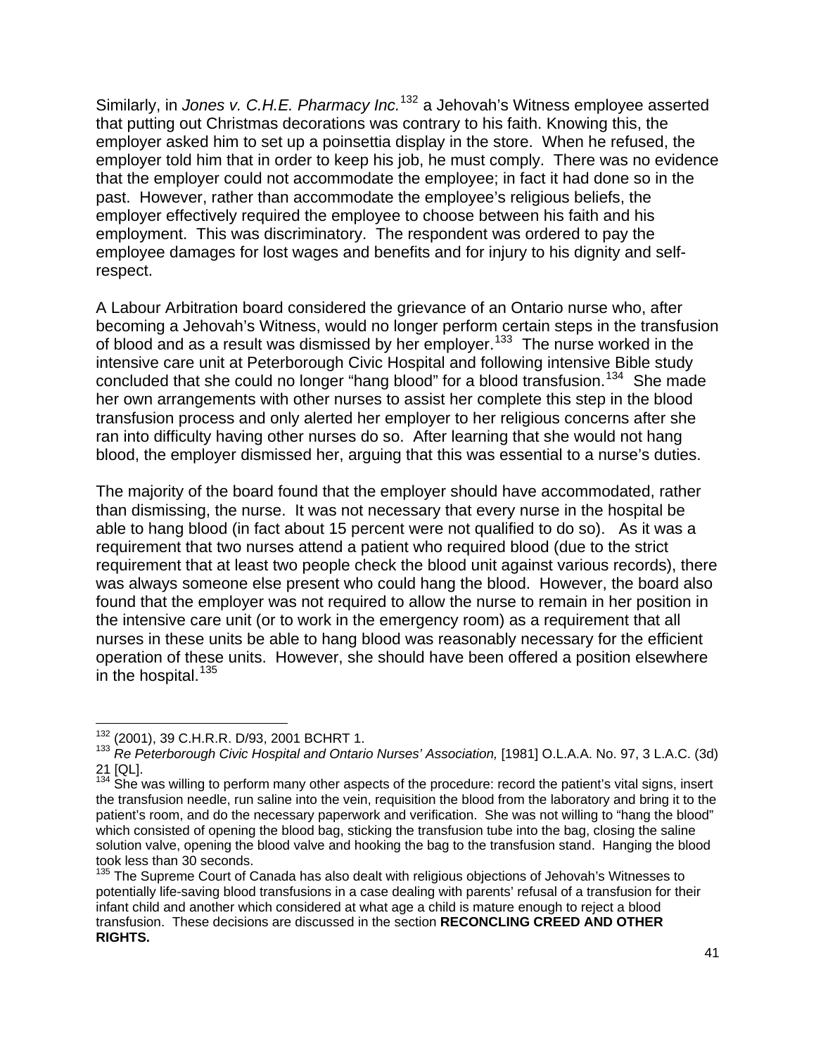Similarly, in *Jones v. C.H.E. Pharmacy Inc.*[132] a Jehovah's Witness employee asserted that putting out Christmas decorations was contrary to his faith. Knowing this, the employer asked him to set up a poinsettia display in the store. When he refused, the employer told him that in order to keep his job, he must comply. There was no evidence that the employer could not accommodate the employee; in fact it had done so in the past. However, rather than accommodate the employee's religious beliefs, the employer effectively required the employee to choose between his faith and his employment. This was discriminatory. The respondent was ordered to pay the employee damages for lost wages and benefits and for injury to his dignity and self-respect.

A Labour Arbitration board considered the grievance of an Ontario nurse who, after becoming a Jehovah's Witness, would no longer perform certain steps in the transfusion of blood and as a result was dismissed by her employer.[133] The nurse worked in the intensive care unit at Peterborough Civic Hospital and following intensive Bible study concluded that she could no longer "hang blood" for a blood transfusion.[134] She made her own arrangements with other nurses to assist her complete this step in the blood transfusion process and only alerted her employer to her religious concerns after she ran into difficulty having other nurses do so. After learning that she would not hang blood, the employer dismissed her, arguing that this was essential to a nurse's duties.

The majority of the board found that the employer should have accommodated, rather than dismissing, the nurse. It was not necessary that every nurse in the hospital be able to hang blood (in fact about 15 percent were not qualified to do so). As it was a requirement that two nurses attend a patient who required blood (due to the strict requirement that at least two people check the blood unit against various records), there was always someone else present who could hang the blood. However, the board also found that the employer was not required to allow the nurse to remain in her position in the intensive care unit (or to work in the emergency room) as a requirement that all nurses in these units be able to hang blood was reasonably necessary for the efficient operation of these units. However, she should have been offered a position elsewhere in the hospital.[135]

---

[132] (2001), 39 C.H.R.R. D/93, 2001 BCHRT 1.

[133] *Re Peterborough Civic Hospital and Ontario Nurses' Association,* [1981] O.L.A.A. No. 97, 3 L.A.C. (3d) 21 [QL].

[134] She was willing to perform many other aspects of the procedure: record the patient's vital signs, insert the transfusion needle, run saline into the vein, requisition the blood from the laboratory and bring it to the patient's room, and do the necessary paperwork and verification. She was not willing to "hang the blood" which consisted of opening the blood bag, sticking the transfusion tube into the bag, closing the saline solution valve, opening the blood valve and hooking the bag to the transfusion stand. Hanging the blood took less than 30 seconds.

[135] The Supreme Court of Canada has also dealt with religious objections of Jehovah's Witnesses to potentially life-saving blood transfusions in a case dealing with parents' refusal of a transfusion for their infant child and another which considered at what age a child is mature enough to reject a blood transfusion. These decisions are discussed in the section **RECONCLING CREED AND OTHER RIGHTS.**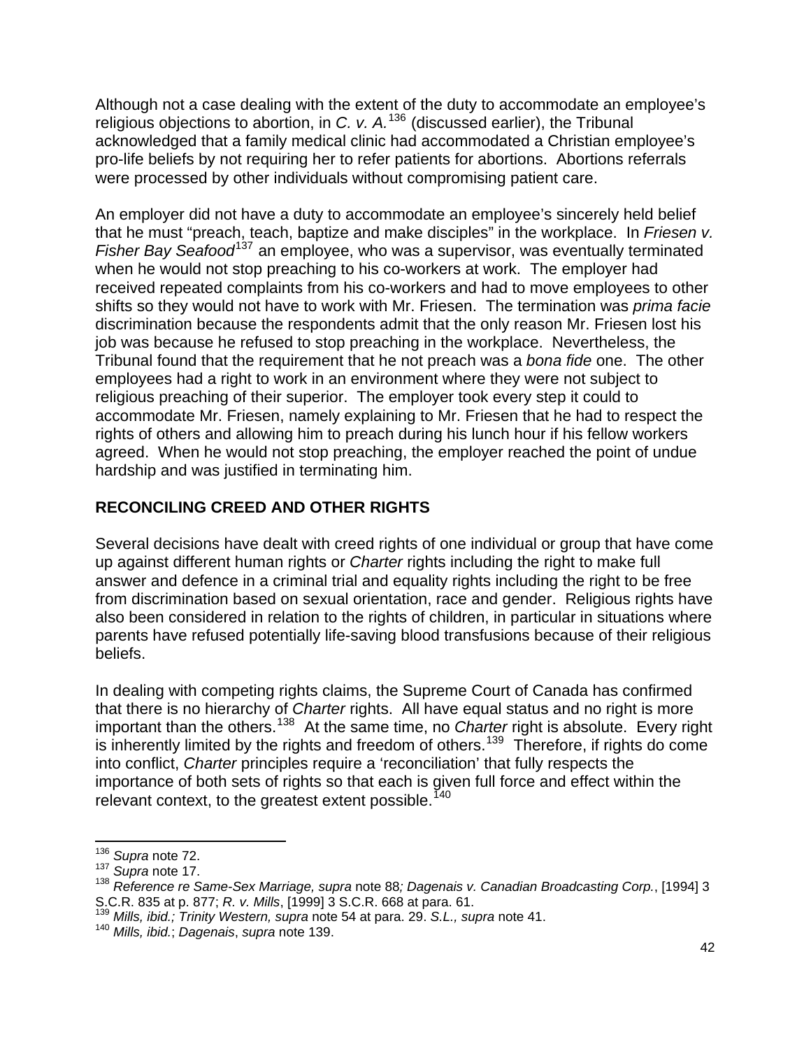Although not a case dealing with the extent of the duty to accommodate an employee's religious objections to abortion, in *C. v. A.*[136] (discussed earlier), the Tribunal acknowledged that a family medical clinic had accommodated a Christian employee's pro-life beliefs by not requiring her to refer patients for abortions. Abortions referrals were processed by other individuals without compromising patient care.

An employer did not have a duty to accommodate an employee's sincerely held belief that he must "preach, teach, baptize and make disciples" in the workplace. In *Friesen v. Fisher Bay Seafood*[137] an employee, who was a supervisor, was eventually terminated when he would not stop preaching to his co-workers at work. The employer had received repeated complaints from his co-workers and had to move employees to other shifts so they would not have to work with Mr. Friesen. The termination was *prima facie* discrimination because the respondents admit that the only reason Mr. Friesen lost his job was because he refused to stop preaching in the workplace. Nevertheless, the Tribunal found that the requirement that he not preach was a *bona fide* one. The other employees had a right to work in an environment where they were not subject to religious preaching of their superior. The employer took every step it could to accommodate Mr. Friesen, namely explaining to Mr. Friesen that he had to respect the rights of others and allowing him to preach during his lunch hour if his fellow workers agreed. When he would not stop preaching, the employer reached the point of undue hardship and was justified in terminating him.

## RECONCILING CREED AND OTHER RIGHTS

Several decisions have dealt with creed rights of one individual or group that have come up against different human rights or *Charter* rights including the right to make full answer and defence in a criminal trial and equality rights including the right to be free from discrimination based on sexual orientation, race and gender. Religious rights have also been considered in relation to the rights of children, in particular in situations where parents have refused potentially life-saving blood transfusions because of their religious beliefs.

In dealing with competing rights claims, the Supreme Court of Canada has confirmed that there is no hierarchy of *Charter* rights. All have equal status and no right is more important than the others.[138] At the same time, no *Charter* right is absolute. Every right is inherently limited by the rights and freedom of others.[139] Therefore, if rights do come into conflict, *Charter* principles require a 'reconciliation' that fully respects the importance of both sets of rights so that each is given full force and effect within the relevant context, to the greatest extent possible.[140]

---

[136] *Supra* note 72.
[137] *Supra* note 17.
[138] *Reference re Same-Sex Marriage, supra* note 88*; Dagenais v. Canadian Broadcasting Corp.*, [1994] 3 S.C.R. 835 at p. 877; *R. v. Mills*, [1999] 3 S.C.R. 668 at para. 61.
[139] *Mills, ibid.; Trinity Western, supra* note 54 at para. 29. *S.L., supra* note 41.
[140] *Mills, ibid.*; *Dagenais*, *supra* note 139.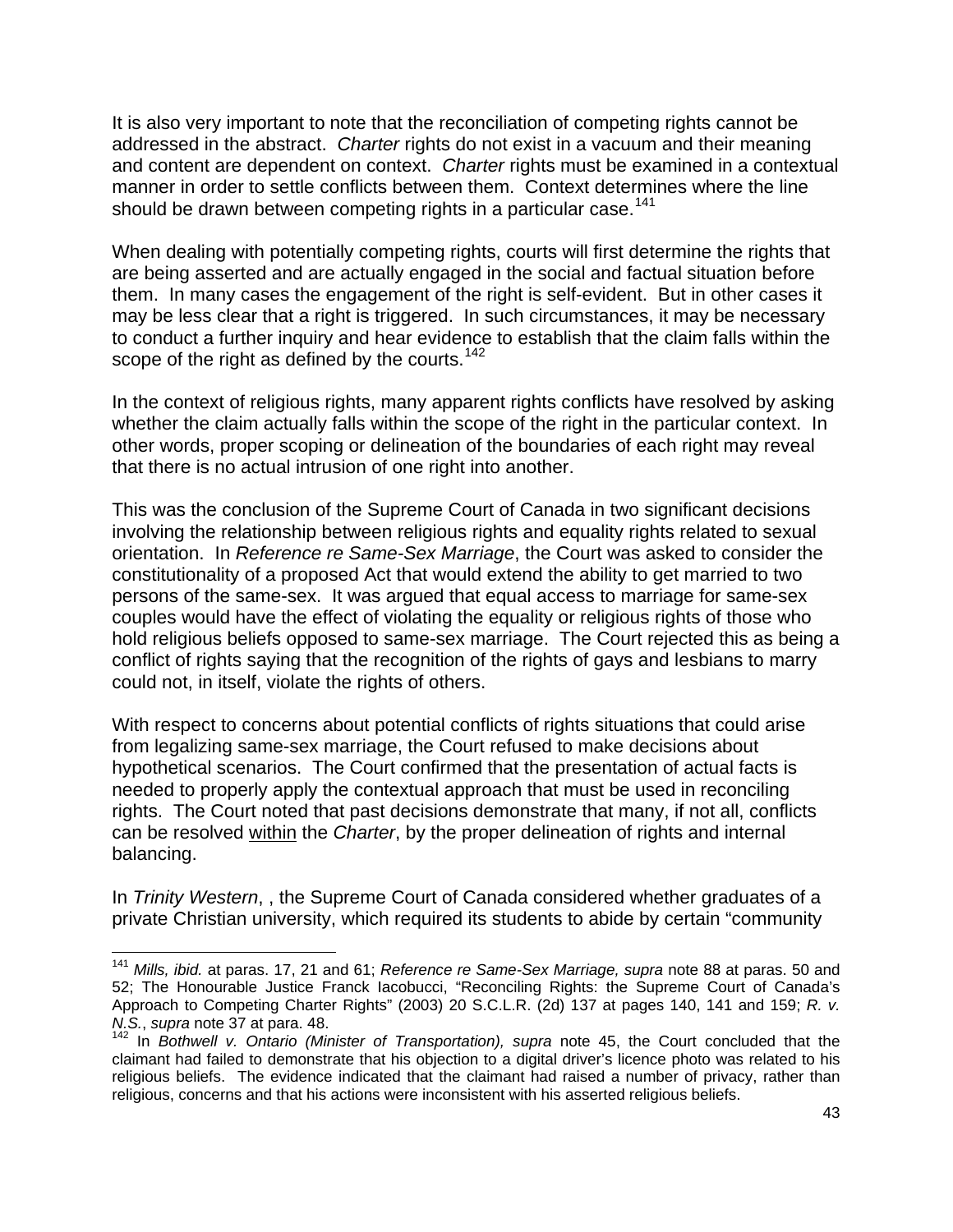It is also very important to note that the reconciliation of competing rights cannot be addressed in the abstract. *Charter* rights do not exist in a vacuum and their meaning and content are dependent on context. *Charter* rights must be examined in a contextual manner in order to settle conflicts between them. Context determines where the line should be drawn between competing rights in a particular case.[141]

When dealing with potentially competing rights, courts will first determine the rights that are being asserted and are actually engaged in the social and factual situation before them. In many cases the engagement of the right is self-evident. But in other cases it may be less clear that a right is triggered. In such circumstances, it may be necessary to conduct a further inquiry and hear evidence to establish that the claim falls within the scope of the right as defined by the courts.[142]

In the context of religious rights, many apparent rights conflicts have resolved by asking whether the claim actually falls within the scope of the right in the particular context. In other words, proper scoping or delineation of the boundaries of each right may reveal that there is no actual intrusion of one right into another.

This was the conclusion of the Supreme Court of Canada in two significant decisions involving the relationship between religious rights and equality rights related to sexual orientation. In *Reference re Same-Sex Marriage*, the Court was asked to consider the constitutionality of a proposed Act that would extend the ability to get married to two persons of the same-sex. It was argued that equal access to marriage for same-sex couples would have the effect of violating the equality or religious rights of those who hold religious beliefs opposed to same-sex marriage. The Court rejected this as being a conflict of rights saying that the recognition of the rights of gays and lesbians to marry could not, in itself, violate the rights of others.

With respect to concerns about potential conflicts of rights situations that could arise from legalizing same-sex marriage, the Court refused to make decisions about hypothetical scenarios. The Court confirmed that the presentation of actual facts is needed to properly apply the contextual approach that must be used in reconciling rights. The Court noted that past decisions demonstrate that many, if not all, conflicts can be resolved <u>within</u> the *Charter*, by the proper delineation of rights and internal balancing.

In *Trinity Western*, , the Supreme Court of Canada considered whether graduates of a private Christian university, which required its students to abide by certain "community

---

[141] *Mills, ibid.* at paras. 17, 21 and 61; *Reference re Same-Sex Marriage, supra* note 88 at paras. 50 and 52; The Honourable Justice Franck Iacobucci, "Reconciling Rights: the Supreme Court of Canada's Approach to Competing Charter Rights" (2003) 20 S.C.L.R. (2d) 137 at pages 140, 141 and 159; *R. v. N.S.*, *supra* note 37 at para. 48.

[142] In *Bothwell v. Ontario (Minister of Transportation), supra* note 45, the Court concluded that the claimant had failed to demonstrate that his objection to a digital driver's licence photo was related to his religious beliefs. The evidence indicated that the claimant had raised a number of privacy, rather than religious, concerns and that his actions were inconsistent with his asserted religious beliefs.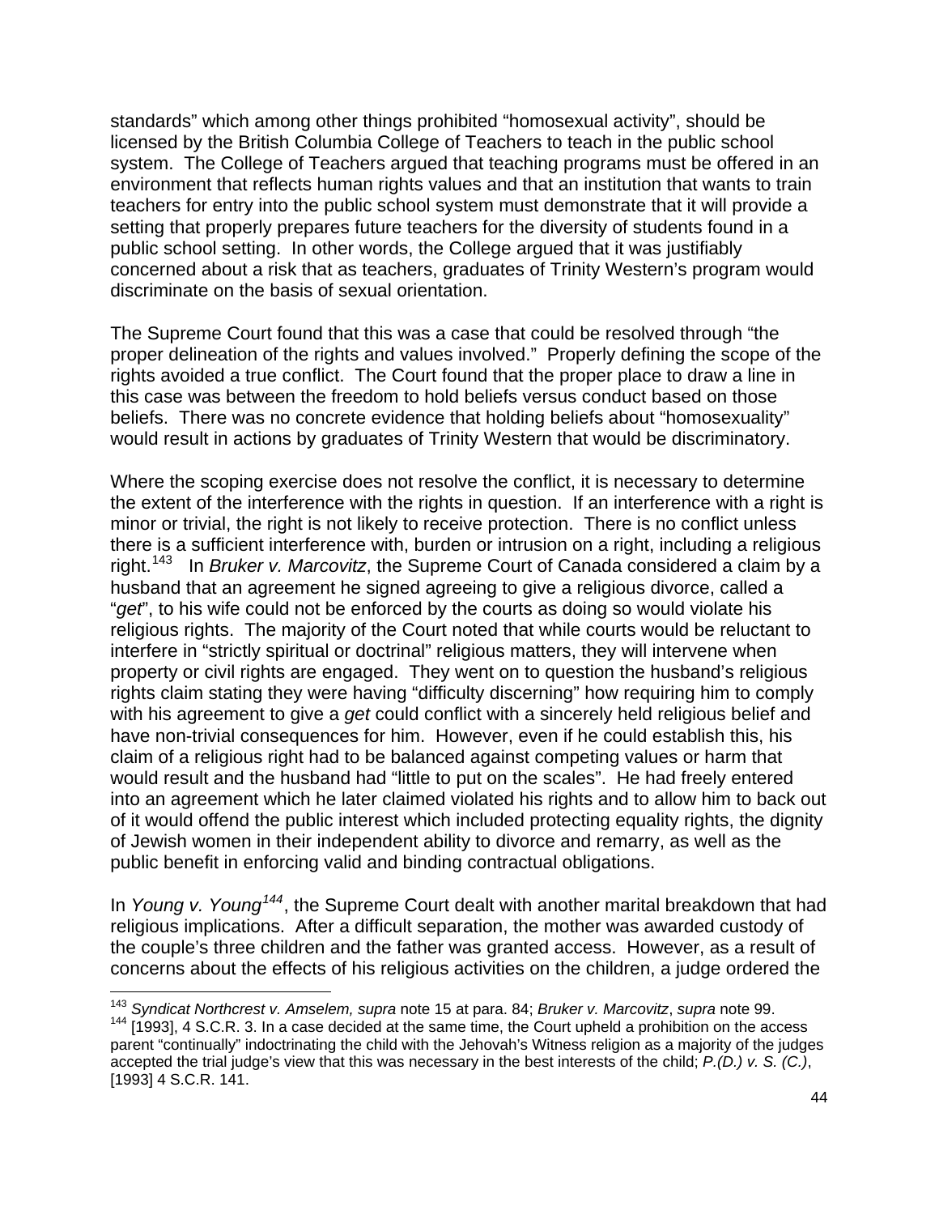standards" which among other things prohibited "homosexual activity", should be licensed by the British Columbia College of Teachers to teach in the public school system. The College of Teachers argued that teaching programs must be offered in an environment that reflects human rights values and that an institution that wants to train teachers for entry into the public school system must demonstrate that it will provide a setting that properly prepares future teachers for the diversity of students found in a public school setting. In other words, the College argued that it was justifiably concerned about a risk that as teachers, graduates of Trinity Western's program would discriminate on the basis of sexual orientation.

The Supreme Court found that this was a case that could be resolved through "the proper delineation of the rights and values involved." Properly defining the scope of the rights avoided a true conflict. The Court found that the proper place to draw a line in this case was between the freedom to hold beliefs versus conduct based on those beliefs. There was no concrete evidence that holding beliefs about "homosexuality" would result in actions by graduates of Trinity Western that would be discriminatory.

Where the scoping exercise does not resolve the conflict, it is necessary to determine the extent of the interference with the rights in question. If an interference with a right is minor or trivial, the right is not likely to receive protection. There is no conflict unless there is a sufficient interference with, burden or intrusion on a right, including a religious right.[143] In *Bruker v. Marcovitz*, the Supreme Court of Canada considered a claim by a husband that an agreement he signed agreeing to give a religious divorce, called a "*get*", to his wife could not be enforced by the courts as doing so would violate his religious rights. The majority of the Court noted that while courts would be reluctant to interfere in "strictly spiritual or doctrinal" religious matters, they will intervene when property or civil rights are engaged. They went on to question the husband's religious rights claim stating they were having "difficulty discerning" how requiring him to comply with his agreement to give a *get* could conflict with a sincerely held religious belief and have non-trivial consequences for him. However, even if he could establish this, his claim of a religious right had to be balanced against competing values or harm that would result and the husband had "little to put on the scales". He had freely entered into an agreement which he later claimed violated his rights and to allow him to back out of it would offend the public interest which included protecting equality rights, the dignity of Jewish women in their independent ability to divorce and remarry, as well as the public benefit in enforcing valid and binding contractual obligations.

In *Young v. Young*[144], the Supreme Court dealt with another marital breakdown that had religious implications. After a difficult separation, the mother was awarded custody of the couple's three children and the father was granted access. However, as a result of concerns about the effects of his religious activities on the children, a judge ordered the

---

[143] *Syndicat Northcrest v. Amselem, supra* note 15 at para. 84; *Bruker v. Marcovitz*, *supra* note 99.

[144] [1993], 4 S.C.R. 3. In a case decided at the same time, the Court upheld a prohibition on the access parent "continually" indoctrinating the child with the Jehovah's Witness religion as a majority of the judges accepted the trial judge's view that this was necessary in the best interests of the child; *P.(D.) v. S. (C.)*, [1993] 4 S.C.R. 141.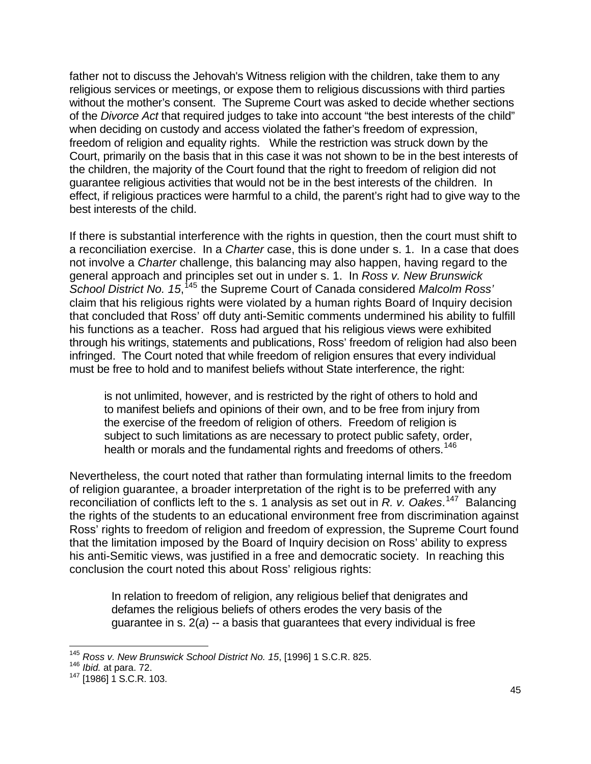father not to discuss the Jehovah's Witness religion with the children, take them to any religious services or meetings, or expose them to religious discussions with third parties without the mother's consent. The Supreme Court was asked to decide whether sections of the *Divorce Act* that required judges to take into account "the best interests of the child" when deciding on custody and access violated the father's freedom of expression, freedom of religion and equality rights. While the restriction was struck down by the Court, primarily on the basis that in this case it was not shown to be in the best interests of the children, the majority of the Court found that the right to freedom of religion did not guarantee religious activities that would not be in the best interests of the children. In effect, if religious practices were harmful to a child, the parent's right had to give way to the best interests of the child.

If there is substantial interference with the rights in question, then the court must shift to a reconciliation exercise. In a *Charter* case, this is done under s. 1. In a case that does not involve a *Charter* challenge, this balancing may also happen, having regard to the general approach and principles set out in under s. 1. In *Ross v. New Brunswick School District No. 15*,[145] the Supreme Court of Canada considered *Malcolm Ross'* claim that his religious rights were violated by a human rights Board of Inquiry decision that concluded that Ross' off duty anti-Semitic comments undermined his ability to fulfill his functions as a teacher. Ross had argued that his religious views were exhibited through his writings, statements and publications, Ross' freedom of religion had also been infringed. The Court noted that while freedom of religion ensures that every individual must be free to hold and to manifest beliefs without State interference, the right:

> is not unlimited, however, and is restricted by the right of others to hold and to manifest beliefs and opinions of their own, and to be free from injury from the exercise of the freedom of religion of others. Freedom of religion is subject to such limitations as are necessary to protect public safety, order, health or morals and the fundamental rights and freedoms of others.[146]

Nevertheless, the court noted that rather than formulating internal limits to the freedom of religion guarantee, a broader interpretation of the right is to be preferred with any reconciliation of conflicts left to the s. 1 analysis as set out in *R. v. Oakes*.[147] Balancing the rights of the students to an educational environment free from discrimination against Ross' rights to freedom of religion and freedom of expression, the Supreme Court found that the limitation imposed by the Board of Inquiry decision on Ross' ability to express his anti-Semitic views, was justified in a free and democratic society. In reaching this conclusion the court noted this about Ross' religious rights:

> In relation to freedom of religion, any religious belief that denigrates and defames the religious beliefs of others erodes the very basis of the guarantee in s. 2(*a*) -- a basis that guarantees that every individual is free

---

[145] *Ross v. New Brunswick School District No. 15*, [1996] 1 S.C.R. 825.
[146] *Ibid.* at para. 72.
[147] [1986] 1 S.C.R. 103.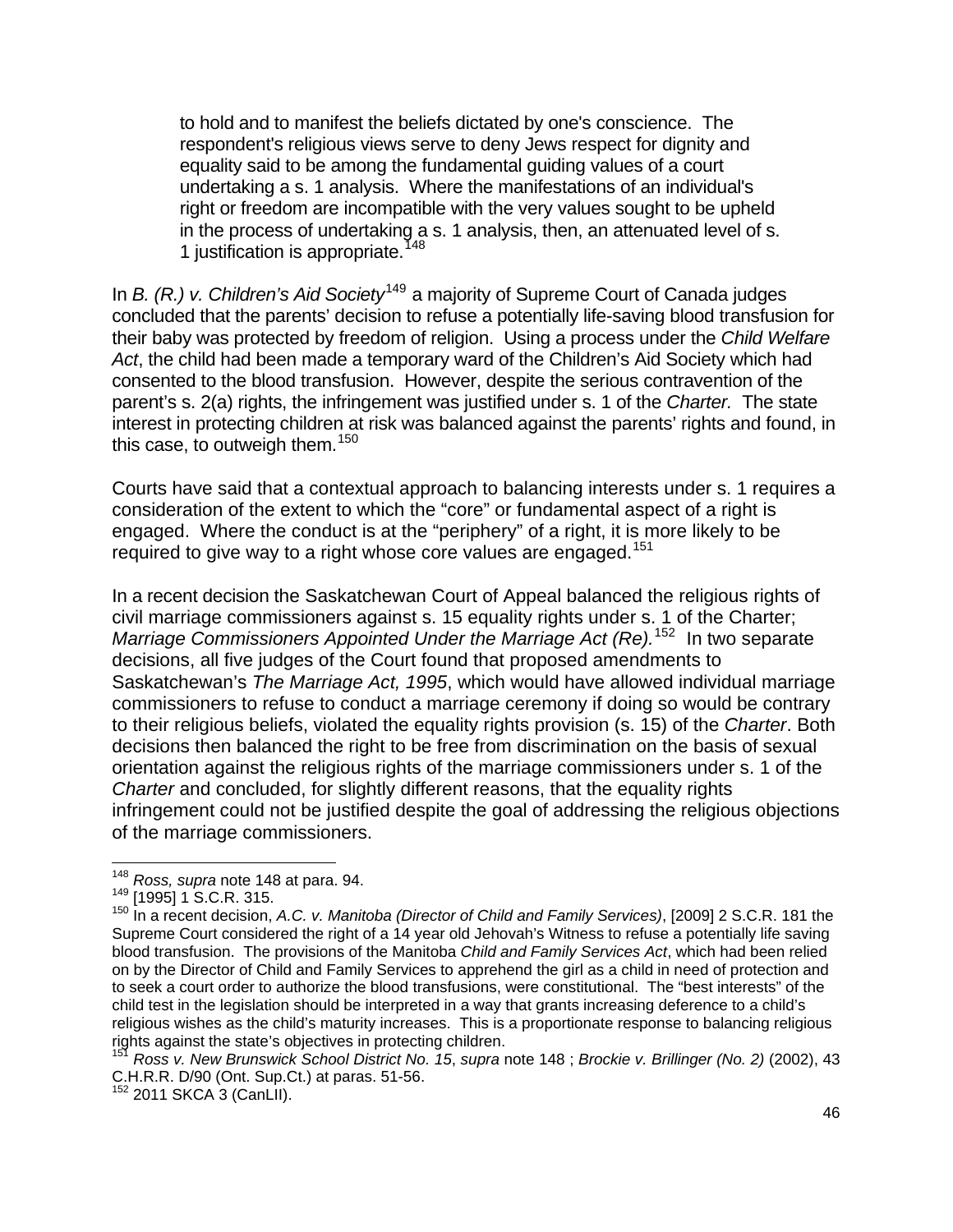> to hold and to manifest the beliefs dictated by one's conscience. The respondent's religious views serve to deny Jews respect for dignity and equality said to be among the fundamental guiding values of a court undertaking a s. 1 analysis. Where the manifestations of an individual's right or freedom are incompatible with the very values sought to be upheld in the process of undertaking a s. 1 analysis, then, an attenuated level of s. 1 justification is appropriate.[148]

In *B. (R.) v. Children's Aid Society*[149] a majority of Supreme Court of Canada judges concluded that the parents' decision to refuse a potentially life-saving blood transfusion for their baby was protected by freedom of religion. Using a process under the *Child Welfare Act*, the child had been made a temporary ward of the Children's Aid Society which had consented to the blood transfusion. However, despite the serious contravention of the parent's s. 2(a) rights, the infringement was justified under s. 1 of the *Charter.* The state interest in protecting children at risk was balanced against the parents' rights and found, in this case, to outweigh them.[150]

Courts have said that a contextual approach to balancing interests under s. 1 requires a consideration of the extent to which the "core" or fundamental aspect of a right is engaged. Where the conduct is at the "periphery" of a right, it is more likely to be required to give way to a right whose core values are engaged.[151]

In a recent decision the Saskatchewan Court of Appeal balanced the religious rights of civil marriage commissioners against s. 15 equality rights under s. 1 of the Charter; *Marriage Commissioners Appointed Under the Marriage Act (Re).*[152] In two separate decisions, all five judges of the Court found that proposed amendments to Saskatchewan's *The Marriage Act, 1995*, which would have allowed individual marriage commissioners to refuse to conduct a marriage ceremony if doing so would be contrary to their religious beliefs, violated the equality rights provision (s. 15) of the *Charter*. Both decisions then balanced the right to be free from discrimination on the basis of sexual orientation against the religious rights of the marriage commissioners under s. 1 of the *Charter* and concluded, for slightly different reasons, that the equality rights infringement could not be justified despite the goal of addressing the religious objections of the marriage commissioners.

---

[148] *Ross, supra* note 148 at para. 94.

[149] [1995] 1 S.C.R. 315.

[150] In a recent decision, *A.C. v. Manitoba (Director of Child and Family Services)*, [2009] 2 S.C.R. 181 the Supreme Court considered the right of a 14 year old Jehovah's Witness to refuse a potentially life saving blood transfusion. The provisions of the Manitoba *Child and Family Services Act*, which had been relied on by the Director of Child and Family Services to apprehend the girl as a child in need of protection and to seek a court order to authorize the blood transfusions, were constitutional. The "best interests" of the child test in the legislation should be interpreted in a way that grants increasing deference to a child's religious wishes as the child's maturity increases. This is a proportionate response to balancing religious rights against the state's objectives in protecting children.

[151] *Ross v. New Brunswick School District No. 15*, *supra* note 148 ; *Brockie v. Brillinger (No. 2)* (2002), 43 C.H.R.R. D/90 (Ont. Sup.Ct.) at paras. 51-56.

[152] 2011 SKCA 3 (CanLII).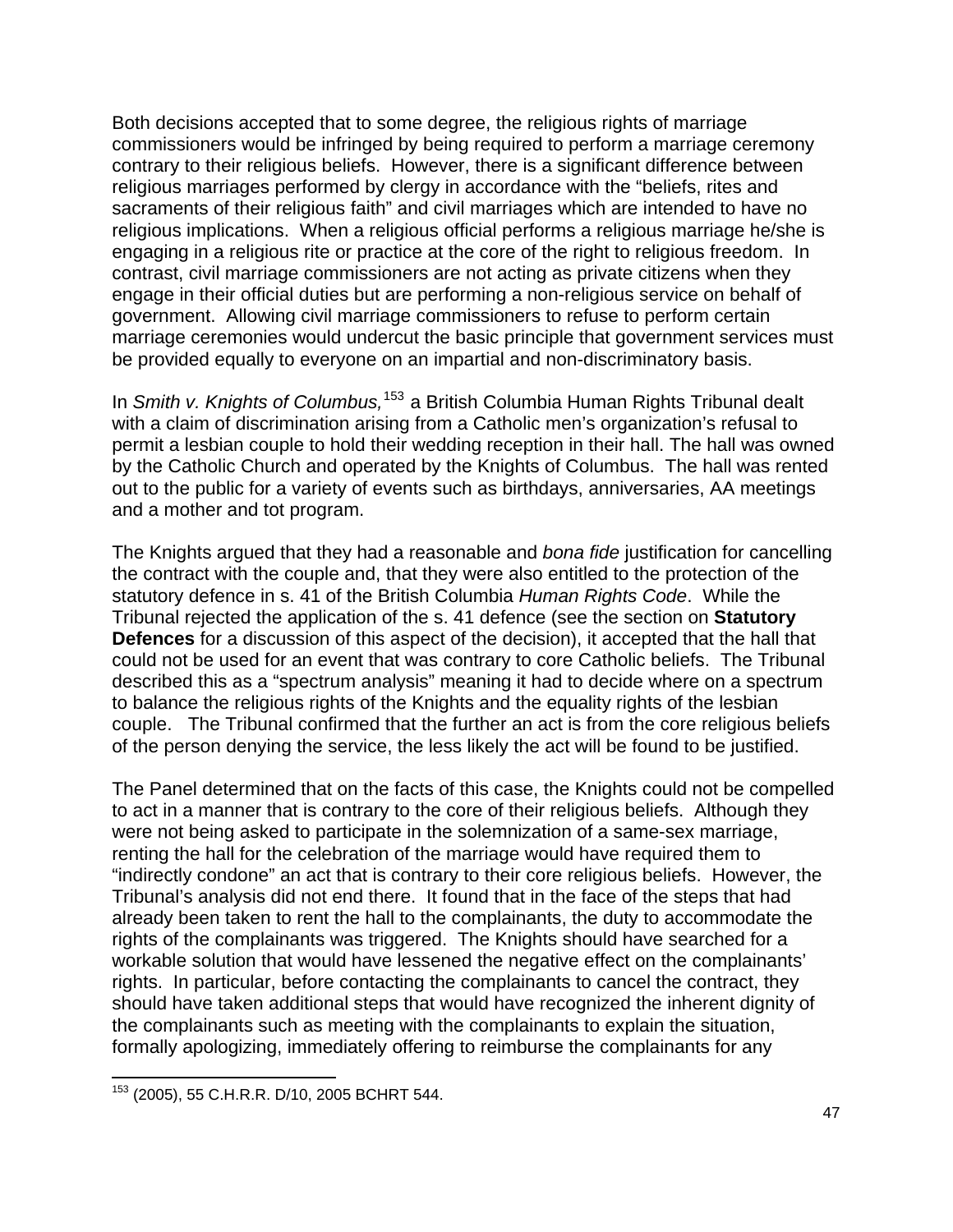Both decisions accepted that to some degree, the religious rights of marriage commissioners would be infringed by being required to perform a marriage ceremony contrary to their religious beliefs. However, there is a significant difference between religious marriages performed by clergy in accordance with the "beliefs, rites and sacraments of their religious faith" and civil marriages which are intended to have no religious implications. When a religious official performs a religious marriage he/she is engaging in a religious rite or practice at the core of the right to religious freedom. In contrast, civil marriage commissioners are not acting as private citizens when they engage in their official duties but are performing a non-religious service on behalf of government. Allowing civil marriage commissioners to refuse to perform certain marriage ceremonies would undercut the basic principle that government services must be provided equally to everyone on an impartial and non-discriminatory basis.

In *Smith v. Knights of Columbus,*[153] a British Columbia Human Rights Tribunal dealt with a claim of discrimination arising from a Catholic men's organization's refusal to permit a lesbian couple to hold their wedding reception in their hall. The hall was owned by the Catholic Church and operated by the Knights of Columbus. The hall was rented out to the public for a variety of events such as birthdays, anniversaries, AA meetings and a mother and tot program.

The Knights argued that they had a reasonable and *bona fide* justification for cancelling the contract with the couple and, that they were also entitled to the protection of the statutory defence in s. 41 of the British Columbia *Human Rights Code*. While the Tribunal rejected the application of the s. 41 defence (see the section on **Statutory Defences** for a discussion of this aspect of the decision), it accepted that the hall that could not be used for an event that was contrary to core Catholic beliefs. The Tribunal described this as a "spectrum analysis" meaning it had to decide where on a spectrum to balance the religious rights of the Knights and the equality rights of the lesbian couple. The Tribunal confirmed that the further an act is from the core religious beliefs of the person denying the service, the less likely the act will be found to be justified.

The Panel determined that on the facts of this case, the Knights could not be compelled to act in a manner that is contrary to the core of their religious beliefs. Although they were not being asked to participate in the solemnization of a same-sex marriage, renting the hall for the celebration of the marriage would have required them to "indirectly condone" an act that is contrary to their core religious beliefs. However, the Tribunal's analysis did not end there. It found that in the face of the steps that had already been taken to rent the hall to the complainants, the duty to accommodate the rights of the complainants was triggered. The Knights should have searched for a workable solution that would have lessened the negative effect on the complainants' rights. In particular, before contacting the complainants to cancel the contract, they should have taken additional steps that would have recognized the inherent dignity of the complainants such as meeting with the complainants to explain the situation, formally apologizing, immediately offering to reimburse the complainants for any

---

[153] (2005), 55 C.H.R.R. D/10, 2005 BCHRT 544.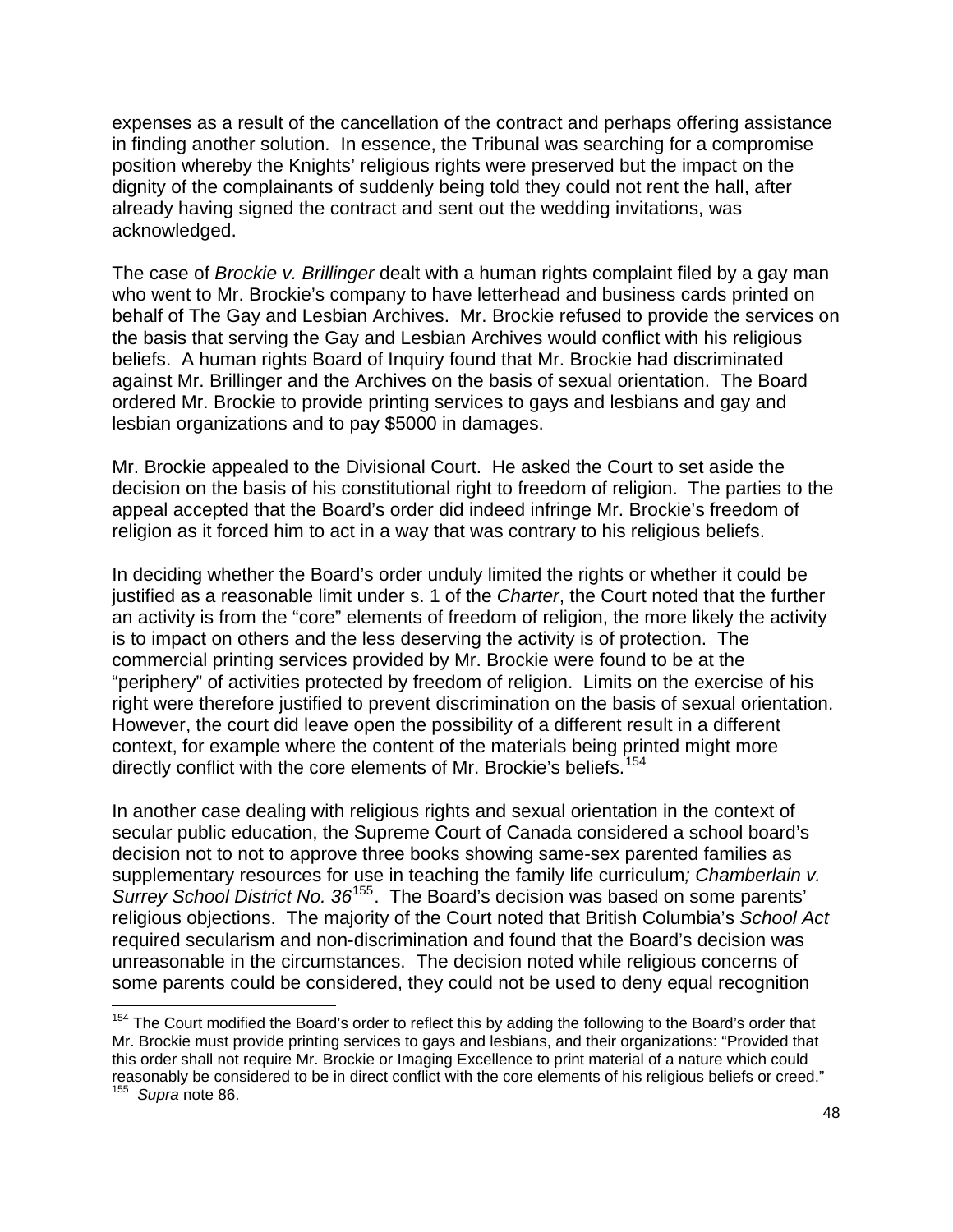expenses as a result of the cancellation of the contract and perhaps offering assistance in finding another solution. In essence, the Tribunal was searching for a compromise position whereby the Knights' religious rights were preserved but the impact on the dignity of the complainants of suddenly being told they could not rent the hall, after already having signed the contract and sent out the wedding invitations, was acknowledged.

The case of *Brockie v. Brillinger* dealt with a human rights complaint filed by a gay man who went to Mr. Brockie's company to have letterhead and business cards printed on behalf of The Gay and Lesbian Archives. Mr. Brockie refused to provide the services on the basis that serving the Gay and Lesbian Archives would conflict with his religious beliefs. A human rights Board of Inquiry found that Mr. Brockie had discriminated against Mr. Brillinger and the Archives on the basis of sexual orientation. The Board ordered Mr. Brockie to provide printing services to gays and lesbians and gay and lesbian organizations and to pay $5000 in damages.

Mr. Brockie appealed to the Divisional Court. He asked the Court to set aside the decision on the basis of his constitutional right to freedom of religion. The parties to the appeal accepted that the Board's order did indeed infringe Mr. Brockie's freedom of religion as it forced him to act in a way that was contrary to his religious beliefs.

In deciding whether the Board's order unduly limited the rights or whether it could be justified as a reasonable limit under s. 1 of the *Charter*, the Court noted that the further an activity is from the "core" elements of freedom of religion, the more likely the activity is to impact on others and the less deserving the activity is of protection. The commercial printing services provided by Mr. Brockie were found to be at the "periphery" of activities protected by freedom of religion. Limits on the exercise of his right were therefore justified to prevent discrimination on the basis of sexual orientation. However, the court did leave open the possibility of a different result in a different context, for example where the content of the materials being printed might more directly conflict with the core elements of Mr. Brockie's beliefs.[154]

In another case dealing with religious rights and sexual orientation in the context of secular public education, the Supreme Court of Canada considered a school board's decision not to not to approve three books showing same-sex parented families as supplementary resources for use in teaching the family life curriculum*; Chamberlain v. Surrey School District No. 36*[155]. The Board's decision was based on some parents' religious objections. The majority of the Court noted that British Columbia's *School Act* required secularism and non-discrimination and found that the Board's decision was unreasonable in the circumstances. The decision noted while religious concerns of some parents could be considered, they could not be used to deny equal recognition

---

[154] The Court modified the Board's order to reflect this by adding the following to the Board's order that Mr. Brockie must provide printing services to gays and lesbians, and their organizations: "Provided that this order shall not require Mr. Brockie or Imaging Excellence to print material of a nature which could reasonably be considered to be in direct conflict with the core elements of his religious beliefs or creed."

[155] *Supra* note 86.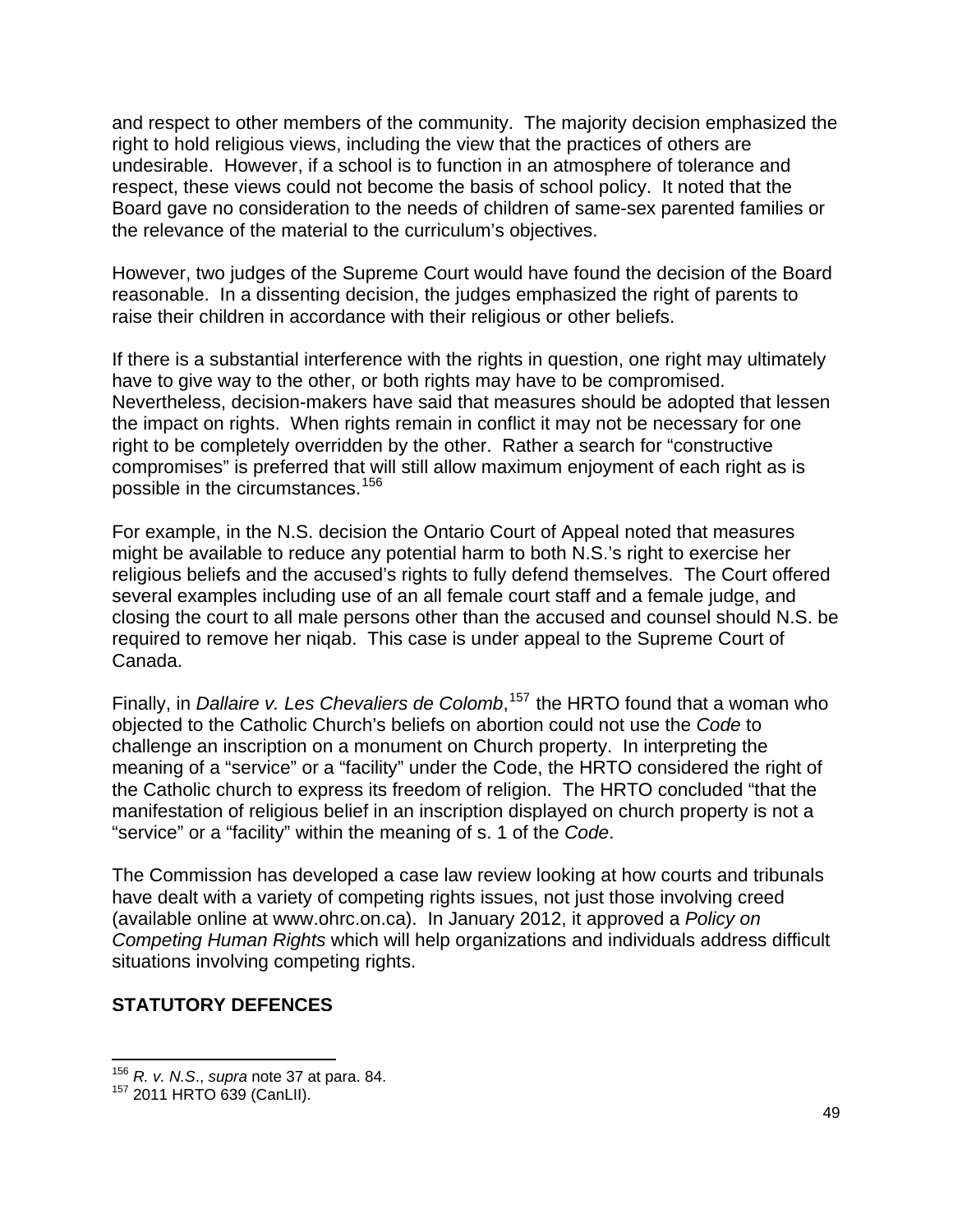and respect to other members of the community. The majority decision emphasized the right to hold religious views, including the view that the practices of others are undesirable. However, if a school is to function in an atmosphere of tolerance and respect, these views could not become the basis of school policy. It noted that the Board gave no consideration to the needs of children of same-sex parented families or the relevance of the material to the curriculum's objectives.

However, two judges of the Supreme Court would have found the decision of the Board reasonable. In a dissenting decision, the judges emphasized the right of parents to raise their children in accordance with their religious or other beliefs.

If there is a substantial interference with the rights in question, one right may ultimately have to give way to the other, or both rights may have to be compromised. Nevertheless, decision-makers have said that measures should be adopted that lessen the impact on rights. When rights remain in conflict it may not be necessary for one right to be completely overridden by the other. Rather a search for "constructive compromises" is preferred that will still allow maximum enjoyment of each right as is possible in the circumstances.[156]

For example, in the N.S. decision the Ontario Court of Appeal noted that measures might be available to reduce any potential harm to both N.S.'s right to exercise her religious beliefs and the accused's rights to fully defend themselves. The Court offered several examples including use of an all female court staff and a female judge, and closing the court to all male persons other than the accused and counsel should N.S. be required to remove her niqab. This case is under appeal to the Supreme Court of Canada.

Finally, in *Dallaire v. Les Chevaliers de Colomb*,[157] the HRTO found that a woman who objected to the Catholic Church's beliefs on abortion could not use the *Code* to challenge an inscription on a monument on Church property. In interpreting the meaning of a "service" or a "facility" under the Code, the HRTO considered the right of the Catholic church to express its freedom of religion. The HRTO concluded "that the manifestation of religious belief in an inscription displayed on church property is not a "service" or a "facility" within the meaning of s. 1 of the *Code*.

The Commission has developed a case law review looking at how courts and tribunals have dealt with a variety of competing rights issues, not just those involving creed (available online at www.ohrc.on.ca). In January 2012, it approved a *Policy on Competing Human Rights* which will help organizations and individuals address difficult situations involving competing rights.

## STATUTORY DEFENCES

---

[156] *R. v. N.S.*, *supra* note 37 at para. 84.

[157] 2011 HRTO 639 (CanLII).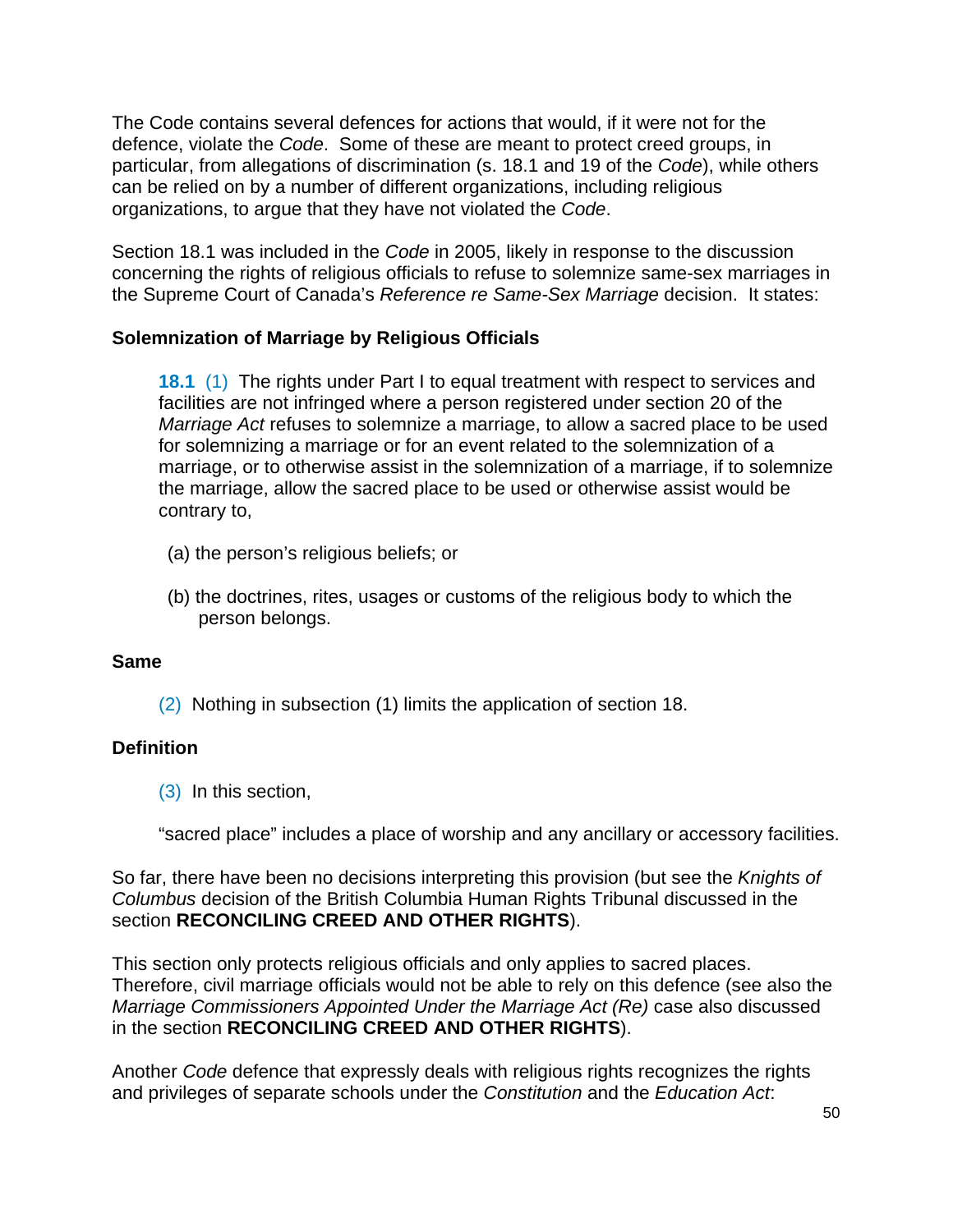The Code contains several defences for actions that would, if it were not for the defence, violate the *Code*. Some of these are meant to protect creed groups, in particular, from allegations of discrimination (s. 18.1 and 19 of the *Code*), while others can be relied on by a number of different organizations, including religious organizations, to argue that they have not violated the *Code*.

Section 18.1 was included in the *Code* in 2005, likely in response to the discussion concerning the rights of religious officials to refuse to solemnize same-sex marriages in the Supreme Court of Canada's *Reference re Same-Sex Marriage* decision. It states:

**Solemnization of Marriage by Religious Officials**

> **18.1** (1) The rights under Part I to equal treatment with respect to services and facilities are not infringed where a person registered under section 20 of the *Marriage Act* refuses to solemnize a marriage, to allow a sacred place to be used for solemnizing a marriage or for an event related to the solemnization of a marriage, or to otherwise assist in the solemnization of a marriage, if to solemnize the marriage, allow the sacred place to be used or otherwise assist would be contrary to,
>
> (a) the person's religious beliefs; or
>
> (b) the doctrines, rites, usages or customs of the religious body to which the person belongs.

**Same**

> (2) Nothing in subsection (1) limits the application of section 18.

**Definition**

> (3) In this section,
>
> "sacred place" includes a place of worship and any ancillary or accessory facilities.

So far, there have been no decisions interpreting this provision (but see the *Knights of Columbus* decision of the British Columbia Human Rights Tribunal discussed in the section **RECONCILING CREED AND OTHER RIGHTS**).

This section only protects religious officials and only applies to sacred places. Therefore, civil marriage officials would not be able to rely on this defence (see also the *Marriage Commissioners Appointed Under the Marriage Act (Re)* case also discussed in the section **RECONCILING CREED AND OTHER RIGHTS**).

Another *Code* defence that expressly deals with religious rights recognizes the rights and privileges of separate schools under the *Constitution* and the *Education Act*: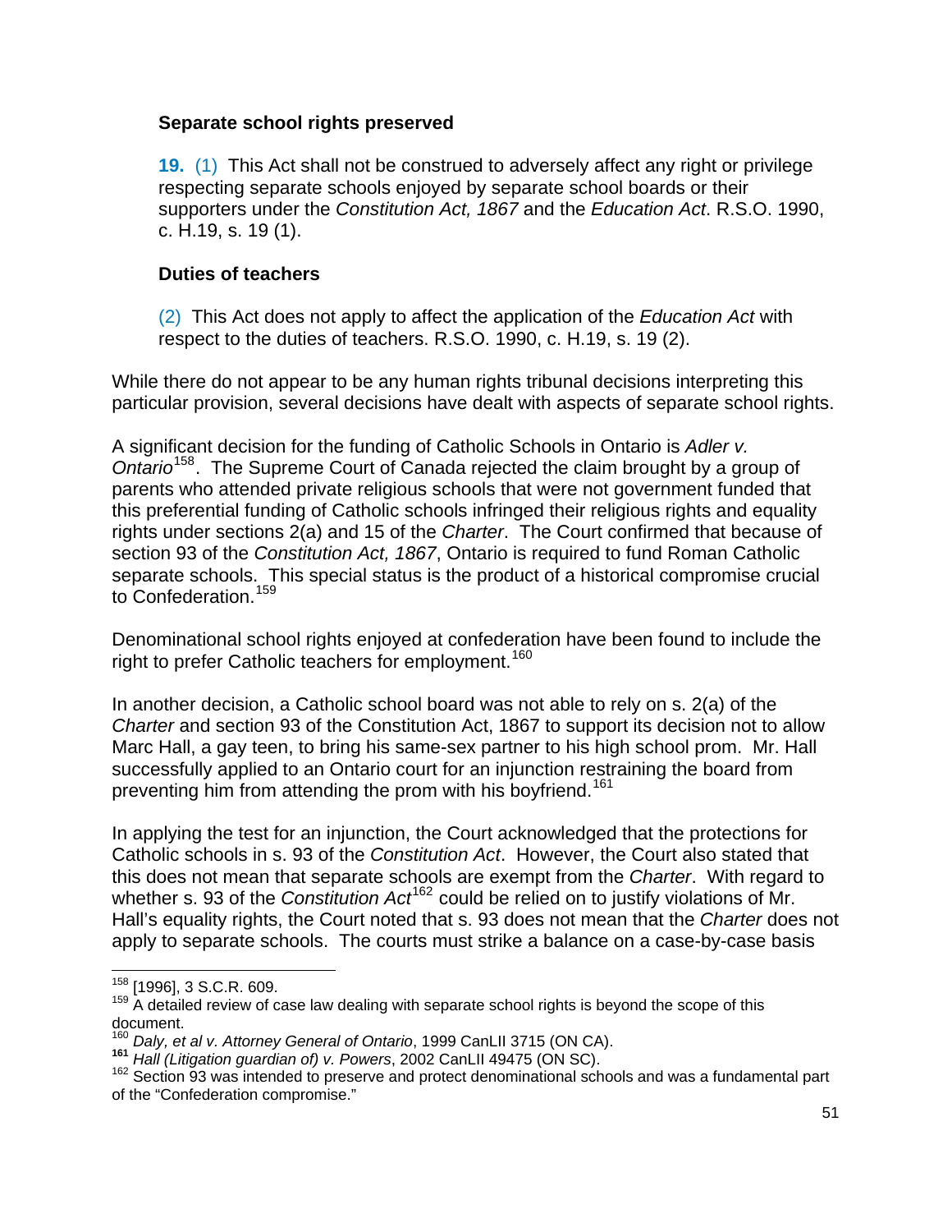**Separate school rights preserved**

**19.** (1) This Act shall not be construed to adversely affect any right or privilege respecting separate schools enjoyed by separate school boards or their supporters under the *Constitution Act, 1867* and the *Education Act*. R.S.O. 1990, c. H.19, s. 19 (1).

**Duties of teachers**

(2) This Act does not apply to affect the application of the *Education Act* with respect to the duties of teachers. R.S.O. 1990, c. H.19, s. 19 (2).

While there do not appear to be any human rights tribunal decisions interpreting this particular provision, several decisions have dealt with aspects of separate school rights.

A significant decision for the funding of Catholic Schools in Ontario is *Adler v. Ontario*[158]. The Supreme Court of Canada rejected the claim brought by a group of parents who attended private religious schools that were not government funded that this preferential funding of Catholic schools infringed their religious rights and equality rights under sections 2(a) and 15 of the *Charter*. The Court confirmed that because of section 93 of the *Constitution Act, 1867*, Ontario is required to fund Roman Catholic separate schools. This special status is the product of a historical compromise crucial to Confederation.[159]

Denominational school rights enjoyed at confederation have been found to include the right to prefer Catholic teachers for employment.[160]

In another decision, a Catholic school board was not able to rely on s. 2(a) of the *Charter* and section 93 of the Constitution Act, 1867 to support its decision not to allow Marc Hall, a gay teen, to bring his same-sex partner to his high school prom. Mr. Hall successfully applied to an Ontario court for an injunction restraining the board from preventing him from attending the prom with his boyfriend.[161]

In applying the test for an injunction, the Court acknowledged that the protections for Catholic schools in s. 93 of the *Constitution Act*. However, the Court also stated that this does not mean that separate schools are exempt from the *Charter*. With regard to whether s. 93 of the *Constitution Act*[162] could be relied on to justify violations of Mr. Hall's equality rights, the Court noted that s. 93 does not mean that the *Charter* does not apply to separate schools. The courts must strike a balance on a case-by-case basis

---

[158] [1996], 3 S.C.R. 609.

[159] A detailed review of case law dealing with separate school rights is beyond the scope of this document.

[160] *Daly, et al v. Attorney General of Ontario*, 1999 CanLII 3715 (ON CA).

[161] *Hall (Litigation guardian of) v. Powers*, 2002 CanLII 49475 (ON SC).

[162] Section 93 was intended to preserve and protect denominational schools and was a fundamental part of the "Confederation compromise."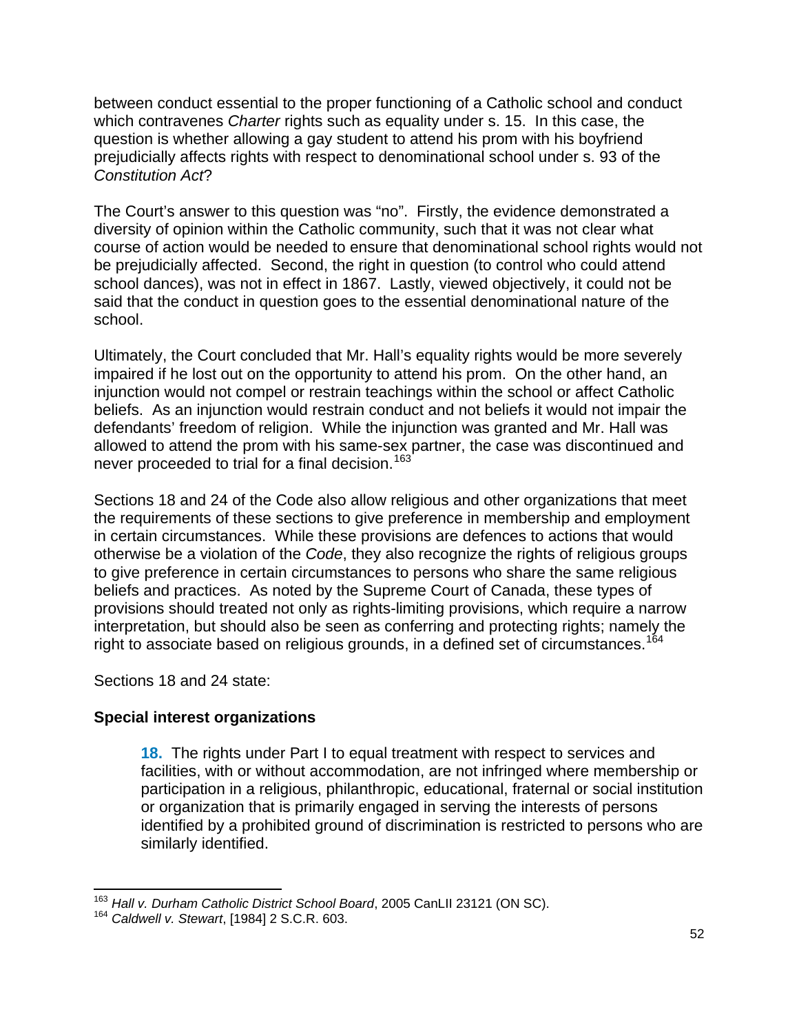between conduct essential to the proper functioning of a Catholic school and conduct which contravenes *Charter* rights such as equality under s. 15. In this case, the question is whether allowing a gay student to attend his prom with his boyfriend prejudicially affects rights with respect to denominational school under s. 93 of the *Constitution Act*?

The Court's answer to this question was "no". Firstly, the evidence demonstrated a diversity of opinion within the Catholic community, such that it was not clear what course of action would be needed to ensure that denominational school rights would not be prejudicially affected. Second, the right in question (to control who could attend school dances), was not in effect in 1867. Lastly, viewed objectively, it could not be said that the conduct in question goes to the essential denominational nature of the school.

Ultimately, the Court concluded that Mr. Hall's equality rights would be more severely impaired if he lost out on the opportunity to attend his prom. On the other hand, an injunction would not compel or restrain teachings within the school or affect Catholic beliefs. As an injunction would restrain conduct and not beliefs it would not impair the defendants' freedom of religion. While the injunction was granted and Mr. Hall was allowed to attend the prom with his same-sex partner, the case was discontinued and never proceeded to trial for a final decision.[163]

Sections 18 and 24 of the Code also allow religious and other organizations that meet the requirements of these sections to give preference in membership and employment in certain circumstances. While these provisions are defences to actions that would otherwise be a violation of the *Code*, they also recognize the rights of religious groups to give preference in certain circumstances to persons who share the same religious beliefs and practices. As noted by the Supreme Court of Canada, these types of provisions should treated not only as rights-limiting provisions, which require a narrow interpretation, but should also be seen as conferring and protecting rights; namely the right to associate based on religious grounds, in a defined set of circumstances.[164]

Sections 18 and 24 state:

**Special interest organizations**

> **18.** The rights under Part I to equal treatment with respect to services and facilities, with or without accommodation, are not infringed where membership or participation in a religious, philanthropic, educational, fraternal or social institution or organization that is primarily engaged in serving the interests of persons identified by a prohibited ground of discrimination is restricted to persons who are similarly identified.

---

[163] *Hall v. Durham Catholic District School Board*, 2005 CanLII 23121 (ON SC).
[164] *Caldwell v. Stewart*, [1984] 2 S.C.R. 603.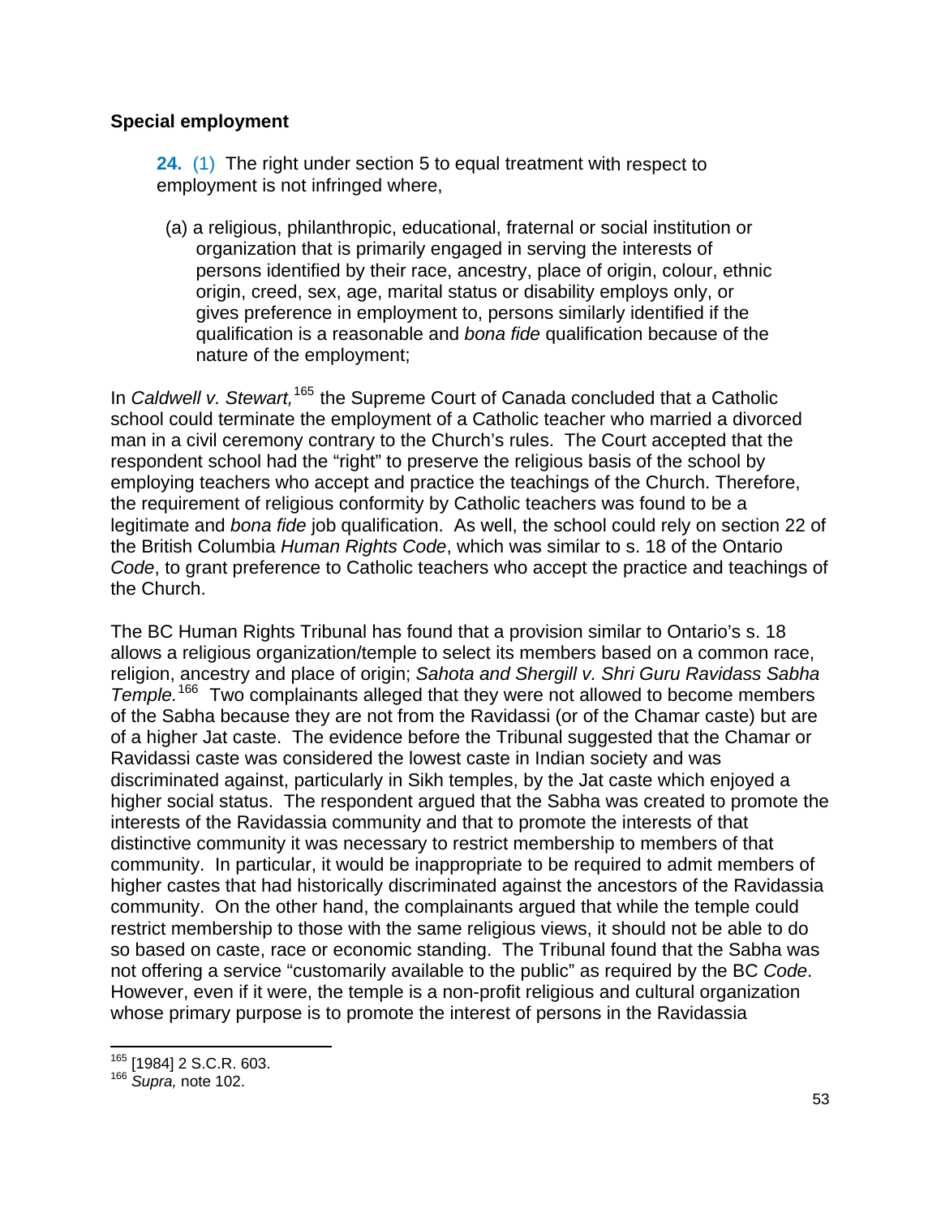**Special employment**

> **24.** (1) The right under section 5 to equal treatment with respect to employment is not infringed where,
>
> (a) a religious, philanthropic, educational, fraternal or social institution or organization that is primarily engaged in serving the interests of persons identified by their race, ancestry, place of origin, colour, ethnic origin, creed, sex, age, marital status or disability employs only, or gives preference in employment to, persons similarly identified if the qualification is a reasonable and *bona fide* qualification because of the nature of the employment;

In *Caldwell v. Stewart,*[165] the Supreme Court of Canada concluded that a Catholic school could terminate the employment of a Catholic teacher who married a divorced man in a civil ceremony contrary to the Church's rules. The Court accepted that the respondent school had the "right" to preserve the religious basis of the school by employing teachers who accept and practice the teachings of the Church. Therefore, the requirement of religious conformity by Catholic teachers was found to be a legitimate and *bona fide* job qualification. As well, the school could rely on section 22 of the British Columbia *Human Rights Code*, which was similar to s. 18 of the Ontario *Code*, to grant preference to Catholic teachers who accept the practice and teachings of the Church.

The BC Human Rights Tribunal has found that a provision similar to Ontario's s. 18 allows a religious organization/temple to select its members based on a common race, religion, ancestry and place of origin; *Sahota and Shergill v. Shri Guru Ravidass Sabha Temple.*[166] Two complainants alleged that they were not allowed to become members of the Sabha because they are not from the Ravidassi (or of the Chamar caste) but are of a higher Jat caste. The evidence before the Tribunal suggested that the Chamar or Ravidassi caste was considered the lowest caste in Indian society and was discriminated against, particularly in Sikh temples, by the Jat caste which enjoyed a higher social status. The respondent argued that the Sabha was created to promote the interests of the Ravidassia community and that to promote the interests of that distinctive community it was necessary to restrict membership to members of that community. In particular, it would be inappropriate to be required to admit members of higher castes that had historically discriminated against the ancestors of the Ravidassia community. On the other hand, the complainants argued that while the temple could restrict membership to those with the same religious views, it should not be able to do so based on caste, race or economic standing. The Tribunal found that the Sabha was not offering a service "customarily available to the public" as required by the BC *Code*. However, even if it were, the temple is a non-profit religious and cultural organization whose primary purpose is to promote the interest of persons in the Ravidassia

---

[165] [1984] 2 S.C.R. 603.

[166] *Supra,* note 102.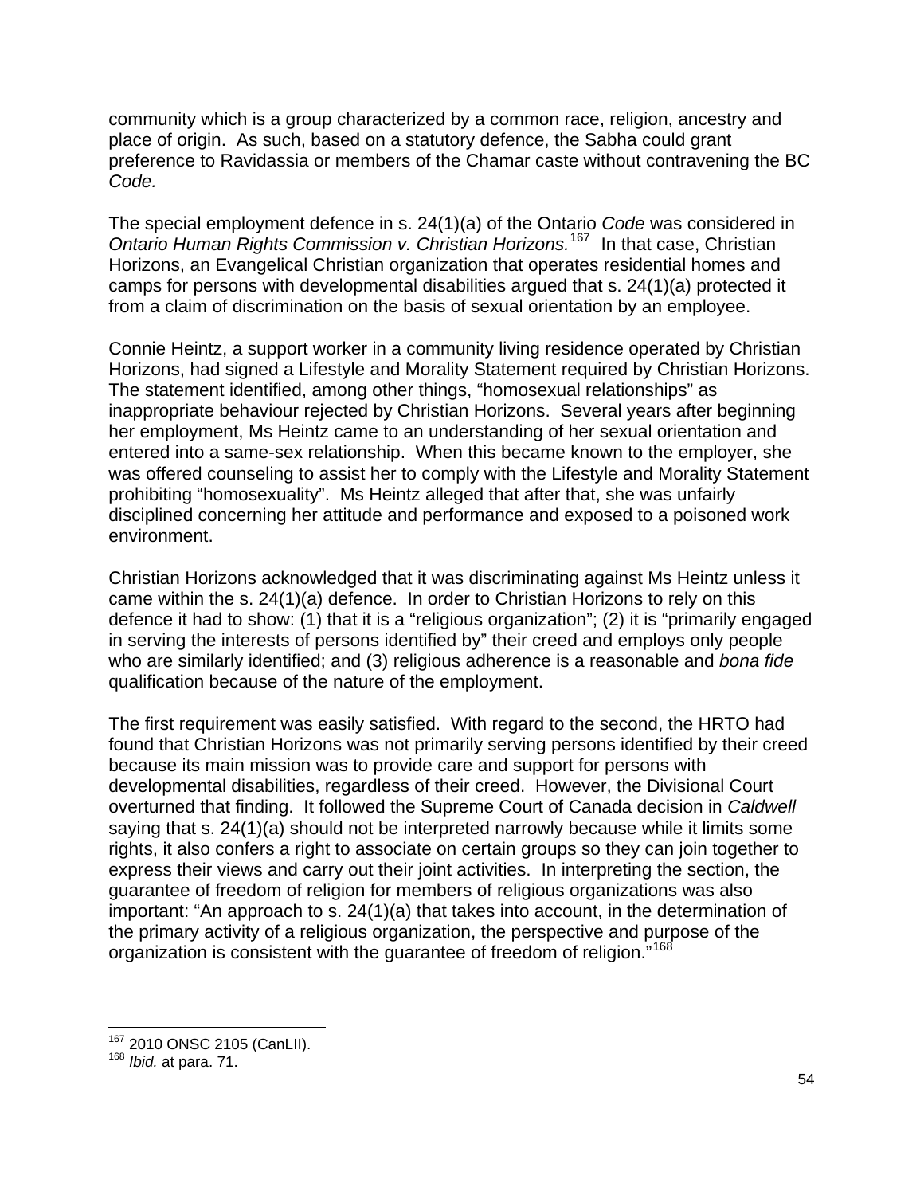community which is a group characterized by a common race, religion, ancestry and place of origin. As such, based on a statutory defence, the Sabha could grant preference to Ravidassia or members of the Chamar caste without contravening the BC *Code.*

The special employment defence in s. 24(1)(a) of the Ontario *Code* was considered in *Ontario Human Rights Commission v. Christian Horizons.*[167] In that case, Christian Horizons, an Evangelical Christian organization that operates residential homes and camps for persons with developmental disabilities argued that s. 24(1)(a) protected it from a claim of discrimination on the basis of sexual orientation by an employee.

Connie Heintz, a support worker in a community living residence operated by Christian Horizons, had signed a Lifestyle and Morality Statement required by Christian Horizons. The statement identified, among other things, "homosexual relationships" as inappropriate behaviour rejected by Christian Horizons. Several years after beginning her employment, Ms Heintz came to an understanding of her sexual orientation and entered into a same-sex relationship. When this became known to the employer, she was offered counseling to assist her to comply with the Lifestyle and Morality Statement prohibiting "homosexuality". Ms Heintz alleged that after that, she was unfairly disciplined concerning her attitude and performance and exposed to a poisoned work environment.

Christian Horizons acknowledged that it was discriminating against Ms Heintz unless it came within the s. 24(1)(a) defence. In order to Christian Horizons to rely on this defence it had to show: (1) that it is a "religious organization"; (2) it is "primarily engaged in serving the interests of persons identified by" their creed and employs only people who are similarly identified; and (3) religious adherence is a reasonable and *bona fide* qualification because of the nature of the employment.

The first requirement was easily satisfied. With regard to the second, the HRTO had found that Christian Horizons was not primarily serving persons identified by their creed because its main mission was to provide care and support for persons with developmental disabilities, regardless of their creed. However, the Divisional Court overturned that finding. It followed the Supreme Court of Canada decision in *Caldwell* saying that s. 24(1)(a) should not be interpreted narrowly because while it limits some rights, it also confers a right to associate on certain groups so they can join together to express their views and carry out their joint activities. In interpreting the section, the guarantee of freedom of religion for members of religious organizations was also important: "An approach to s. 24(1)(a) that takes into account, in the determination of the primary activity of a religious organization, the perspective and purpose of the organization is consistent with the guarantee of freedom of religion."[168]

---

[167] 2010 ONSC 2105 (CanLII).

[168] *Ibid.* at para. 71.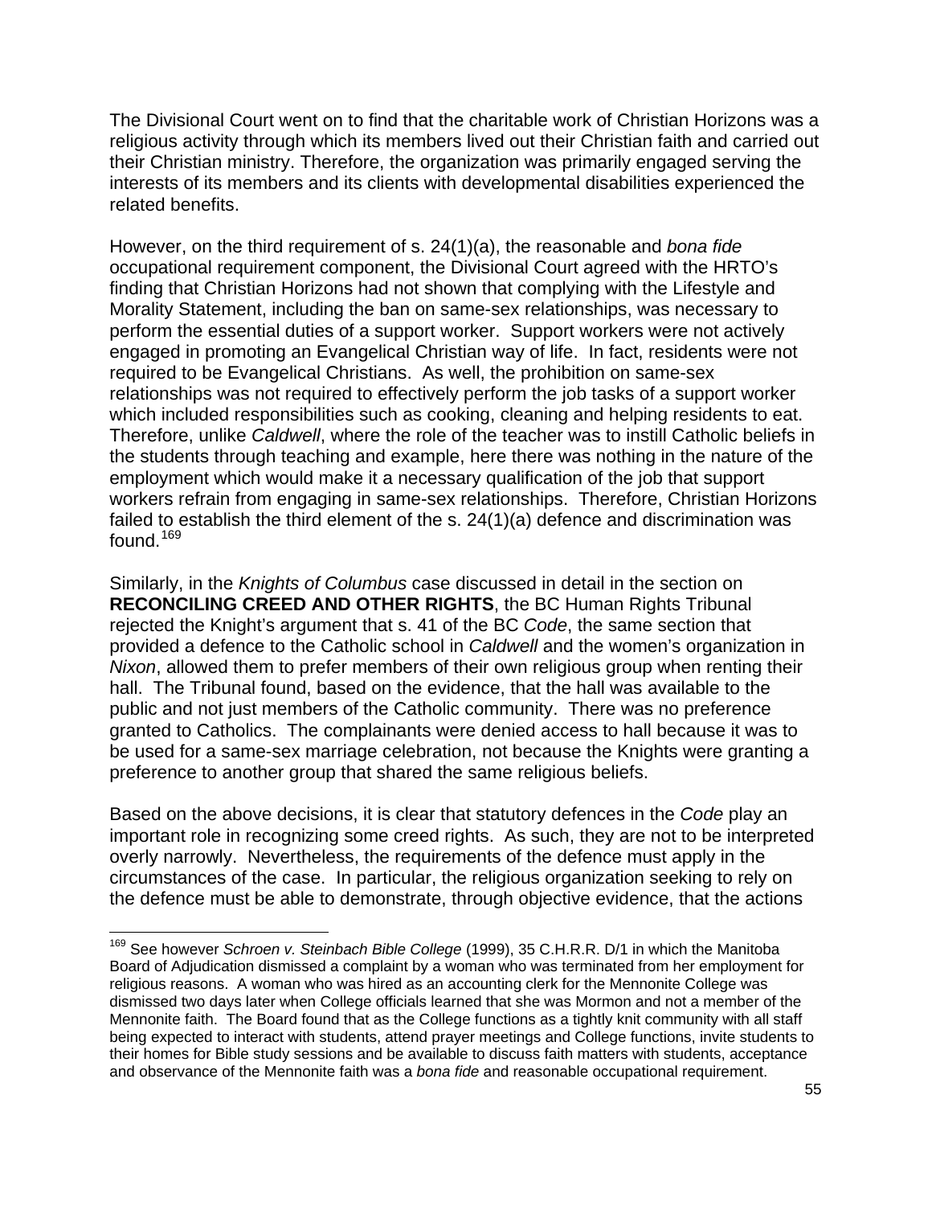The Divisional Court went on to find that the charitable work of Christian Horizons was a religious activity through which its members lived out their Christian faith and carried out their Christian ministry. Therefore, the organization was primarily engaged serving the interests of its members and its clients with developmental disabilities experienced the related benefits.

However, on the third requirement of s. 24(1)(a), the reasonable and *bona fide* occupational requirement component, the Divisional Court agreed with the HRTO's finding that Christian Horizons had not shown that complying with the Lifestyle and Morality Statement, including the ban on same-sex relationships, was necessary to perform the essential duties of a support worker. Support workers were not actively engaged in promoting an Evangelical Christian way of life. In fact, residents were not required to be Evangelical Christians. As well, the prohibition on same-sex relationships was not required to effectively perform the job tasks of a support worker which included responsibilities such as cooking, cleaning and helping residents to eat. Therefore, unlike *Caldwell*, where the role of the teacher was to instill Catholic beliefs in the students through teaching and example, here there was nothing in the nature of the employment which would make it a necessary qualification of the job that support workers refrain from engaging in same-sex relationships. Therefore, Christian Horizons failed to establish the third element of the s. 24(1)(a) defence and discrimination was found.[169]

Similarly, in the *Knights of Columbus* case discussed in detail in the section on **RECONCILING CREED AND OTHER RIGHTS**, the BC Human Rights Tribunal rejected the Knight's argument that s. 41 of the BC *Code*, the same section that provided a defence to the Catholic school in *Caldwell* and the women's organization in *Nixon*, allowed them to prefer members of their own religious group when renting their hall. The Tribunal found, based on the evidence, that the hall was available to the public and not just members of the Catholic community. There was no preference granted to Catholics. The complainants were denied access to hall because it was to be used for a same-sex marriage celebration, not because the Knights were granting a preference to another group that shared the same religious beliefs.

Based on the above decisions, it is clear that statutory defences in the *Code* play an important role in recognizing some creed rights. As such, they are not to be interpreted overly narrowly. Nevertheless, the requirements of the defence must apply in the circumstances of the case. In particular, the religious organization seeking to rely on the defence must be able to demonstrate, through objective evidence, that the actions

---

[169] See however *Schroen v. Steinbach Bible College* (1999), 35 C.H.R.R. D/1 in which the Manitoba Board of Adjudication dismissed a complaint by a woman who was terminated from her employment for religious reasons. A woman who was hired as an accounting clerk for the Mennonite College was dismissed two days later when College officials learned that she was Mormon and not a member of the Mennonite faith. The Board found that as the College functions as a tightly knit community with all staff being expected to interact with students, attend prayer meetings and College functions, invite students to their homes for Bible study sessions and be available to discuss faith matters with students, acceptance and observance of the Mennonite faith was a *bona fide* and reasonable occupational requirement.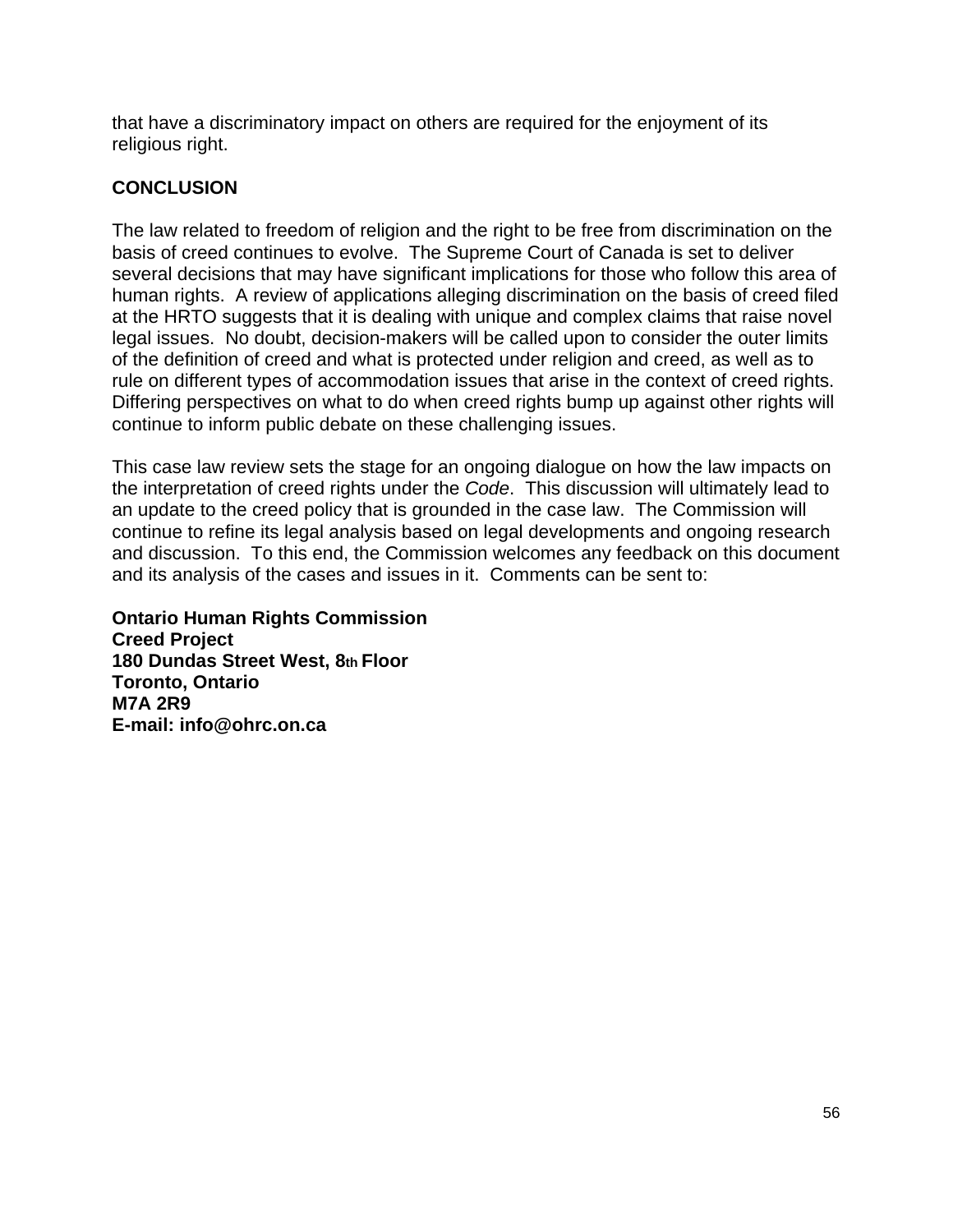that have a discriminatory impact on others are required for the enjoyment of its religious right.

## CONCLUSION

The law related to freedom of religion and the right to be free from discrimination on the basis of creed continues to evolve. The Supreme Court of Canada is set to deliver several decisions that may have significant implications for those who follow this area of human rights. A review of applications alleging discrimination on the basis of creed filed at the HRTO suggests that it is dealing with unique and complex claims that raise novel legal issues. No doubt, decision-makers will be called upon to consider the outer limits of the definition of creed and what is protected under religion and creed, as well as to rule on different types of accommodation issues that arise in the context of creed rights. Differing perspectives on what to do when creed rights bump up against other rights will continue to inform public debate on these challenging issues.

This case law review sets the stage for an ongoing dialogue on how the law impacts on the interpretation of creed rights under the *Code*. This discussion will ultimately lead to an update to the creed policy that is grounded in the case law. The Commission will continue to refine its legal analysis based on legal developments and ongoing research and discussion. To this end, the Commission welcomes any feedback on this document and its analysis of the cases and issues in it. Comments can be sent to:

**Ontario Human Rights Commission**
**Creed Project**
**180 Dundas Street West, 8th Floor**
**Toronto, Ontario**
**M7A 2R9**
**E-mail: info@ohrc.on.ca**